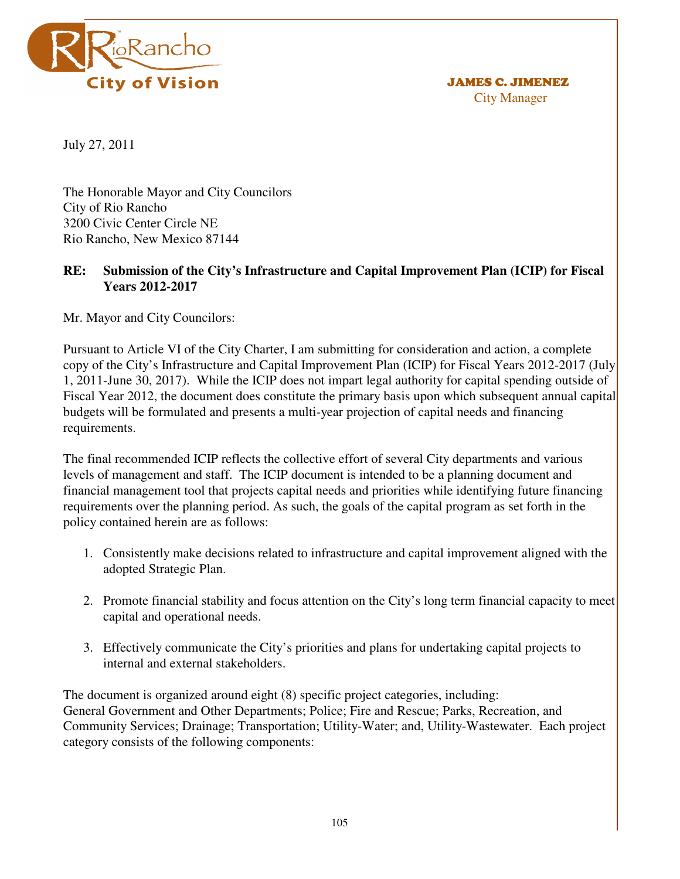RioRancho™

City of Vision

**JAMES C. JIMENEZ**
City Manager

July 27, 2011

The Honorable Mayor and City Councilors
City of Rio Rancho
3200 Civic Center Circle NE
Rio Rancho, New Mexico 87144

**RE: Submission of the City's Infrastructure and Capital Improvement Plan (ICIP) for Fiscal Years 2012-2017**

Mr. Mayor and City Councilors:

Pursuant to Article VI of the City Charter, I am submitting for consideration and action, a complete copy of the City's Infrastructure and Capital Improvement Plan (ICIP) for Fiscal Years 2012-2017 (July 1, 2011-June 30, 2017). While the ICIP does not impart legal authority for capital spending outside of Fiscal Year 2012, the document does constitute the primary basis upon which subsequent annual capital budgets will be formulated and presents a multi-year projection of capital needs and financing requirements.

The final recommended ICIP reflects the collective effort of several City departments and various levels of management and staff. The ICIP document is intended to be a planning document and financial management tool that projects capital needs and priorities while identifying future financing requirements over the planning period. As such, the goals of the capital program as set forth in the policy contained herein are as follows:

1. Consistently make decisions related to infrastructure and capital improvement aligned with the adopted Strategic Plan.
2. Promote financial stability and focus attention on the City's long term financial capacity to meet capital and operational needs.
3. Effectively communicate the City's priorities and plans for undertaking capital projects to internal and external stakeholders.

The document is organized around eight (8) specific project categories, including:
General Government and Other Departments; Police; Fire and Rescue; Parks, Recreation, and Community Services; Drainage; Transportation; Utility-Water; and, Utility-Wastewater. Each project category consists of the following components: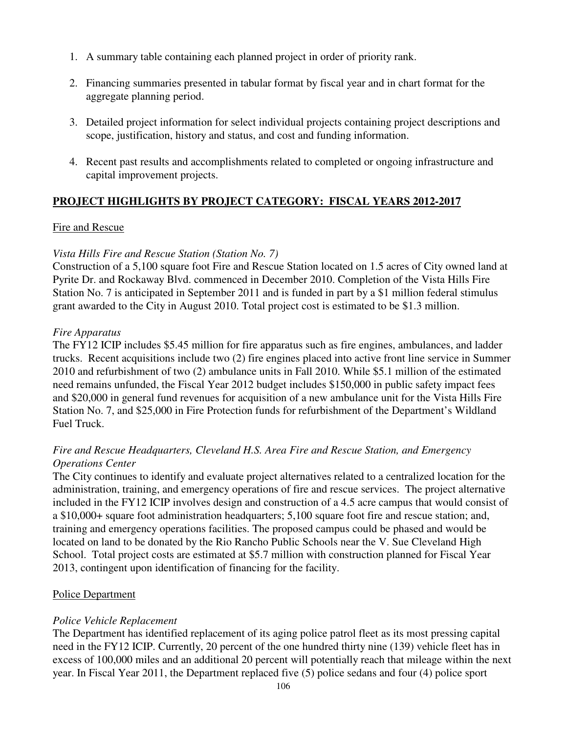1. A summary table containing each planned project in order of priority rank.

2. Financing summaries presented in tabular format by fiscal year and in chart format for the aggregate planning period.

3. Detailed project information for select individual projects containing project descriptions and scope, justification, history and status, and cost and funding information.

4. Recent past results and accomplishments related to completed or ongoing infrastructure and capital improvement projects.

## PROJECT HIGHLIGHTS BY PROJECT CATEGORY: FISCAL YEARS 2012-2017

### Fire and Rescue

*Vista Hills Fire and Rescue Station (Station No. 7)*

Construction of a 5,100 square foot Fire and Rescue Station located on 1.5 acres of City owned land at Pyrite Dr. and Rockaway Blvd. commenced in December 2010. Completion of the Vista Hills Fire Station No. 7 is anticipated in September 2011 and is funded in part by a $1 million federal stimulus grant awarded to the City in August 2010. Total project cost is estimated to be $1.3 million.

*Fire Apparatus*

The FY12 ICIP includes $5.45 million for fire apparatus such as fire engines, ambulances, and ladder trucks. Recent acquisitions include two (2) fire engines placed into active front line service in Summer 2010 and refurbishment of two (2) ambulance units in Fall 2010. While $5.1 million of the estimated need remains unfunded, the Fiscal Year 2012 budget includes $150,000 in public safety impact fees and $20,000 in general fund revenues for acquisition of a new ambulance unit for the Vista Hills Fire Station No. 7, and $25,000 in Fire Protection funds for refurbishment of the Department's Wildland Fuel Truck.

*Fire and Rescue Headquarters, Cleveland H.S. Area Fire and Rescue Station, and Emergency Operations Center*

The City continues to identify and evaluate project alternatives related to a centralized location for the administration, training, and emergency operations of fire and rescue services. The project alternative included in the FY12 ICIP involves design and construction of a 4.5 acre campus that would consist of a $10,000+ square foot administration headquarters; 5,100 square foot fire and rescue station; and, training and emergency operations facilities. The proposed campus could be phased and would be located on land to be donated by the Rio Rancho Public Schools near the V. Sue Cleveland High School. Total project costs are estimated at $5.7 million with construction planned for Fiscal Year 2013, contingent upon identification of financing for the facility.

### Police Department

*Police Vehicle Replacement*

The Department has identified replacement of its aging police patrol fleet as its most pressing capital need in the FY12 ICIP. Currently, 20 percent of the one hundred thirty nine (139) vehicle fleet has in excess of 100,000 miles and an additional 20 percent will potentially reach that mileage within the next year. In Fiscal Year 2011, the Department replaced five (5) police sedans and four (4) police sport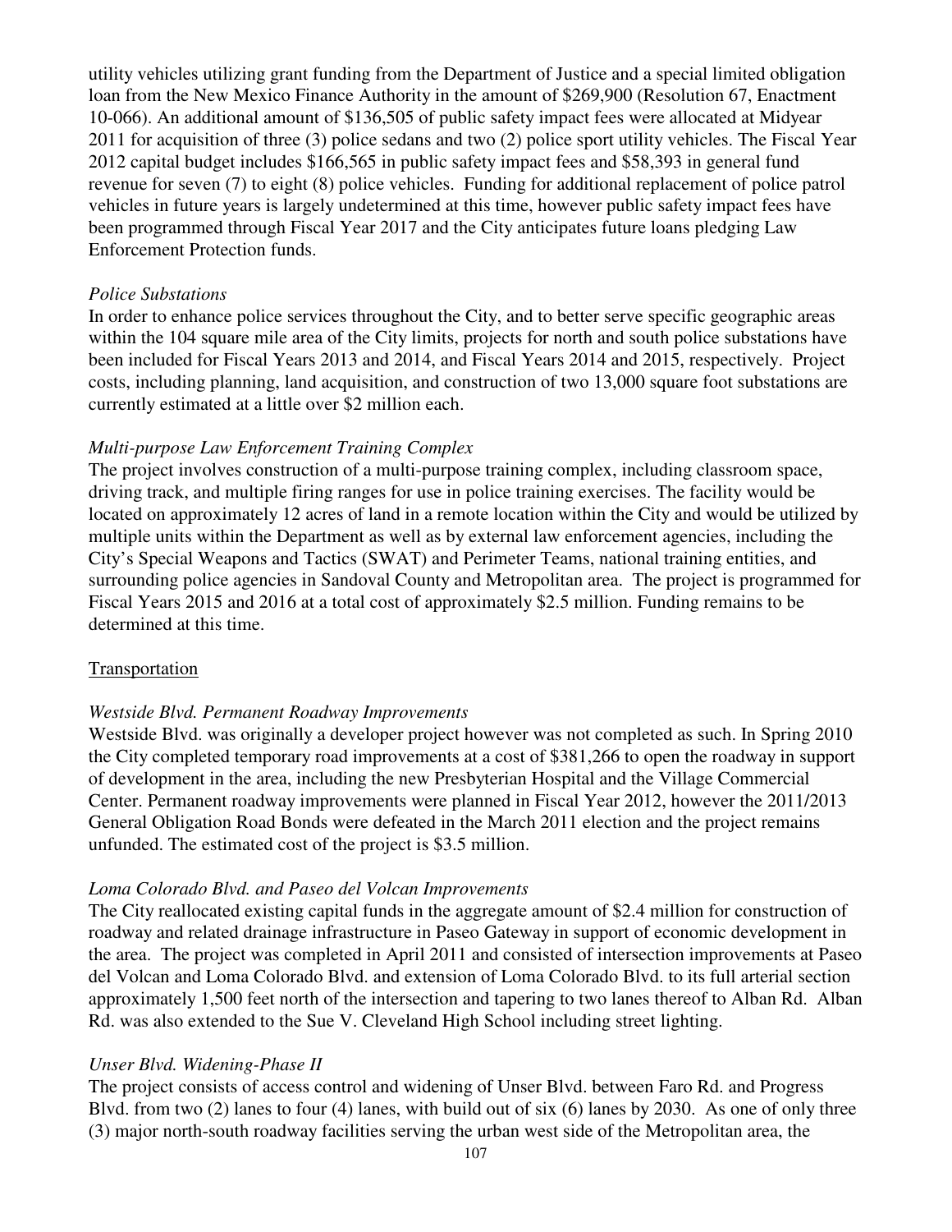utility vehicles utilizing grant funding from the Department of Justice and a special limited obligation loan from the New Mexico Finance Authority in the amount of $269,900 (Resolution 67, Enactment 10-066). An additional amount of $136,505 of public safety impact fees were allocated at Midyear 2011 for acquisition of three (3) police sedans and two (2) police sport utility vehicles. The Fiscal Year 2012 capital budget includes $166,565 in public safety impact fees and $58,393 in general fund revenue for seven (7) to eight (8) police vehicles. Funding for additional replacement of police patrol vehicles in future years is largely undetermined at this time, however public safety impact fees have been programmed through Fiscal Year 2017 and the City anticipates future loans pledging Law Enforcement Protection funds.

*Police Substations*

In order to enhance police services throughout the City, and to better serve specific geographic areas within the 104 square mile area of the City limits, projects for north and south police substations have been included for Fiscal Years 2013 and 2014, and Fiscal Years 2014 and 2015, respectively. Project costs, including planning, land acquisition, and construction of two 13,000 square foot substations are currently estimated at a little over $2 million each.

*Multi-purpose Law Enforcement Training Complex*

The project involves construction of a multi-purpose training complex, including classroom space, driving track, and multiple firing ranges for use in police training exercises. The facility would be located on approximately 12 acres of land in a remote location within the City and would be utilized by multiple units within the Department as well as by external law enforcement agencies, including the City's Special Weapons and Tactics (SWAT) and Perimeter Teams, national training entities, and surrounding police agencies in Sandoval County and Metropolitan area. The project is programmed for Fiscal Years 2015 and 2016 at a total cost of approximately $2.5 million. Funding remains to be determined at this time.

Transportation

*Westside Blvd. Permanent Roadway Improvements*

Westside Blvd. was originally a developer project however was not completed as such. In Spring 2010 the City completed temporary road improvements at a cost of $381,266 to open the roadway in support of development in the area, including the new Presbyterian Hospital and the Village Commercial Center. Permanent roadway improvements were planned in Fiscal Year 2012, however the 2011/2013 General Obligation Road Bonds were defeated in the March 2011 election and the project remains unfunded. The estimated cost of the project is $3.5 million.

*Loma Colorado Blvd. and Paseo del Volcan Improvements*

The City reallocated existing capital funds in the aggregate amount of $2.4 million for construction of roadway and related drainage infrastructure in Paseo Gateway in support of economic development in the area. The project was completed in April 2011 and consisted of intersection improvements at Paseo del Volcan and Loma Colorado Blvd. and extension of Loma Colorado Blvd. to its full arterial section approximately 1,500 feet north of the intersection and tapering to two lanes thereof to Alban Rd. Alban Rd. was also extended to the Sue V. Cleveland High School including street lighting.

*Unser Blvd. Widening-Phase II*

The project consists of access control and widening of Unser Blvd. between Faro Rd. and Progress Blvd. from two (2) lanes to four (4) lanes, with build out of six (6) lanes by 2030. As one of only three (3) major north-south roadway facilities serving the urban west side of the Metropolitan area, the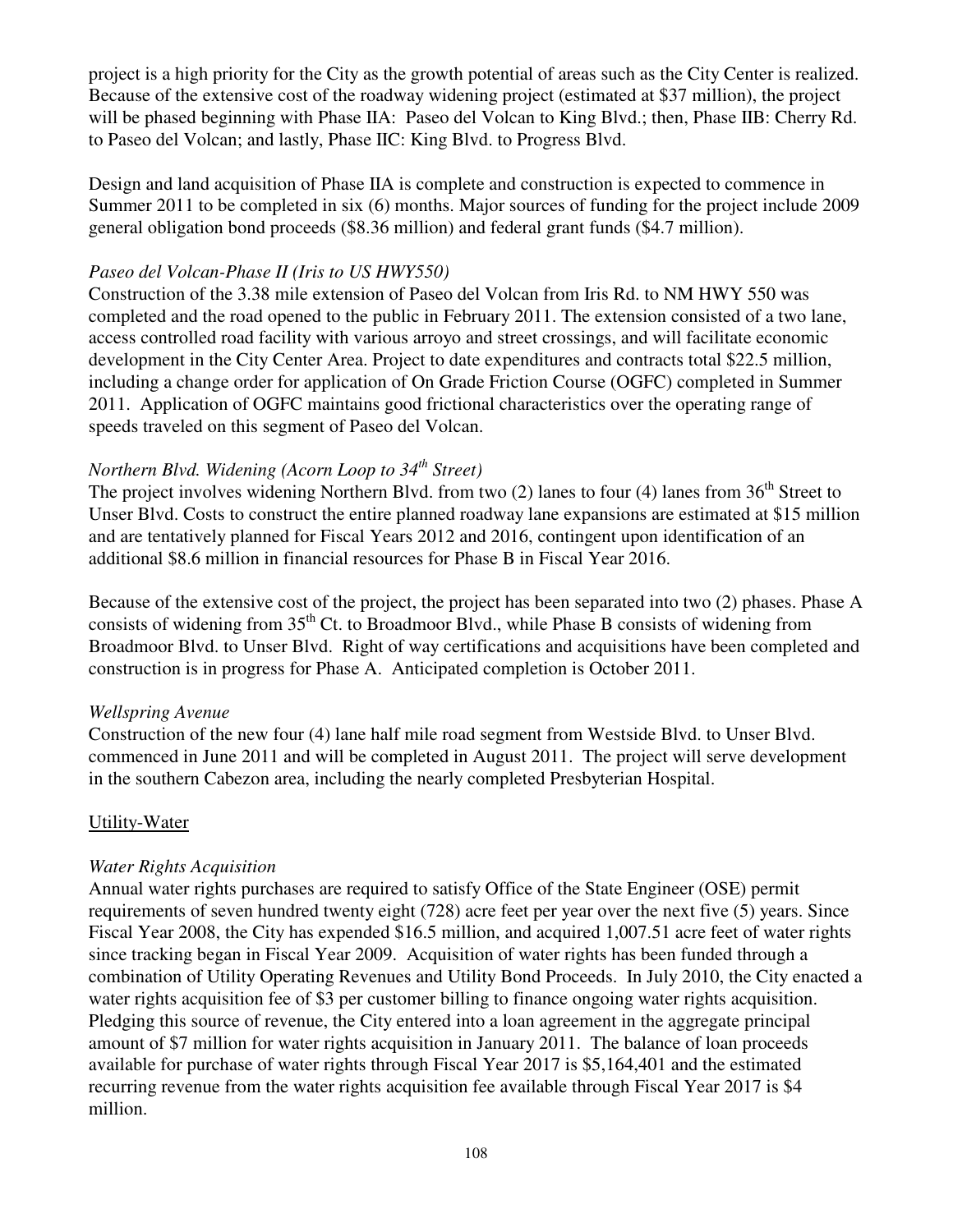project is a high priority for the City as the growth potential of areas such as the City Center is realized. Because of the extensive cost of the roadway widening project (estimated at $37 million), the project will be phased beginning with Phase IIA: Paseo del Volcan to King Blvd.; then, Phase IIB: Cherry Rd. to Paseo del Volcan; and lastly, Phase IIC: King Blvd. to Progress Blvd.

Design and land acquisition of Phase IIA is complete and construction is expected to commence in Summer 2011 to be completed in six (6) months. Major sources of funding for the project include 2009 general obligation bond proceeds ($8.36 million) and federal grant funds ($4.7 million).

*Paseo del Volcan-Phase II (Iris to US HWY550)*

Construction of the 3.38 mile extension of Paseo del Volcan from Iris Rd. to NM HWY 550 was completed and the road opened to the public in February 2011. The extension consisted of a two lane, access controlled road facility with various arroyo and street crossings, and will facilitate economic development in the City Center Area. Project to date expenditures and contracts total $22.5 million, including a change order for application of On Grade Friction Course (OGFC) completed in Summer 2011. Application of OGFC maintains good frictional characteristics over the operating range of speeds traveled on this segment of Paseo del Volcan.

*Northern Blvd. Widening (Acorn Loop to 34th Street)*

The project involves widening Northern Blvd. from two (2) lanes to four (4) lanes from 36th Street to Unser Blvd. Costs to construct the entire planned roadway lane expansions are estimated at $15 million and are tentatively planned for Fiscal Years 2012 and 2016, contingent upon identification of an additional $8.6 million in financial resources for Phase B in Fiscal Year 2016.

Because of the extensive cost of the project, the project has been separated into two (2) phases. Phase A consists of widening from 35th Ct. to Broadmoor Blvd., while Phase B consists of widening from Broadmoor Blvd. to Unser Blvd. Right of way certifications and acquisitions have been completed and construction is in progress for Phase A. Anticipated completion is October 2011.

*Wellspring Avenue*

Construction of the new four (4) lane half mile road segment from Westside Blvd. to Unser Blvd. commenced in June 2011 and will be completed in August 2011. The project will serve development in the southern Cabezon area, including the nearly completed Presbyterian Hospital.

<u>Utility-Water</u>

*Water Rights Acquisition*

Annual water rights purchases are required to satisfy Office of the State Engineer (OSE) permit requirements of seven hundred twenty eight (728) acre feet per year over the next five (5) years. Since Fiscal Year 2008, the City has expended $16.5 million, and acquired 1,007.51 acre feet of water rights since tracking began in Fiscal Year 2009. Acquisition of water rights has been funded through a combination of Utility Operating Revenues and Utility Bond Proceeds. In July 2010, the City enacted a water rights acquisition fee of $3 per customer billing to finance ongoing water rights acquisition. Pledging this source of revenue, the City entered into a loan agreement in the aggregate principal amount of $7 million for water rights acquisition in January 2011. The balance of loan proceeds available for purchase of water rights through Fiscal Year 2017 is $5,164,401 and the estimated recurring revenue from the water rights acquisition fee available through Fiscal Year 2017 is $4 million.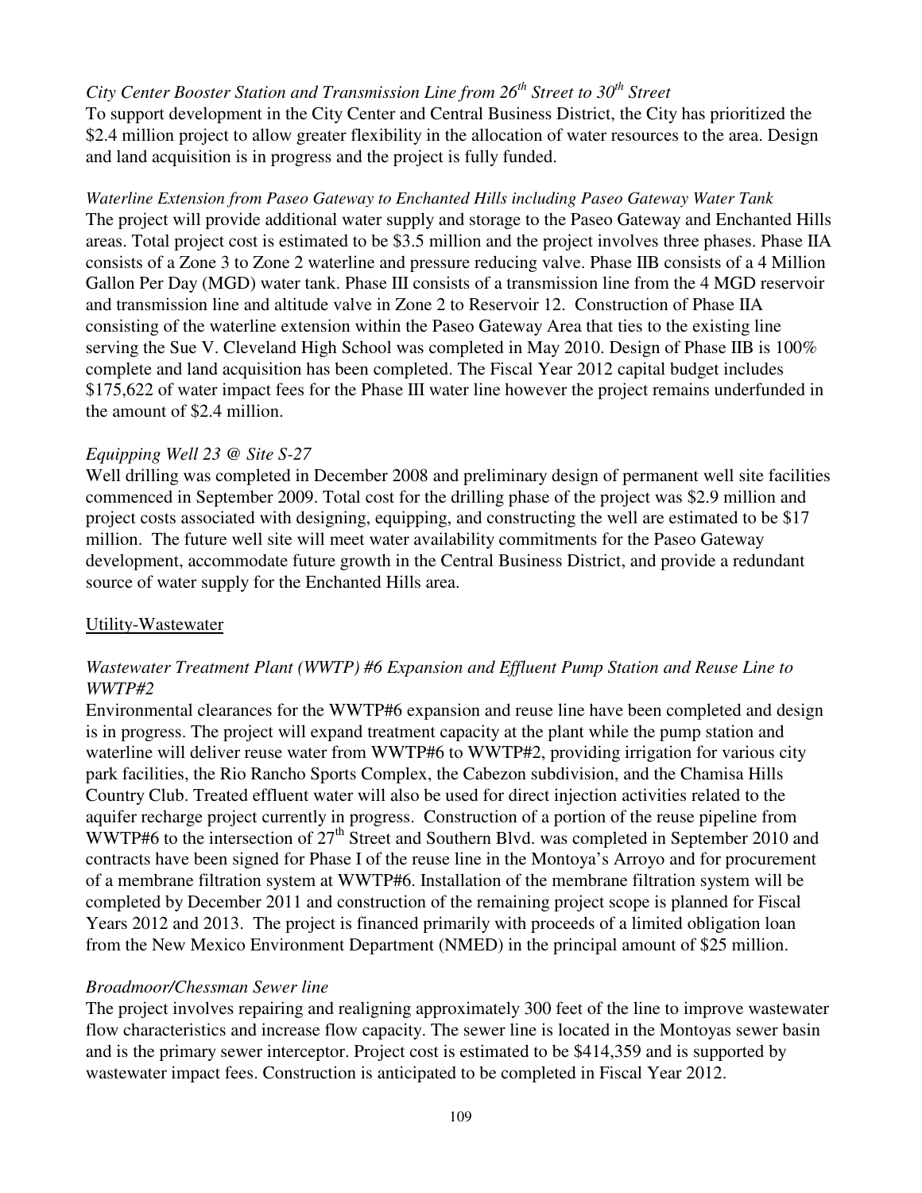*City Center Booster Station and Transmission Line from 26th Street to 30th Street*

To support development in the City Center and Central Business District, the City has prioritized the $2.4 million project to allow greater flexibility in the allocation of water resources to the area. Design and land acquisition is in progress and the project is fully funded.

*Waterline Extension from Paseo Gateway to Enchanted Hills including Paseo Gateway Water Tank*

The project will provide additional water supply and storage to the Paseo Gateway and Enchanted Hills areas. Total project cost is estimated to be $3.5 million and the project involves three phases. Phase IIA consists of a Zone 3 to Zone 2 waterline and pressure reducing valve. Phase IIB consists of a 4 Million Gallon Per Day (MGD) water tank. Phase III consists of a transmission line from the 4 MGD reservoir and transmission line and altitude valve in Zone 2 to Reservoir 12. Construction of Phase IIA consisting of the waterline extension within the Paseo Gateway Area that ties to the existing line serving the Sue V. Cleveland High School was completed in May 2010. Design of Phase IIB is 100% complete and land acquisition has been completed. The Fiscal Year 2012 capital budget includes $175,622 of water impact fees for the Phase III water line however the project remains underfunded in the amount of $2.4 million.

*Equipping Well 23 @ Site S-27*

Well drilling was completed in December 2008 and preliminary design of permanent well site facilities commenced in September 2009. Total cost for the drilling phase of the project was $2.9 million and project costs associated with designing, equipping, and constructing the well are estimated to be $17 million. The future well site will meet water availability commitments for the Paseo Gateway development, accommodate future growth in the Central Business District, and provide a redundant source of water supply for the Enchanted Hills area.

Utility-Wastewater

*Wastewater Treatment Plant (WWTP) #6 Expansion and Effluent Pump Station and Reuse Line to WWTP#2*

Environmental clearances for the WWTP#6 expansion and reuse line have been completed and design is in progress. The project will expand treatment capacity at the plant while the pump station and waterline will deliver reuse water from WWTP#6 to WWTP#2, providing irrigation for various city park facilities, the Rio Rancho Sports Complex, the Cabezon subdivision, and the Chamisa Hills Country Club. Treated effluent water will also be used for direct injection activities related to the aquifer recharge project currently in progress. Construction of a portion of the reuse pipeline from WWTP#6 to the intersection of 27th Street and Southern Blvd. was completed in September 2010 and contracts have been signed for Phase I of the reuse line in the Montoya's Arroyo and for procurement of a membrane filtration system at WWTP#6. Installation of the membrane filtration system will be completed by December 2011 and construction of the remaining project scope is planned for Fiscal Years 2012 and 2013. The project is financed primarily with proceeds of a limited obligation loan from the New Mexico Environment Department (NMED) in the principal amount of $25 million.

*Broadmoor/Chessman Sewer line*

The project involves repairing and realigning approximately 300 feet of the line to improve wastewater flow characteristics and increase flow capacity. The sewer line is located in the Montoyas sewer basin and is the primary sewer interceptor. Project cost is estimated to be $414,359 and is supported by wastewater impact fees. Construction is anticipated to be completed in Fiscal Year 2012.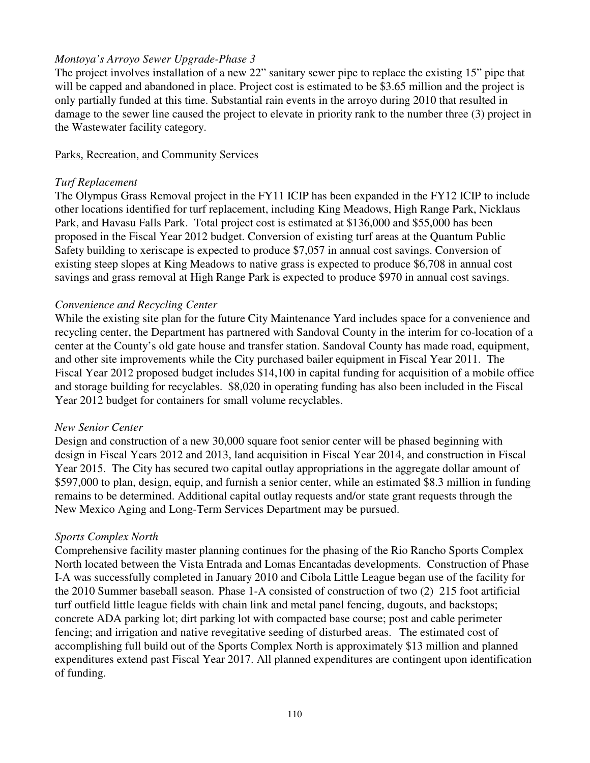*Montoya's Arroyo Sewer Upgrade-Phase 3*

The project involves installation of a new 22" sanitary sewer pipe to replace the existing 15" pipe that will be capped and abandoned in place. Project cost is estimated to be $3.65 million and the project is only partially funded at this time. Substantial rain events in the arroyo during 2010 that resulted in damage to the sewer line caused the project to elevate in priority rank to the number three (3) project in the Wastewater facility category.

<u>Parks, Recreation, and Community Services</u>

*Turf Replacement*

The Olympus Grass Removal project in the FY11 ICIP has been expanded in the FY12 ICIP to include other locations identified for turf replacement, including King Meadows, High Range Park, Nicklaus Park, and Havasu Falls Park. Total project cost is estimated at $136,000 and $55,000 has been proposed in the Fiscal Year 2012 budget. Conversion of existing turf areas at the Quantum Public Safety building to xeriscape is expected to produce $7,057 in annual cost savings. Conversion of existing steep slopes at King Meadows to native grass is expected to produce $6,708 in annual cost savings and grass removal at High Range Park is expected to produce $970 in annual cost savings.

*Convenience and Recycling Center*

While the existing site plan for the future City Maintenance Yard includes space for a convenience and recycling center, the Department has partnered with Sandoval County in the interim for co-location of a center at the County's old gate house and transfer station. Sandoval County has made road, equipment, and other site improvements while the City purchased bailer equipment in Fiscal Year 2011. The Fiscal Year 2012 proposed budget includes $14,100 in capital funding for acquisition of a mobile office and storage building for recyclables. $8,020 in operating funding has also been included in the Fiscal Year 2012 budget for containers for small volume recyclables.

*New Senior Center*

Design and construction of a new 30,000 square foot senior center will be phased beginning with design in Fiscal Years 2012 and 2013, land acquisition in Fiscal Year 2014, and construction in Fiscal Year 2015. The City has secured two capital outlay appropriations in the aggregate dollar amount of $597,000 to plan, design, equip, and furnish a senior center, while an estimated $8.3 million in funding remains to be determined. Additional capital outlay requests and/or state grant requests through the New Mexico Aging and Long-Term Services Department may be pursued.

*Sports Complex North*

Comprehensive facility master planning continues for the phasing of the Rio Rancho Sports Complex North located between the Vista Entrada and Lomas Encantadas developments. Construction of Phase I-A was successfully completed in January 2010 and Cibola Little League began use of the facility for the 2010 Summer baseball season. Phase 1-A consisted of construction of two (2) 215 foot artificial turf outfield little league fields with chain link and metal panel fencing, dugouts, and backstops; concrete ADA parking lot; dirt parking lot with compacted base course; post and cable perimeter fencing; and irrigation and native revegitative seeding of disturbed areas. The estimated cost of accomplishing full build out of the Sports Complex North is approximately $13 million and planned expenditures extend past Fiscal Year 2017. All planned expenditures are contingent upon identification of funding.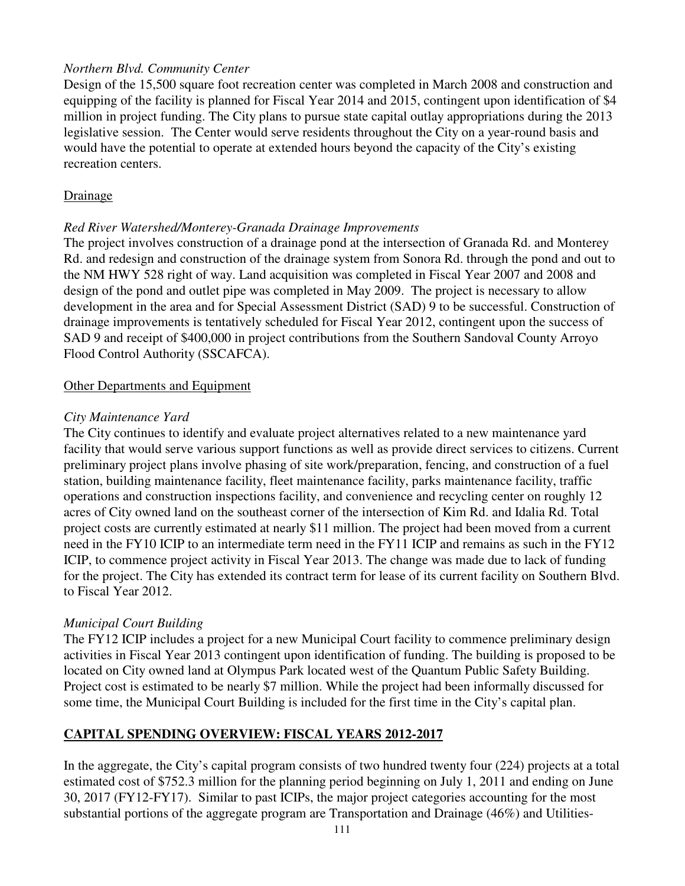*Northern Blvd. Community Center*

Design of the 15,500 square foot recreation center was completed in March 2008 and construction and equipping of the facility is planned for Fiscal Year 2014 and 2015, contingent upon identification of $4 million in project funding. The City plans to pursue state capital outlay appropriations during the 2013 legislative session. The Center would serve residents throughout the City on a year-round basis and would have the potential to operate at extended hours beyond the capacity of the City's existing recreation centers.

<u>Drainage</u>

*Red River Watershed/Monterey-Granada Drainage Improvements*

The project involves construction of a drainage pond at the intersection of Granada Rd. and Monterey Rd. and redesign and construction of the drainage system from Sonora Rd. through the pond and out to the NM HWY 528 right of way. Land acquisition was completed in Fiscal Year 2007 and 2008 and design of the pond and outlet pipe was completed in May 2009. The project is necessary to allow development in the area and for Special Assessment District (SAD) 9 to be successful. Construction of drainage improvements is tentatively scheduled for Fiscal Year 2012, contingent upon the success of SAD 9 and receipt of $400,000 in project contributions from the Southern Sandoval County Arroyo Flood Control Authority (SSCAFCA).

<u>Other Departments and Equipment</u>

*City Maintenance Yard*

The City continues to identify and evaluate project alternatives related to a new maintenance yard facility that would serve various support functions as well as provide direct services to citizens. Current preliminary project plans involve phasing of site work/preparation, fencing, and construction of a fuel station, building maintenance facility, fleet maintenance facility, parks maintenance facility, traffic operations and construction inspections facility, and convenience and recycling center on roughly 12 acres of City owned land on the southeast corner of the intersection of Kim Rd. and Idalia Rd. Total project costs are currently estimated at nearly $11 million. The project had been moved from a current need in the FY10 ICIP to an intermediate term need in the FY11 ICIP and remains as such in the FY12 ICIP, to commence project activity in Fiscal Year 2013. The change was made due to lack of funding for the project. The City has extended its contract term for lease of its current facility on Southern Blvd. to Fiscal Year 2012.

*Municipal Court Building*

The FY12 ICIP includes a project for a new Municipal Court facility to commence preliminary design activities in Fiscal Year 2013 contingent upon identification of funding. The building is proposed to be located on City owned land at Olympus Park located west of the Quantum Public Safety Building. Project cost is estimated to be nearly $7 million. While the project had been informally discussed for some time, the Municipal Court Building is included for the first time in the City's capital plan.

## CAPITAL SPENDING OVERVIEW: FISCAL YEARS 2012-2017

In the aggregate, the City's capital program consists of two hundred twenty four (224) projects at a total estimated cost of $752.3 million for the planning period beginning on July 1, 2011 and ending on June 30, 2017 (FY12-FY17). Similar to past ICIPs, the major project categories accounting for the most substantial portions of the aggregate program are Transportation and Drainage (46%) and Utilities-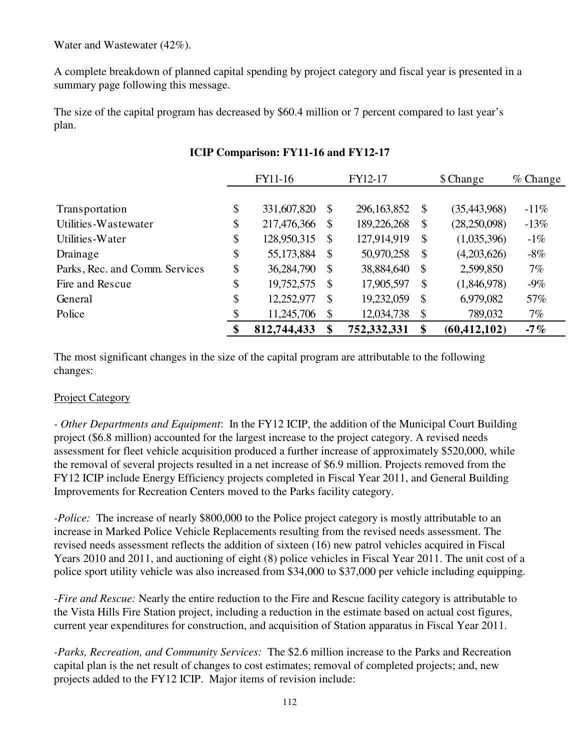Water and Wastewater (42%).

A complete breakdown of planned capital spending by project category and fiscal year is presented in a summary page following this message.

The size of the capital program has decreased by $60.4 million or 7 percent compared to last year's plan.

**ICIP Comparison: FY11-16 and FY12-17**

| | FY11-16 | FY12-17 | $ Change | % Change |
|---|---|---|---|---|
| Transportation | $ 331,607,820 | $ 296,163,852 | $ (35,443,968) | -11% |
| Utilities-Wastewater | $ 217,476,366 | $ 189,226,268 | $ (28,250,098) | -13% |
| Utilities-Water | $ 128,950,315 | $ 127,914,919 | $ (1,035,396) | -1% |
| Drainage | $ 55,173,884 | $ 50,970,258 | $ (4,203,626) | -8% |
| Parks, Rec. and Comm. Services | $ 36,284,790 | $ 38,884,640 | $ 2,599,850 | 7% |
| Fire and Rescue | $ 19,752,575 | $ 17,905,597 | $ (1,846,978) | -9% |
| General | $ 12,252,977 | $ 19,232,059 | $ 6,979,082 | 57% |
| Police | $ 11,245,706 | $ 12,034,738 | $ 789,032 | 7% |
| | **$ 812,744,433** | **$ 752,332,331** | **$ (60,412,102)** | **-7%** |

The most significant changes in the size of the capital program are attributable to the following changes:

Project Category

- *Other Departments and Equipment*: In the FY12 ICIP, the addition of the Municipal Court Building project ($6.8 million) accounted for the largest increase to the project category. A revised needs assessment for fleet vehicle acquisition produced a further increase of approximately $520,000, while the removal of several projects resulted in a net increase of $6.9 million. Projects removed from the FY12 ICIP include Energy Efficiency projects completed in Fiscal Year 2011, and General Building Improvements for Recreation Centers moved to the Parks facility category.

-*Police:* The increase of nearly $800,000 to the Police project category is mostly attributable to an increase in Marked Police Vehicle Replacements resulting from the revised needs assessment. The revised needs assessment reflects the addition of sixteen (16) new patrol vehicles acquired in Fiscal Years 2010 and 2011, and auctioning of eight (8) police vehicles in Fiscal Year 2011. The unit cost of a police sport utility vehicle was also increased from $34,000 to $37,000 per vehicle including equipping.

-*Fire and Rescue:* Nearly the entire reduction to the Fire and Rescue facility category is attributable to the Vista Hills Fire Station project, including a reduction in the estimate based on actual cost figures, current year expenditures for construction, and acquisition of Station apparatus in Fiscal Year 2011.

-*Parks, Recreation, and Community Services:* The $2.6 million increase to the Parks and Recreation capital plan is the net result of changes to cost estimates; removal of completed projects; and, new projects added to the FY12 ICIP. Major items of revision include: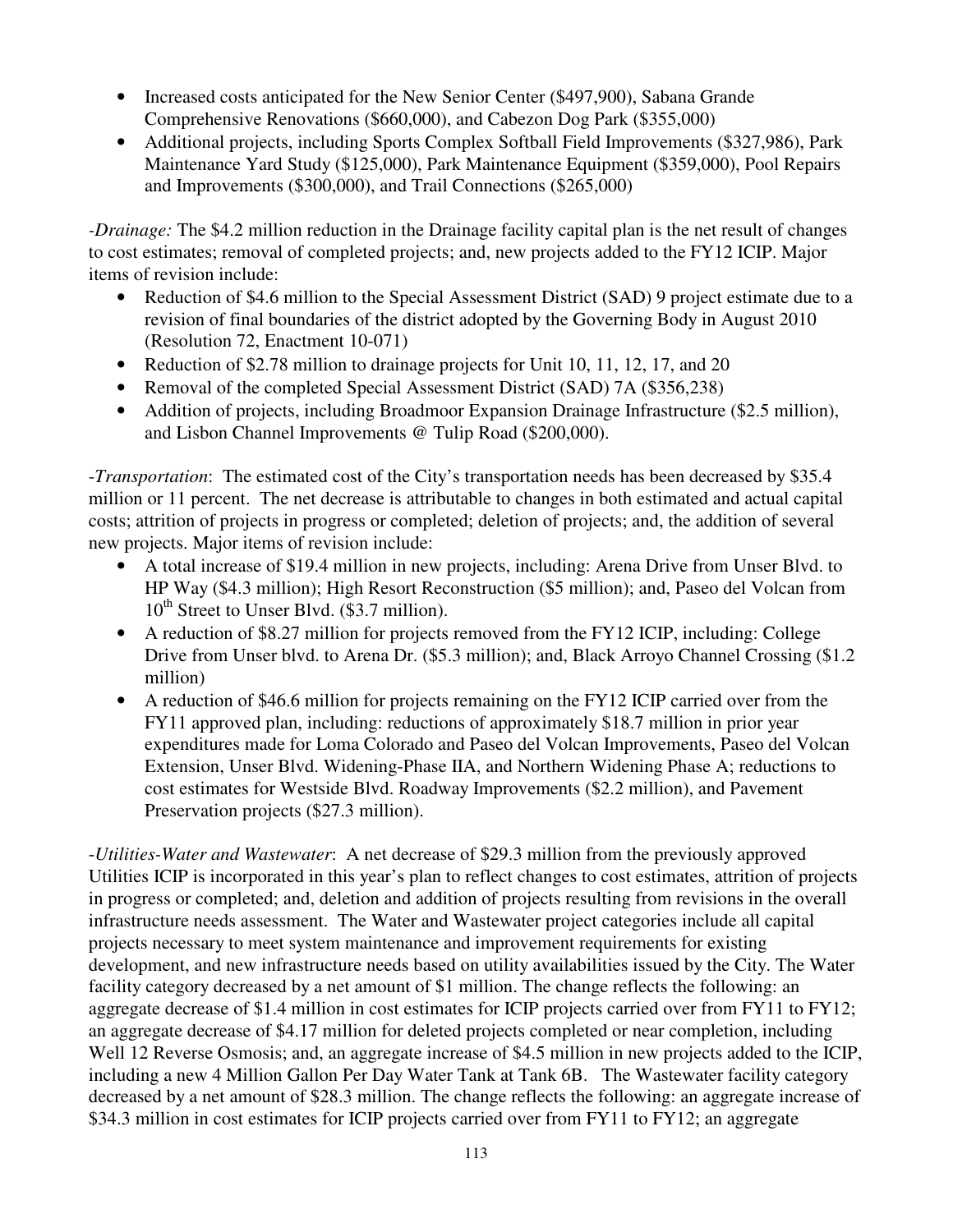- Increased costs anticipated for the New Senior Center ($497,900), Sabana Grande Comprehensive Renovations ($660,000), and Cabezon Dog Park ($355,000)
- Additional projects, including Sports Complex Softball Field Improvements ($327,986), Park Maintenance Yard Study ($125,000), Park Maintenance Equipment ($359,000), Pool Repairs and Improvements ($300,000), and Trail Connections ($265,000)

*-Drainage:* The $4.2 million reduction in the Drainage facility capital plan is the net result of changes to cost estimates; removal of completed projects; and, new projects added to the FY12 ICIP. Major items of revision include:

- Reduction of $4.6 million to the Special Assessment District (SAD) 9 project estimate due to a revision of final boundaries of the district adopted by the Governing Body in August 2010 (Resolution 72, Enactment 10-071)
- Reduction of $2.78 million to drainage projects for Unit 10, 11, 12, 17, and 20
- Removal of the completed Special Assessment District (SAD) 7A ($356,238)
- Addition of projects, including Broadmoor Expansion Drainage Infrastructure ($2.5 million), and Lisbon Channel Improvements @ Tulip Road ($200,000).

*-Transportation*: The estimated cost of the City's transportation needs has been decreased by $35.4 million or 11 percent. The net decrease is attributable to changes in both estimated and actual capital costs; attrition of projects in progress or completed; deletion of projects; and, the addition of several new projects. Major items of revision include:

- A total increase of $19.4 million in new projects, including: Arena Drive from Unser Blvd. to HP Way ($4.3 million); High Resort Reconstruction ($5 million); and, Paseo del Volcan from 10th Street to Unser Blvd. ($3.7 million).
- A reduction of $8.27 million for projects removed from the FY12 ICIP, including: College Drive from Unser blvd. to Arena Dr. ($5.3 million); and, Black Arroyo Channel Crossing ($1.2 million)
- A reduction of $46.6 million for projects remaining on the FY12 ICIP carried over from the FY11 approved plan, including: reductions of approximately $18.7 million in prior year expenditures made for Loma Colorado and Paseo del Volcan Improvements, Paseo del Volcan Extension, Unser Blvd. Widening-Phase IIA, and Northern Widening Phase A; reductions to cost estimates for Westside Blvd. Roadway Improvements ($2.2 million), and Pavement Preservation projects ($27.3 million).

*-Utilities-Water and Wastewater*: A net decrease of $29.3 million from the previously approved Utilities ICIP is incorporated in this year's plan to reflect changes to cost estimates, attrition of projects in progress or completed; and, deletion and addition of projects resulting from revisions in the overall infrastructure needs assessment. The Water and Wastewater project categories include all capital projects necessary to meet system maintenance and improvement requirements for existing development, and new infrastructure needs based on utility availabilities issued by the City. The Water facility category decreased by a net amount of $1 million. The change reflects the following: an aggregate decrease of $1.4 million in cost estimates for ICIP projects carried over from FY11 to FY12; an aggregate decrease of $4.17 million for deleted projects completed or near completion, including Well 12 Reverse Osmosis; and, an aggregate increase of $4.5 million in new projects added to the ICIP, including a new 4 Million Gallon Per Day Water Tank at Tank 6B. The Wastewater facility category decreased by a net amount of $28.3 million. The change reflects the following: an aggregate increase of $34.3 million in cost estimates for ICIP projects carried over from FY11 to FY12; an aggregate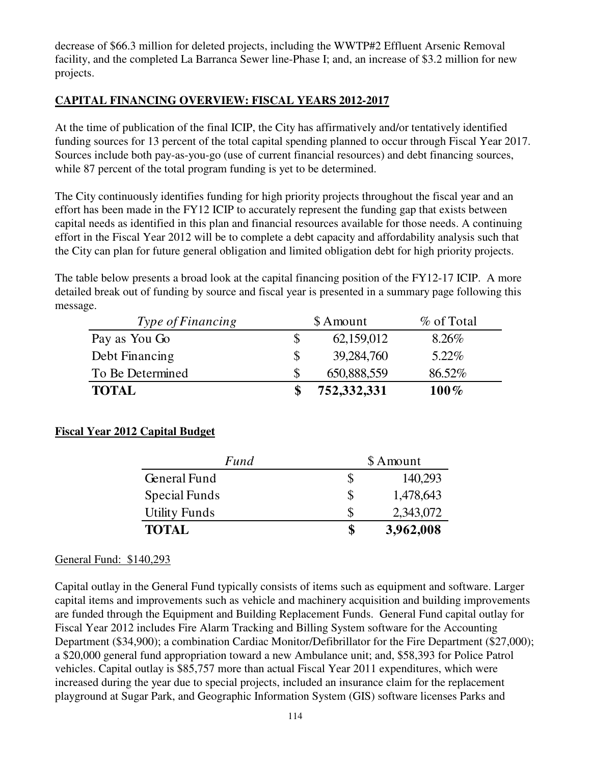decrease of $66.3 million for deleted projects, including the WWTP#2 Effluent Arsenic Removal facility, and the completed La Barranca Sewer line-Phase I; and, an increase of $3.2 million for new projects.

## CAPITAL FINANCING OVERVIEW: FISCAL YEARS 2012-2017

At the time of publication of the final ICIP, the City has affirmatively and/or tentatively identified funding sources for 13 percent of the total capital spending planned to occur through Fiscal Year 2017. Sources include both pay-as-you-go (use of current financial resources) and debt financing sources, while 87 percent of the total program funding is yet to be determined.

The City continuously identifies funding for high priority projects throughout the fiscal year and an effort has been made in the FY12 ICIP to accurately represent the funding gap that exists between capital needs as identified in this plan and financial resources available for those needs. A continuing effort in the Fiscal Year 2012 will be to complete a debt capacity and affordability analysis such that the City can plan for future general obligation and limited obligation debt for high priority projects.

The table below presents a broad look at the capital financing position of the FY12-17 ICIP. A more detailed break out of funding by source and fiscal year is presented in a summary page following this message.

| *Type of Financing* | $ Amount | % of Total |
|---|---|---|
| Pay as You Go | $ 62,159,012 | 8.26% |
| Debt Financing | $ 39,284,760 | 5.22% |
| To Be Determined | $ 650,888,559 | 86.52% |
| **TOTAL** | **$ 752,332,331** | **100%** |

### Fiscal Year 2012 Capital Budget

| *Fund* | $ Amount |
|---|---|
| General Fund | $ 140,293 |
| Special Funds | $ 1,478,643 |
| Utility Funds | $ 2,343,072 |
| **TOTAL** | **$ 3,962,008** |

General Fund: $140,293

Capital outlay in the General Fund typically consists of items such as equipment and software. Larger capital items and improvements such as vehicle and machinery acquisition and building improvements are funded through the Equipment and Building Replacement Funds. General Fund capital outlay for Fiscal Year 2012 includes Fire Alarm Tracking and Billing System software for the Accounting Department ($34,900); a combination Cardiac Monitor/Defibrillator for the Fire Department ($27,000); a $20,000 general fund appropriation toward a new Ambulance unit; and, $58,393 for Police Patrol vehicles. Capital outlay is $85,757 more than actual Fiscal Year 2011 expenditures, which were increased during the year due to special projects, included an insurance claim for the replacement playground at Sugar Park, and Geographic Information System (GIS) software licenses Parks and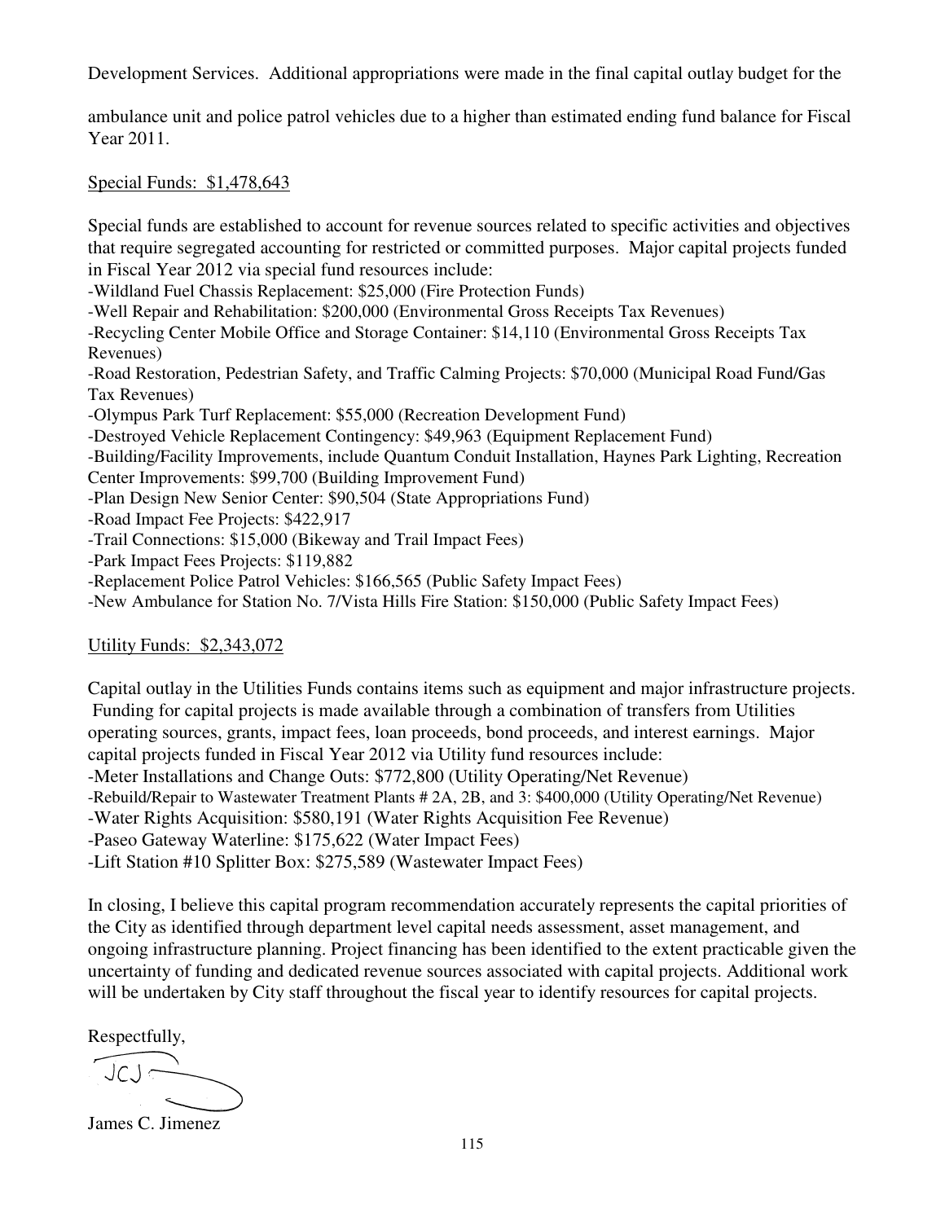Development Services. Additional appropriations were made in the final capital outlay budget for the ambulance unit and police patrol vehicles due to a higher than estimated ending fund balance for Fiscal Year 2011.

Special Funds: $1,478,643

Special funds are established to account for revenue sources related to specific activities and objectives that require segregated accounting for restricted or committed purposes. Major capital projects funded in Fiscal Year 2012 via special fund resources include:

- Wildland Fuel Chassis Replacement: $25,000 (Fire Protection Funds)
- Well Repair and Rehabilitation: $200,000 (Environmental Gross Receipts Tax Revenues)
- Recycling Center Mobile Office and Storage Container: $14,110 (Environmental Gross Receipts Tax Revenues)
- Road Restoration, Pedestrian Safety, and Traffic Calming Projects: $70,000 (Municipal Road Fund/Gas Tax Revenues)
- Olympus Park Turf Replacement: $55,000 (Recreation Development Fund)
- Destroyed Vehicle Replacement Contingency: $49,963 (Equipment Replacement Fund)
- Building/Facility Improvements, include Quantum Conduit Installation, Haynes Park Lighting, Recreation Center Improvements: $99,700 (Building Improvement Fund)
- Plan Design New Senior Center: $90,504 (State Appropriations Fund)
- Road Impact Fee Projects: $422,917
- Trail Connections: $15,000 (Bikeway and Trail Impact Fees)
- Park Impact Fees Projects: $119,882
- Replacement Police Patrol Vehicles: $166,565 (Public Safety Impact Fees)
- New Ambulance for Station No. 7/Vista Hills Fire Station: $150,000 (Public Safety Impact Fees)

Utility Funds: $2,343,072

Capital outlay in the Utilities Funds contains items such as equipment and major infrastructure projects. Funding for capital projects is made available through a combination of transfers from Utilities operating sources, grants, impact fees, loan proceeds, bond proceeds, and interest earnings. Major capital projects funded in Fiscal Year 2012 via Utility fund resources include:

- Meter Installations and Change Outs: $772,800 (Utility Operating/Net Revenue)
- Rebuild/Repair to Wastewater Treatment Plants # 2A, 2B, and 3: $400,000 (Utility Operating/Net Revenue)
- Water Rights Acquisition: $580,191 (Water Rights Acquisition Fee Revenue)
- Paseo Gateway Waterline: $175,622 (Water Impact Fees)
- Lift Station #10 Splitter Box: $275,589 (Wastewater Impact Fees)

In closing, I believe this capital program recommendation accurately represents the capital priorities of the City as identified through department level capital needs assessment, asset management, and ongoing infrastructure planning. Project financing has been identified to the extent practicable given the uncertainty of funding and dedicated revenue sources associated with capital projects. Additional work will be undertaken by City staff throughout the fiscal year to identify resources for capital projects.

Respectfully,

JCJ

James C. Jimenez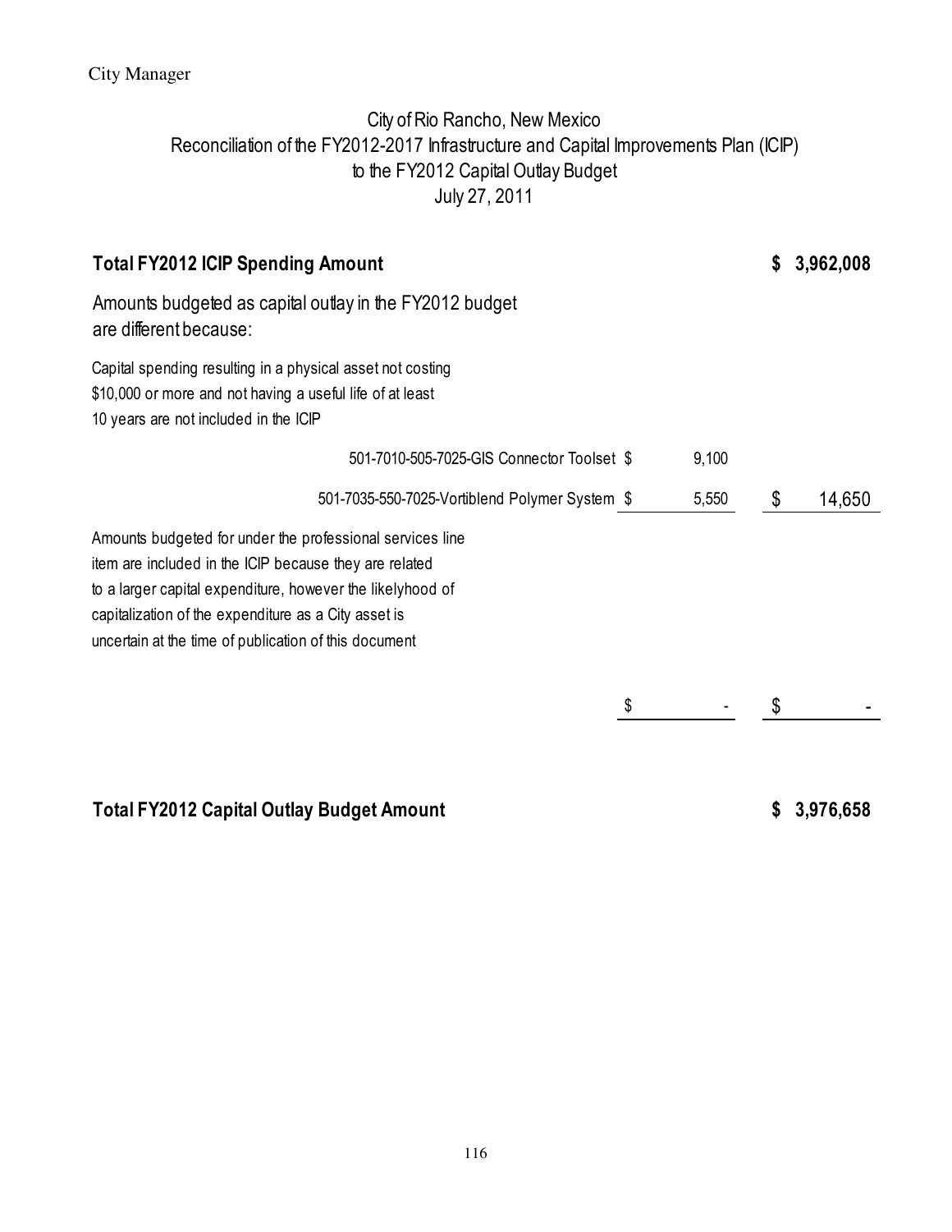City of Rio Rancho, New Mexico
Reconciliation of the FY2012-2017 Infrastructure and Capital Improvements Plan (ICIP)
to the FY2012 Capital Outlay Budget
July 27, 2011

| | | |
|---|---|---|
| **Total FY2012 ICIP Spending Amount** | | **$ 3,962,008** |
| Amounts budgeted as capital outlay in the FY2012 budget are different because: | | |
| Capital spending resulting in a physical asset not costing $10,000 or more and not having a useful life of at least 10 years are not included in the ICIP | | |
| 501-7010-505-7025-GIS Connector Toolset | $ 9,100 | |
| 501-7035-550-7025-Vortiblend Polymer System | $ 5,550 | $ 14,650 |
| Amounts budgeted for under the professional services line item are included in the ICIP because they are related to a larger capital expenditure, however the likelyhood of capitalization of the expenditure as a City asset is uncertain at the time of publication of this document | | |
| | $ - | $ - |
| **Total FY2012 Capital Outlay Budget Amount** | | **$ 3,976,658** |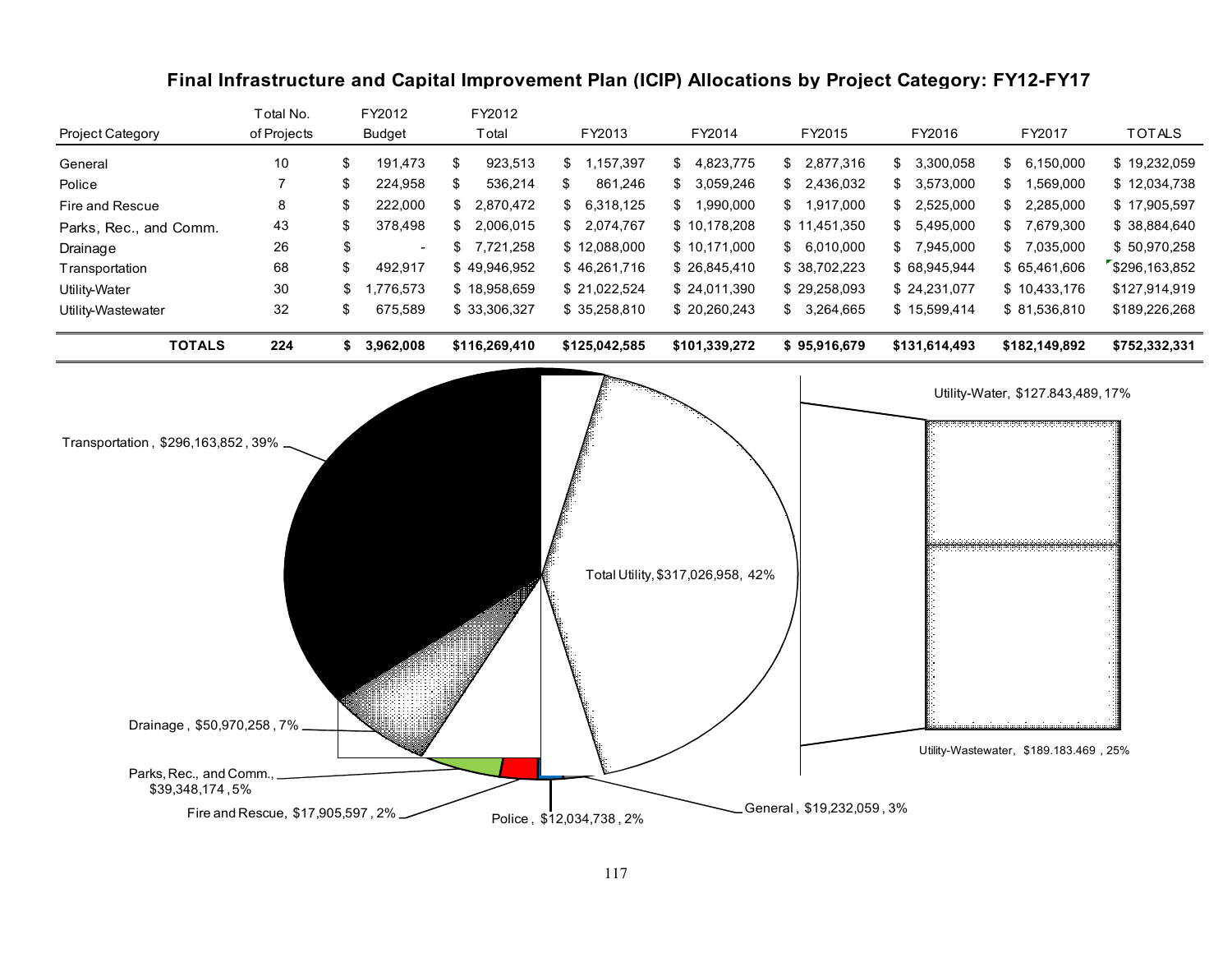## Final Infrastructure and Capital Improvement Plan (ICIP) Allocations by Project Category: FY12-FY17

| Project Category | Total No. of Projects | FY2012 Budget | FY2012 Total | FY2013 | FY2014 | FY2015 | FY2016 | FY2017 | TOTALS |
|---|---|---|---|---|---|---|---|---|---|
| General | 10 | $ 191,473 | $ 923,513 | $ 1,157,397 | $ 4,823,775 | $ 2,877,316 | $ 3,300,058 | $ 6,150,000 | $ 19,232,059 |
| Police | 7 | $ 224,958 | $ 536,214 | $ 861,246 | $ 3,059,246 | $ 2,436,032 | $ 3,573,000 | $ 1,569,000 | $ 12,034,738 |
| Fire and Rescue | 8 | $ 222,000 | $ 2,870,472 | $ 6,318,125 | $ 1,990,000 | $ 1,917,000 | $ 2,525,000 | $ 2,285,000 | $ 17,905,597 |
| Parks, Rec., and Comm. | 43 | $ 378,498 | $ 2,006,015 | $ 2,074,767 | $ 10,178,208 | $ 11,451,350 | $ 5,495,000 | $ 7,679,300 | $ 38,884,640 |
| Drainage | 26 | $ - | $ 7,721,258 | $ 12,088,000 | $ 10,171,000 | $ 6,010,000 | $ 7,945,000 | $ 7,035,000 | $ 50,970,258 |
| Transportation | 68 | $ 492,917 | $ 49,946,952 | $ 46,261,716 | $ 26,845,410 | $ 38,702,223 | $ 68,945,944 | $ 65,461,606 | $296,163,852 |
| Utility-Water | 30 | $ 1,776,573 | $ 18,958,659 | $ 21,022,524 | $ 24,011,390 | $ 29,258,093 | $ 24,231,077 | $ 10,433,176 | $127,914,919 |
| Utility-Wastewater | 32 | $ 675,589 | $ 33,306,327 | $ 35,258,810 | $ 20,260,243 | $ 3,264,665 | $ 15,599,414 | $ 81,536,810 | $189,226,268 |
| **TOTALS** | **224** | **$ 3,962,008** | **$116,269,410** | **$125,042,585** | **$101,339,272** | **$ 95,916,679** | **$131,614,493** | **$182,149,892** | **$752,332,331** |

Transportation , $296,163,852 , 39%

Total Utility, $317,026,958, 42%

Utility-Water, $127.843,489, 17%

Utility-Wastewater, $189.183.469 , 25%

Drainage , $50,970,258 , 7%

Parks, Rec., and Comm., $39,348,174 , 5%

Fire and Rescue, $17,905,597 , 2%

Police , $12,034,738 , 2%

General , $19,232,059 , 3%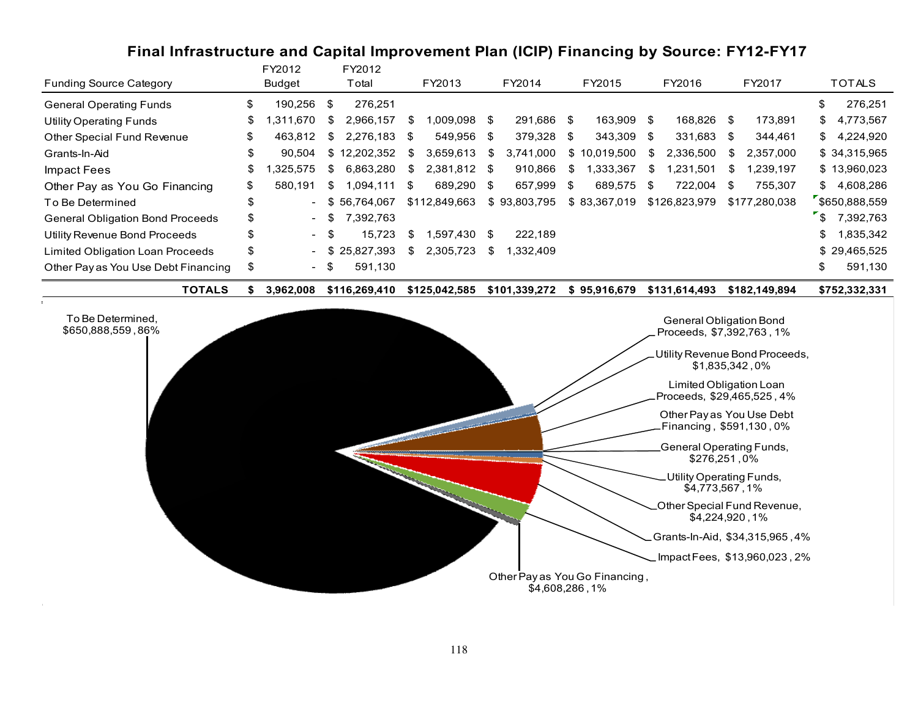## Final Infrastructure and Capital Improvement Plan (ICIP) Financing by Source: FY12-FY17

| Funding Source Category | FY2012 Budget | FY2012 Total | FY2013 | FY2014 | FY2015 | FY2016 | FY2017 | TOTALS |
|---|---|---|---|---|---|---|---|---|
| General Operating Funds | $ 190,256 | $ 276,251 | | | | | | $ 276,251 |
| Utility Operating Funds | $ 1,311,670 | $ 2,966,157 | $ 1,009,098 | $ 291,686 | $ 163,909 | $ 168,826 | $ 173,891 | $ 4,773,567 |
| Other Special Fund Revenue | $ 463,812 | $ 2,276,183 | $ 549,956 | $ 379,328 | $ 343,309 | $ 331,683 | $ 344,461 | $ 4,224,920 |
| Grants-In-Aid | $ 90,504 | $ 12,202,352 | $ 3,659,613 | $ 3,741,000 | $ 10,019,500 | $ 2,336,500 | $ 2,357,000 | $ 34,315,965 |
| Impact Fees | $ 1,325,575 | $ 6,863,280 | $ 2,381,812 | $ 910,866 | $ 1,333,367 | $ 1,231,501 | $ 1,239,197 | $ 13,960,023 |
| Other Pay as You Go Financing | $ 580,191 | $ 1,094,111 | $ 689,290 | $ 657,999 | $ 689,575 | $ 722,004 | $ 755,307 | $ 4,608,286 |
| To Be Determined | $ - | $ 56,764,067 | $112,849,663 | $ 93,803,795 | $ 83,367,019 | $126,823,979 | $177,280,038 | $650,888,559 |
| General Obligation Bond Proceeds | $ - | $ 7,392,763 | | | | | | $ 7,392,763 |
| Utility Revenue Bond Proceeds | $ - | $ 15,723 | $ 1,597,430 | $ 222,189 | | | | $ 1,835,342 |
| Limited Obligation Loan Proceeds | $ - | $ 25,827,393 | $ 2,305,723 | $ 1,332,409 | | | | $ 29,465,525 |
| Other Pay as You Use Debt Financing | $ - | $ 591,130 | | | | | | $ 591,130 |
| **TOTALS** | **$ 3,962,008** | **$116,269,410** | **$125,042,585** | **$101,339,272** | **$ 95,916,679** | **$131,614,493** | **$182,149,894** | **$752,332,331** |

- To Be Determined, $650,888,559 , 86%
- General Obligation Bond Proceeds, $7,392,763 , 1%
- Utility Revenue Bond Proceeds, $1,835,342 , 0%
- Limited Obligation Loan Proceeds, $29,465,525 , 4%
- Other Pay as You Use Debt Financing , $591,130 , 0%
- General Operating Funds, $276,251 , 0%
- Utility Operating Funds, $4,773,567 , 1%
- Other Special Fund Revenue, $4,224,920 , 1%
- Grants-In-Aid, $34,315,965 , 4%
- Impact Fees, $13,960,023 , 2%
- Other Pay as You Go Financing , $4,608,286 , 1%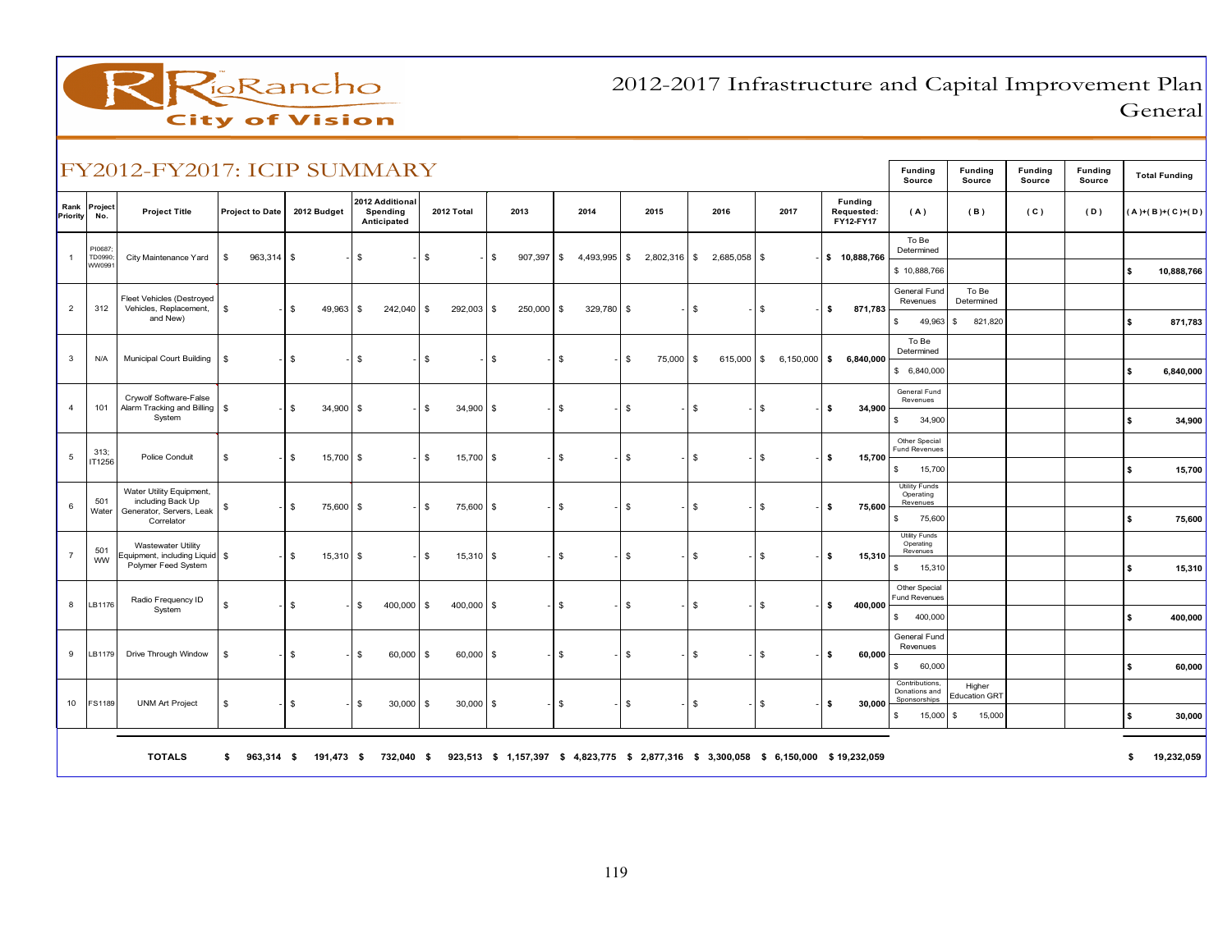# 2012-2017 Infrastructure and Capital Improvement Plan
## General

## FY2012-FY2017: ICIP SUMMARY

| Rank Priority | Project No. | Project Title | Project to Date | 2012 Budget | 2012 Additional Spending Anticipated | 2012 Total | 2013 | 2014 | 2015 | 2016 | 2017 | Funding Requested: FY12-FY17 | Funding Source (A) | Funding Source (B) | Funding Source (C) | Funding Source (D) | Total Funding (A)+(B)+(C)+(D) |
|---|---|---|---|---|---|---|---|---|---|---|---|---|---|---|---|---|---|
| 1 | PI0687; TD0990; WW0991 | City Maintenance Yard | $ 963,314 | $ - | $ - | $ - | $ 907,397 | $ 4,493,995 | $ 2,802,316 | $ 2,685,058 | $ - | $ 10,888,766 | To Be Determined<br>$ 10,888,766 | | | | $ 10,888,766 |
| 2 | 312 | Fleet Vehicles (Destroyed Vehicles, Replacement, and New) | $ - | $ 49,963 | $ 242,040 | $ 292,003 | $ 250,000 | $ 329,780 | $ - | $ - | $ - | $ 871,783 | General Fund Revenues<br>$ 49,963 | To Be Determined<br>$ 821,820 | | | $ 871,783 |
| 3 | N/A | Municipal Court Building | $ - | $ - | $ - | $ - | $ - | $ - | $ 75,000 | $ 615,000 | $ 6,150,000 | $ 6,840,000 | To Be Determined<br>$ 6,840,000 | | | | $ 6,840,000 |
| 4 | 101 | Crywolf Software-False Alarm Tracking and Billing System | $ - | $ 34,900 | $ - | $ 34,900 | $ - | $ - | $ - | $ - | $ - | $ 34,900 | General Fund Revenues<br>$ 34,900 | | | | $ 34,900 |
| 5 | 313; IT1256 | Police Conduit | $ - | $ 15,700 | $ - | $ 15,700 | $ - | $ - | $ - | $ - | $ - | $ 15,700 | Other Special Fund Revenues<br>$ 15,700 | | | | $ 15,700 |
| 6 | 501 Water | Water Utility Equipment, including Back Up Generator, Servers, Leak Correlator | $ - | $ 75,600 | $ - | $ 75,600 | $ - | $ - | $ - | $ - | $ - | $ 75,600 | Utility Funds Operating Revenues<br>$ 75,600 | | | | $ 75,600 |
| 7 | 501 WW | Wastewater Utility Equipment, including Liquid Polymer Feed System | $ - | $ 15,310 | $ - | $ 15,310 | $ - | $ - | $ - | $ - | $ - | $ 15,310 | Utility Funds Operating Revenues<br>$ 15,310 | | | | $ 15,310 |
| 8 | LB1176 | Radio Frequency ID System | $ - | $ - | $ 400,000 | $ 400,000 | $ - | $ - | $ - | $ - | $ - | $ 400,000 | Other Special Fund Revenues<br>$ 400,000 | | | | $ 400,000 |
| 9 | LB1179 | Drive Through Window | $ - | $ - | $ 60,000 | $ 60,000 | $ - | $ - | $ - | $ - | $ - | $ 60,000 | General Fund Revenues<br>$ 60,000 | | | | $ 60,000 |
| 10 | FS1189 | UNM Art Project | $ - | $ - | $ 30,000 | $ 30,000 | $ - | $ - | $ - | $ - | $ - | $ 30,000 | Contributions, Donations and Sponsorships<br>$ 15,000 | Higher Education GRT<br>$ 15,000 | | | $ 30,000 |
| | | **TOTALS** | **$ 963,314** | **$ 191,473** | **$ 732,040** | **$ 923,513** | **$ 1,157,397** | **$ 4,823,775** | **$ 2,877,316** | **$ 3,300,058** | **$ 6,150,000** | **$ 19,232,059** | | | | | **$ 19,232,059** |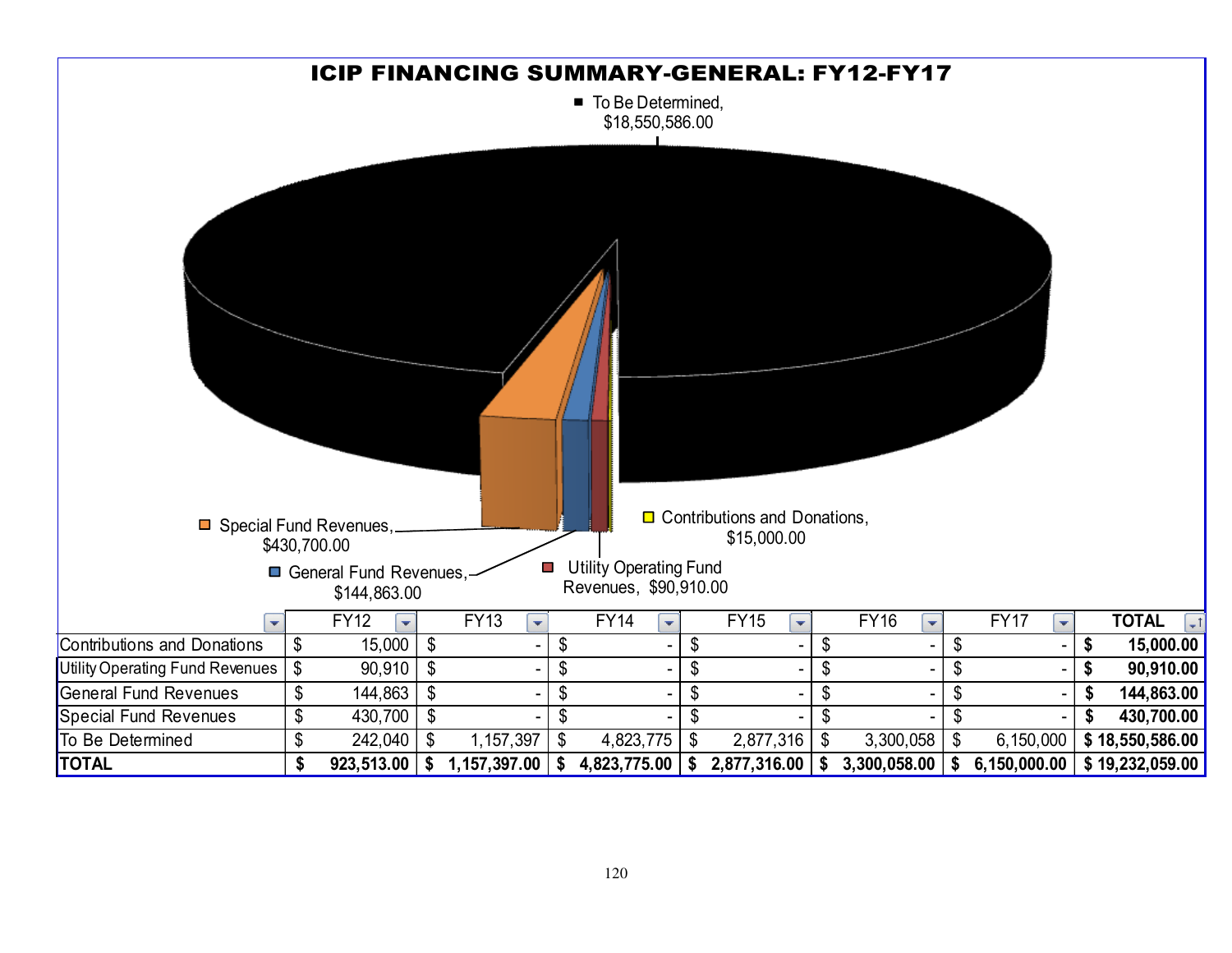# ICIP FINANCING SUMMARY-GENERAL: FY12-FY17

To Be Determined, $18,550,586.00

Special Fund Revenues, $430,700.00

General Fund Revenues, $144,863.00

Utility Operating Fund Revenues, $90,910.00

Contributions and Donations, $15,000.00

| | FY12 | FY13 | FY14 | FY15 | FY16 | FY17 | TOTAL |
|---|---|---|---|---|---|---|---|
| Contributions and Donations | $ 15,000 | $ - | $ - | $ - | $ - | $ - | **$ 15,000.00** |
| Utility Operating Fund Revenues | $ 90,910 | $ - | $ - | $ - | $ - | $ - | **$ 90,910.00** |
| General Fund Revenues | $ 144,863 | $ - | $ - | $ - | $ - | $ - | **$ 144,863.00** |
| Special Fund Revenues | $ 430,700 | $ - | $ - | $ - | $ - | $ - | **$ 430,700.00** |
| To Be Determined | $ 242,040 | $ 1,157,397 | $ 4,823,775 | $ 2,877,316 | $ 3,300,058 | $ 6,150,000 | **$ 18,550,586.00** |
| **TOTAL** | **$ 923,513.00** | **$ 1,157,397.00** | **$ 4,823,775.00** | **$ 2,877,316.00** | **$ 3,300,058.00** | **$ 6,150,000.00** | **$ 19,232,059.00** |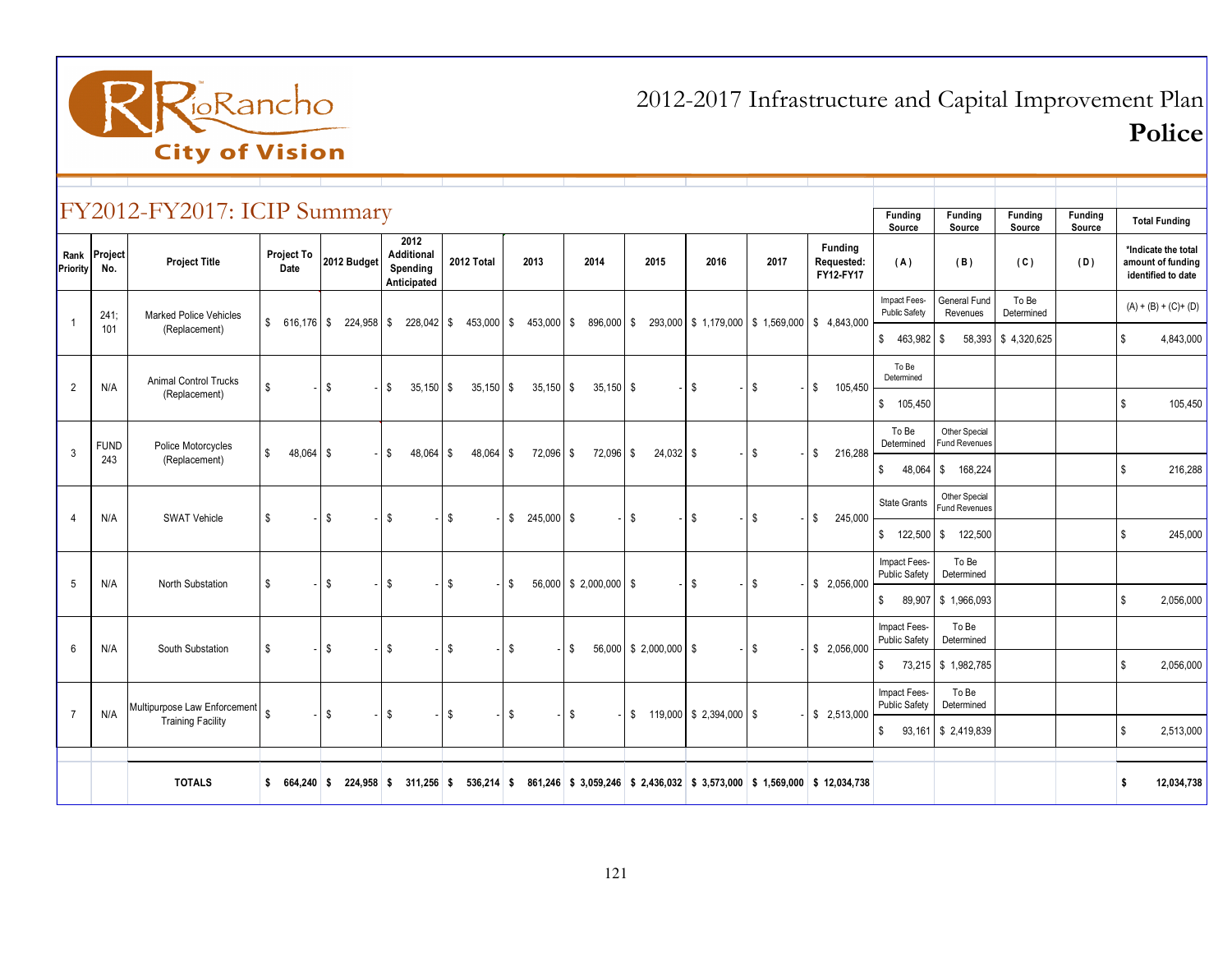# 2012-2017 Infrastructure and Capital Improvement Plan

## Police

### FY2012-FY2017: ICIP Summary

| Rank Priority | Project No. | Project Title | Project To Date | 2012 Budget | 2012 Additional Spending Anticipated | 2012 Total | 2013 | 2014 | 2015 | 2016 | 2017 | Funding Requested: FY12-FY17 | Funding Source (A) | Funding Source (B) | Funding Source (C) | Funding Source (D) | Total Funding *Indicate the total amount of funding identified to date |
|---|---|---|---|---|---|---|---|---|---|---|---|---|---|---|---|---|---|
| 1 | 241; 101 | Marked Police Vehicles (Replacement) | $ 616,176 | $ 224,958 | $ 228,042 | $ 453,000 | $ 453,000 | $ 896,000 | $ 293,000 | $ 1,179,000 | $ 1,569,000 | $ 4,843,000 | Impact Fees-Public Safety | General Fund Revenues | To Be Determined | | (A) + (B) + (C)+ (D) |
| | | | | | | | | | | | | | $ 463,982 | $ 58,393 | $ 4,320,625 | | $ 4,843,000 |
| 2 | N/A | Animal Control Trucks (Replacement) | $ - | $ - | $ 35,150 | $ 35,150 | $ 35,150 | $ 35,150 | $ - | $ - | $ - | $ 105,450 | To Be Determined | | | | |
| | | | | | | | | | | | | | $ 105,450 | | | | $ 105,450 |
| 3 | FUND 243 | Police Motorcycles (Replacement) | $ 48,064 | $ - | $ 48,064 | $ 48,064 | $ 72,096 | $ 72,096 | $ 24,032 | $ - | $ - | $ 216,288 | To Be Determined | Other Special Fund Revenues | | | |
| | | | | | | | | | | | | | $ 48,064 | $ 168,224 | | | $ 216,288 |
| 4 | N/A | SWAT Vehicle | $ - | $ - | $ - | $ - | $ 245,000 | $ - | $ - | $ - | $ - | $ 245,000 | State Grants | Other Special Fund Revenues | | | |
| | | | | | | | | | | | | | $ 122,500 | $ 122,500 | | | $ 245,000 |
| 5 | N/A | North Substation | $ - | $ - | $ - | $ - | $ 56,000 | $ 2,000,000 | $ - | $ - | $ - | $ 2,056,000 | Impact Fees-Public Safety | To Be Determined | | | |
| | | | | | | | | | | | | | $ 89,907 | $ 1,966,093 | | | $ 2,056,000 |
| 6 | N/A | South Substation | $ - | $ - | $ - | $ - | $ - | $ 56,000 | $ 2,000,000 | $ - | $ - | $ 2,056,000 | Impact Fees-Public Safety | To Be Determined | | | |
| | | | | | | | | | | | | | $ 73,215 | $ 1,982,785 | | | $ 2,056,000 |
| 7 | N/A | Multipurpose Law Enforcement Training Facility | $ - | $ - | $ - | $ - | $ - | $ - | $ 119,000 | $ 2,394,000 | $ - | $ 2,513,000 | Impact Fees-Public Safety | To Be Determined | | | |
| | | | | | | | | | | | | | $ 93,161 | $ 2,419,839 | | | $ 2,513,000 |
| | | **TOTALS** | **$ 664,240** | **$ 224,958** | **$ 311,256** | **$ 536,214** | **$ 861,246** | **$ 3,059,246** | **$ 2,436,032** | **$ 3,573,000** | **$ 1,569,000** | **$ 12,034,738** | | | | | **$ 12,034,738** |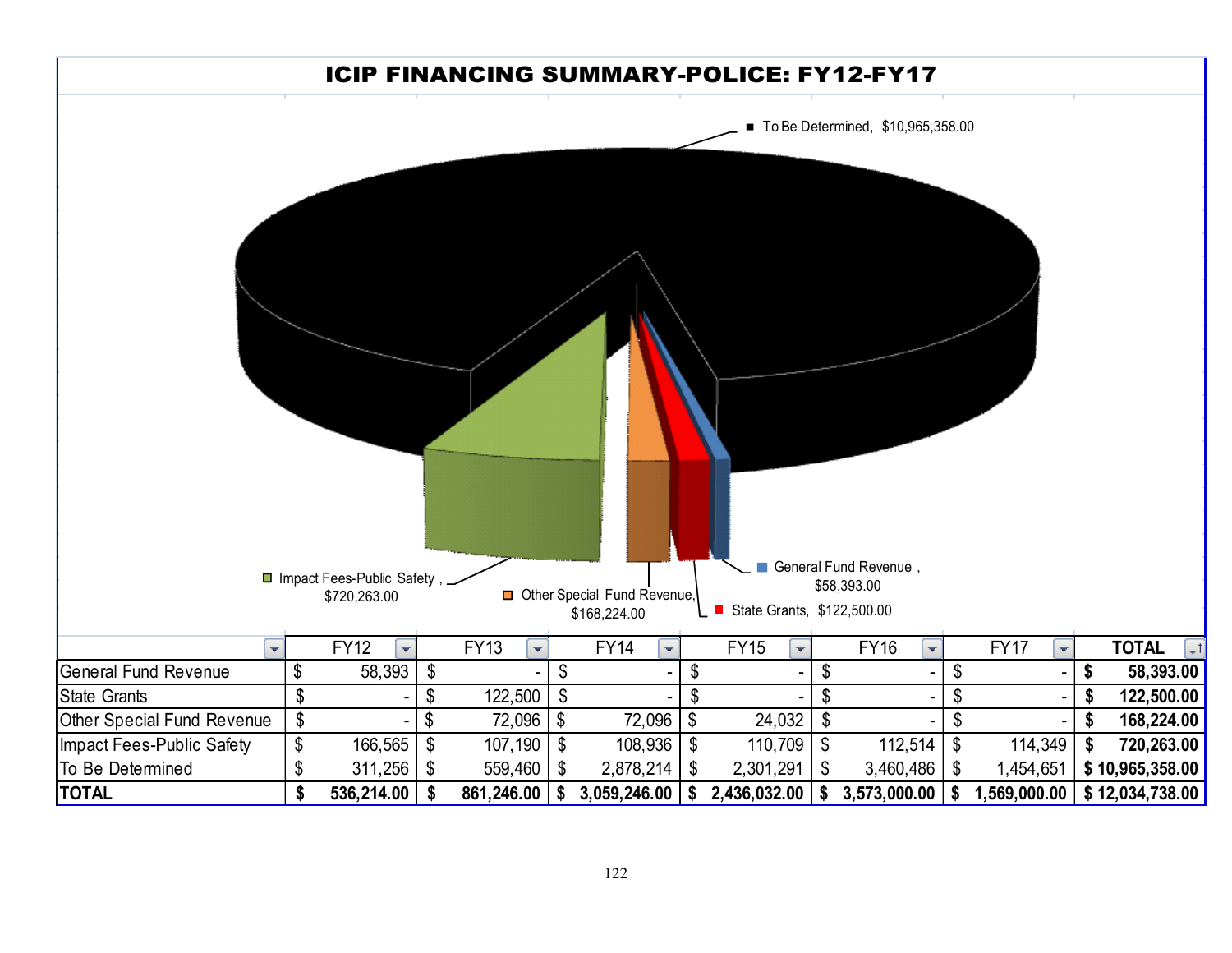# ICIP FINANCING SUMMARY-POLICE: FY12-FY17

To Be Determined, $10,965,358.00

Impact Fees-Public Safety, $720,263.00

Other Special Fund Revenue, $168,224.00

State Grants, $122,500.00

General Fund Revenue, $58,393.00

| | FY12 | FY13 | FY14 | FY15 | FY16 | FY17 | TOTAL |
|---|---|---|---|---|---|---|---|
| General Fund Revenue | $ 58,393 | $ - | $ - | $ - | $ - | $ - | **$ 58,393.00** |
| State Grants | $ - | $ 122,500 | $ - | $ - | $ - | $ - | **$ 122,500.00** |
| Other Special Fund Revenue | $ - | $ 72,096 | $ 72,096 | $ 24,032 | $ - | $ - | **$ 168,224.00** |
| Impact Fees-Public Safety | $ 166,565 | $ 107,190 | $ 108,936 | $ 110,709 | $ 112,514 | $ 114,349 | **$ 720,263.00** |
| To Be Determined | $ 311,256 | $ 559,460 | $ 2,878,214 | $ 2,301,291 | $ 3,460,486 | $ 1,454,651 | **$ 10,965,358.00** |
| **TOTAL** | **$ 536,214.00** | **$ 861,246.00** | **$ 3,059,246.00** | **$ 2,436,032.00** | **$ 3,573,000.00** | **$ 1,569,000.00** | **$ 12,034,738.00** |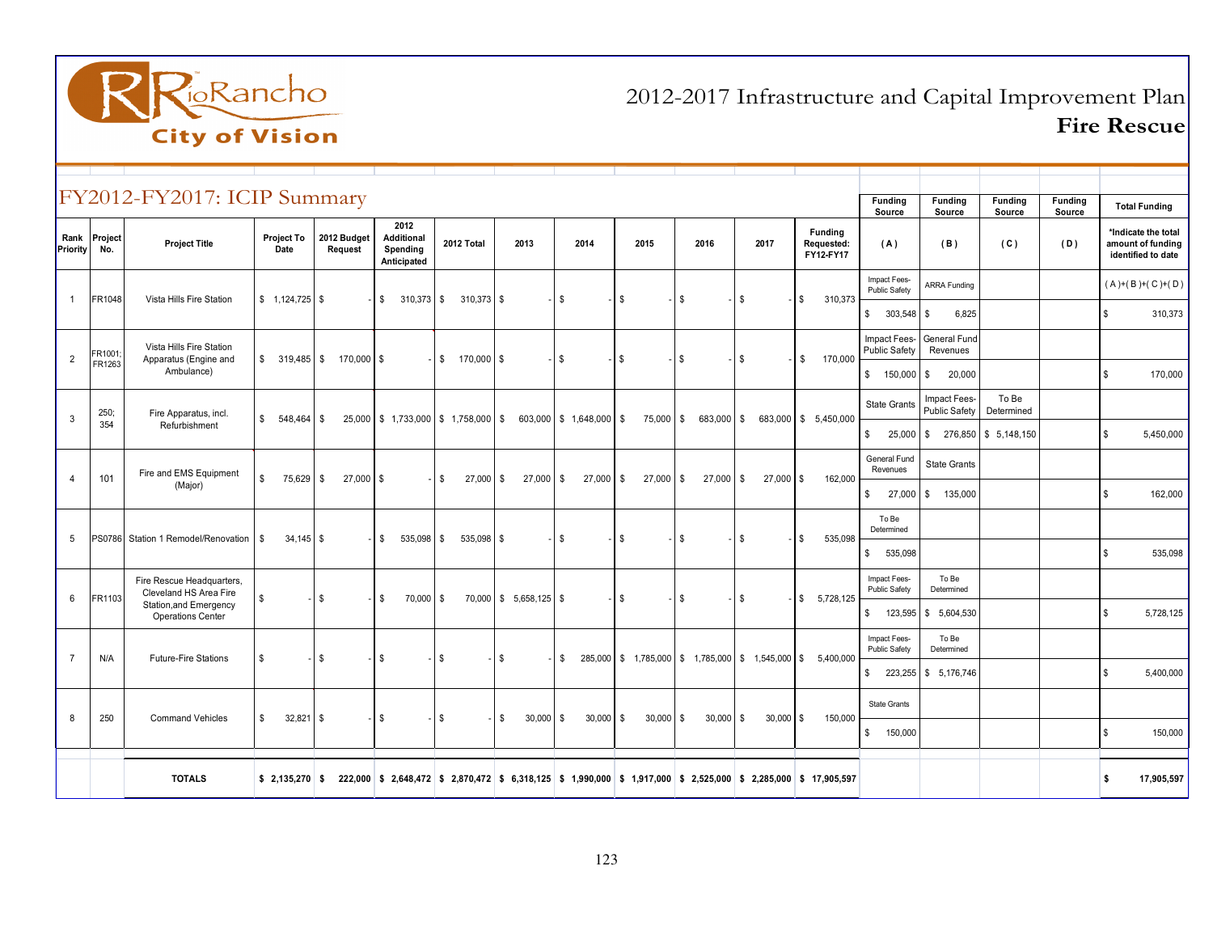# 2012-2017 Infrastructure and Capital Improvement Plan

## Fire Rescue

## FY2012-FY2017: ICIP Summary

| Rank Priority | Project No. | Project Title | Project To Date | 2012 Budget Request | 2012 Additional Spending Anticipated | 2012 Total | 2013 | 2014 | 2015 | 2016 | 2017 | Funding Requested: FY12-FY17 | Funding Source (A) | Funding Source (B) | Funding Source (C) | Funding Source (D) | Total Funding *Indicate the total amount of funding identified to date (A)+(B)+(C)+(D) |
|---|---|---|---|---|---|---|---|---|---|---|---|---|---|---|---|---|---|
| 1 | FR1048 | Vista Hills Fire Station | $ 1,124,725 | $ - | $ 310,373 | $ 310,373 | $ - | $ - | $ - | $ - | $ - | $ 310,373 | Impact Fees-Public Safety $ 303,548 | ARRA Funding $ 6,825 | | | $ 310,373 |
| 2 | FR1001; FR1263 | Vista Hills Fire Station Apparatus (Engine and Ambulance) | $ 319,485 | $ 170,000 | $ - | $ 170,000 | $ - | $ - | $ - | $ - | $ - | $ 170,000 | Impact Fees-Public Safety $ 150,000 | General Fund Revenues $ 20,000 | | | $ 170,000 |
| 3 | 250; 354 | Fire Apparatus, incl. Refurbishment | $ 548,464 | $ 25,000 | $ 1,733,000 | $ 1,758,000 | $ 603,000 | $ 1,648,000 | $ 75,000 | $ 683,000 | $ 683,000 | $ 5,450,000 | State Grants $ 25,000 | Impact Fees-Public Safety $ 276,850 | To Be Determined $ 5,148,150 | | $ 5,450,000 |
| 4 | 101 | Fire and EMS Equipment (Major) | $ 75,629 | $ 27,000 | $ - | $ 27,000 | $ 27,000 | $ 27,000 | $ 27,000 | $ 27,000 | $ 27,000 | $ 162,000 | General Fund Revenues $ 27,000 | State Grants $ 135,000 | | | $ 162,000 |
| 5 | PS0786 | Station 1 Remodel/Renovation | $ 34,145 | $ - | $ 535,098 | $ 535,098 | $ - | $ - | $ - | $ - | $ - | $ 535,098 | To Be Determined $ 535,098 | | | | $ 535,098 |
| 6 | FR1103 | Fire Rescue Headquarters, Cleveland HS Area Fire Station,and Emergency Operations Center | $ - | $ - | $ 70,000 | $ 70,000 | $ 5,658,125 | $ - | $ - | $ - | $ - | $ 5,728,125 | Impact Fees-Public Safety $ 123,595 | To Be Determined $ 5,604,530 | | | $ 5,728,125 |
| 7 | N/A | Future-Fire Stations | $ - | $ - | $ - | $ - | $ - | $ 285,000 | $ 1,785,000 | $ 1,785,000 | $ 1,545,000 | $ 5,400,000 | Impact Fees-Public Safety $ 223,255 | To Be Determined $ 5,176,746 | | | $ 5,400,000 |
| 8 | 250 | Command Vehicles | $ 32,821 | $ - | $ - | $ - | $ 30,000 | $ 30,000 | $ 30,000 | $ 30,000 | $ 30,000 | $ 150,000 | State Grants $ 150,000 | | | | $ 150,000 |
| | | **TOTALS** | **$ 2,135,270** | **$ 222,000** | **$ 2,648,472** | **$ 2,870,472** | **$ 6,318,125** | **$ 1,990,000** | **$ 1,917,000** | **$ 2,525,000** | **$ 2,285,000** | **$ 17,905,597** | | | | | **$ 17,905,597** |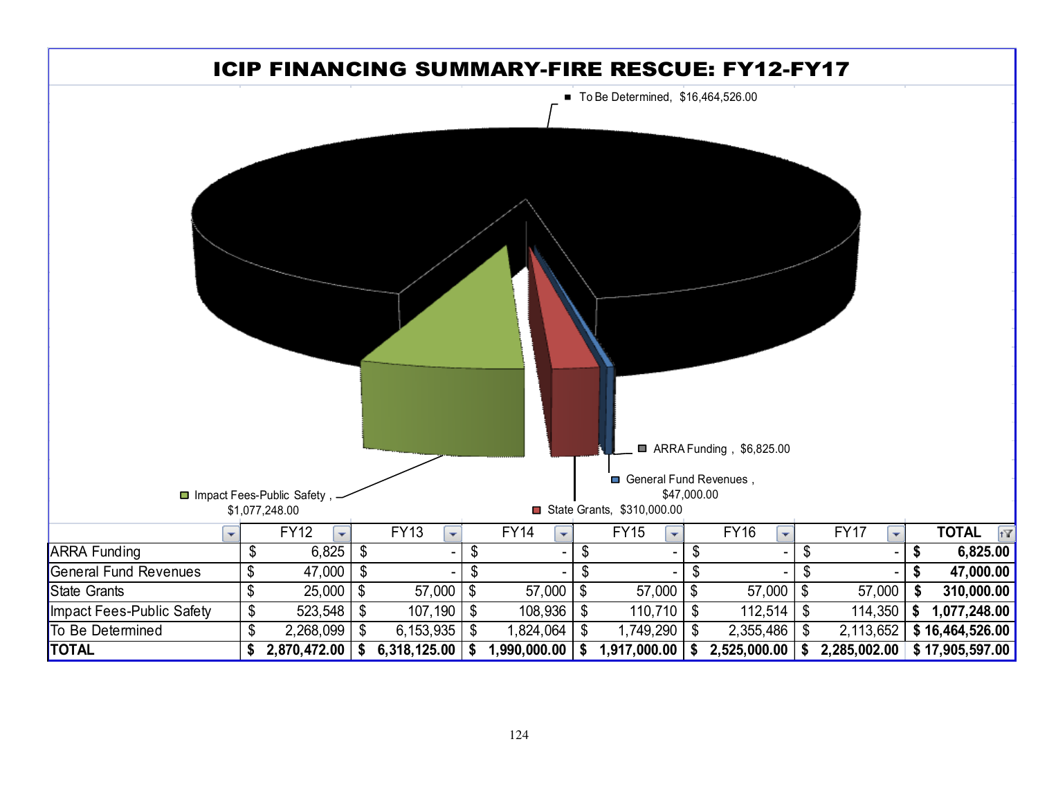# ICIP FINANCING SUMMARY-FIRE RESCUE: FY12-FY17

To Be Determined, $16,464,526.00

ARRA Funding , $6,825.00

General Fund Revenues , $47,000.00

Impact Fees-Public Safety , $1,077,248.00

State Grants, $310,000.00

| | FY12 | FY13 | FY14 | FY15 | FY16 | FY17 | TOTAL |
|---|---|---|---|---|---|---|---|
| ARRA Funding | $ 6,825 | $ - | $ - | $ - | $ - | $ - | **$ 6,825.00** |
| General Fund Revenues | $ 47,000 | $ - | $ - | $ - | $ - | $ - | **$ 47,000.00** |
| State Grants | $ 25,000 | $ 57,000 | $ 57,000 | $ 57,000 | $ 57,000 | $ 57,000 | **$ 310,000.00** |
| Impact Fees-Public Safety | $ 523,548 | $ 107,190 | $ 108,936 | $ 110,710 | $ 112,514 | $ 114,350 | **$ 1,077,248.00** |
| To Be Determined | $ 2,268,099 | $ 6,153,935 | $ 1,824,064 | $ 1,749,290 | $ 2,355,486 | $ 2,113,652 | **$ 16,464,526.00** |
| **TOTAL** | **$ 2,870,472.00** | **$ 6,318,125.00** | **$ 1,990,000.00** | **$ 1,917,000.00** | **$ 2,525,000.00** | **$ 2,285,002.00** | **$ 17,905,597.00** |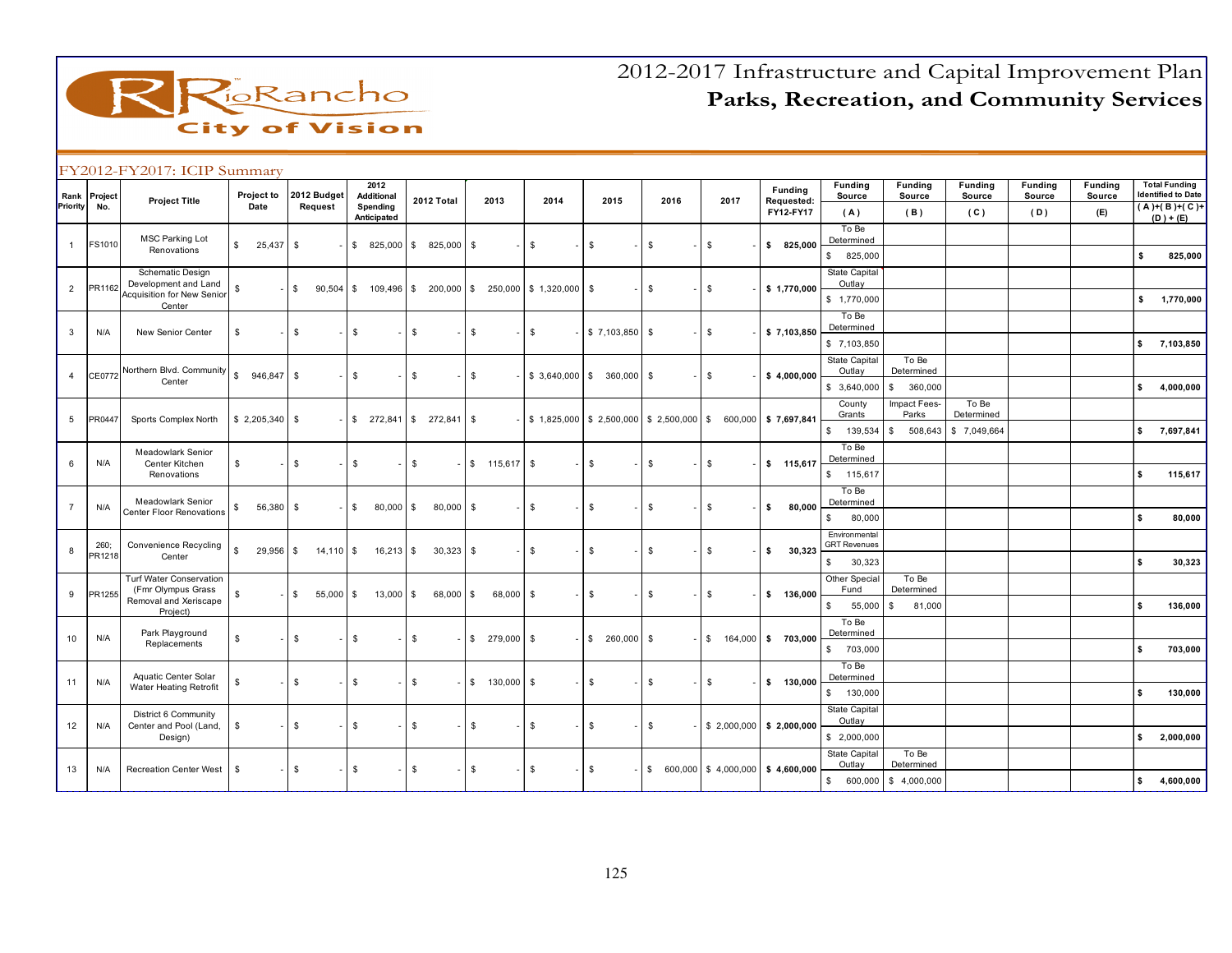# 2012-2017 Infrastructure and Capital Improvement Plan

## Parks, Recreation, and Community Services

### FY2012-FY2017: ICIP Summary

| Rank Priority | Project No. | Project Title | Project to Date | 2012 Budget Request | 2012 Additional Spending Anticipated | 2012 Total | 2013 | 2014 | 2015 | 2016 | 2017 | Funding Requested: FY12-FY17 | Funding Source (A) | Funding Source (B) | Funding Source (C) | Funding Source (D) | Funding Source (E) | Total Funding Identified to Date (A)+(B)+(C)+(D)+(E) |
|---|---|---|---|---|---|---|---|---|---|---|---|---|---|---|---|---|---|---|
| 1 | FS1010 | MSC Parking Lot Renovations | $ 25,437 | $ - | $ 825,000 | $ 825,000 | $ - | $ - | $ - | $ - | $ - | $ 825,000 | To Be Determined<br>$ 825,000 | | | | | $ 825,000 |
| 2 | PR1162 | Schematic Design Development and Land Acquisition for New Senior Center | $ - | $ 90,504 | $ 109,496 | $ 200,000 | $ 250,000 | $ 1,320,000 | $ - | $ - | $ - | $ 1,770,000 | State Capital Outlay<br>$ 1,770,000 | | | | | $ 1,770,000 |
| 3 | N/A | New Senior Center | $ - | $ - | $ - | $ - | $ - | $ - | $ 7,103,850 | $ - | $ - | $ 7,103,850 | To Be Determined<br>$ 7,103,850 | | | | | $ 7,103,850 |
| 4 | CE0772 | Northern Blvd. Community Center | $ 946,847 | $ - | $ - | $ - | $ - | $ 3,640,000 | $ 360,000 | $ - | $ - | $ 4,000,000 | State Capital Outlay<br>$ 3,640,000 | To Be Determined<br>$ 360,000 | | | | $ 4,000,000 |
| 5 | PR0447 | Sports Complex North | $ 2,205,340 | $ - | $ 272,841 | $ 272,841 | $ - | $ 1,825,000 | $ 2,500,000 | $ 2,500,000 | $ 600,000 | $ 7,697,841 | County Grants<br>$ 139,534 | Impact Fees-Parks<br>$ 508,643 | To Be Determined<br>$ 7,049,664 | | | $ 7,697,841 |
| 6 | N/A | Meadowlark Senior Center Kitchen Renovations | $ - | $ - | $ - | $ - | $ 115,617 | $ - | $ - | $ - | $ - | $ 115,617 | To Be Determined<br>$ 115,617 | | | | | $ 115,617 |
| 7 | N/A | Meadowlark Senior Center Floor Renovations | $ 56,380 | $ - | $ 80,000 | $ 80,000 | $ - | $ - | $ - | $ - | $ - | $ 80,000 | To Be Determined<br>$ 80,000 | | | | | $ 80,000 |
| 8 | 260; PR1218 | Convenience Recycling Center | $ 29,956 | $ 14,110 | $ 16,213 | $ 30,323 | $ - | $ - | $ - | $ - | $ - | $ 30,323 | Environmental GRT Revenues<br>$ 30,323 | | | | | $ 30,323 |
| 9 | PR1255 | Turf Water Conservation (Fmr Olympus Grass Removal and Xeriscape Project) | $ - | $ 55,000 | $ 13,000 | $ 68,000 | $ 68,000 | $ - | $ - | $ - | $ - | $ 136,000 | Other Special Fund<br>$ 55,000 | To Be Determined<br>$ 81,000 | | | | $ 136,000 |
| 10 | N/A | Park Playground Replacements | $ - | $ - | $ - | $ - | $ 279,000 | $ - | $ 260,000 | $ - | $ 164,000 | $ 703,000 | To Be Determined<br>$ 703,000 | | | | | $ 703,000 |
| 11 | N/A | Aquatic Center Solar Water Heating Retrofit | $ - | $ - | $ - | $ - | $ 130,000 | $ - | $ - | $ - | $ - | $ 130,000 | To Be Determined<br>$ 130,000 | | | | | $ 130,000 |
| 12 | N/A | District 6 Community Center and Pool (Land, Design) | $ - | $ - | $ - | $ - | $ - | $ - | $ - | $ - | $ 2,000,000 | $ 2,000,000 | State Capital Outlay<br>$ 2,000,000 | | | | | $ 2,000,000 |
| 13 | N/A | Recreation Center West | $ - | $ - | $ - | $ - | $ - | $ - | $ - | $ 600,000 | $ 4,000,000 | $ 4,600,000 | State Capital Outlay<br>$ 600,000 | To Be Determined<br>$ 4,000,000 | | | | $ 4,600,000 |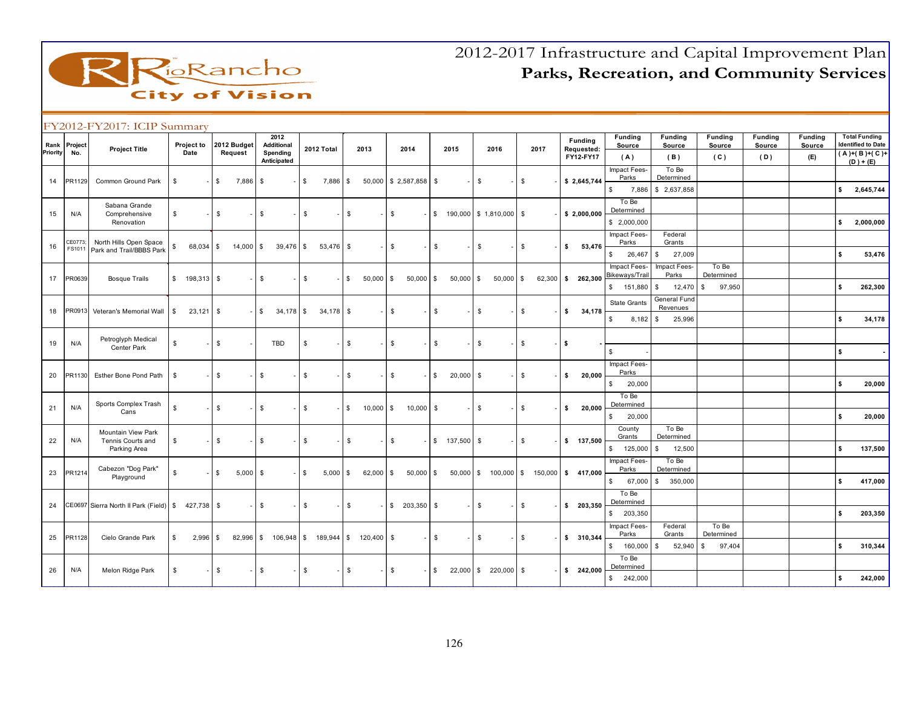# 2012-2017 Infrastructure and Capital Improvement Plan

## Parks, Recreation, and Community Services

### FY2012-FY2017: ICIP Summary

| Rank Priority | Project No. | Project Title | Project to Date | 2012 Budget Request | 2012 Additional Spending Anticipated | 2012 Total | 2013 | 2014 | 2015 | 2016 | 2017 | Funding Requested: FY12-FY17 | Funding Source (A) | Funding Source (B) | Funding Source (C) | Funding Source (D) | Funding Source (E) | Total Funding Identified to Date (A)+(B)+(C)+(D)+(E) |
|---|---|---|---|---|---|---|---|---|---|---|---|---|---|---|---|---|---|---|
| 14 | PR1129 | Common Ground Park | $ - | $ 7,886 | $ - | $ 7,886 | $ 50,000 | $ 2,587,858 | $ - | $ - | $ - | $ 2,645,744 | Impact Fees-Parks | To Be Determined | | | | |
| | | | | | | | | | | | | | $ 7,886 | $ 2,637,858 | | | | $ 2,645,744 |
| 15 | N/A | Sabana Grande Comprehensive Renovation | $ - | $ - | $ - | $ - | $ - | $ - | $ 190,000 | $ 1,810,000 | $ - | $ 2,000,000 | To Be Determined | | | | | |
| | | | | | | | | | | | | | $ 2,000,000 | | | | | $ 2,000,000 |
| 16 | CE0773; FS1011 | North Hills Open Space Park and Trail/BBBS Park | $ 68,034 | $ 14,000 | $ 39,476 | $ 53,476 | $ - | $ - | $ - | $ - | $ - | $ 53,476 | Impact Fees-Parks | Federal Grants | | | | |
| | | | | | | | | | | | | | $ 26,467 | $ 27,009 | | | | $ 53,476 |
| 17 | PR0639 | Bosque Trails | $ 198,313 | $ - | $ - | $ - | $ 50,000 | $ 50,000 | $ 50,000 | $ 50,000 | $ 62,300 | $ 262,300 | Impact Fees-Bikeways/Trail | Impact Fees-Parks | To Be Determined | | | |
| | | | | | | | | | | | | | $ 151,880 | $ 12,470 | $ 97,950 | | | $ 262,300 |
| 18 | PR0913 | Veteran's Memorial Wall | $ 23,121 | $ - | $ 34,178 | $ 34,178 | $ - | $ - | $ - | $ - | $ - | $ 34,178 | State Grants | General Fund Revenues | | | | |
| | | | | | | | | | | | | | $ 8,182 | $ 25,996 | | | | $ 34,178 |
| 19 | N/A | Petroglyph Medical Center Park | $ - | $ - | TBD | $ - | $ - | $ - | $ - | $ - | $ - | $ - | | | | | | |
| | | | | | | | | | | | | | $ - | | | | | $ - |
| 20 | PR1130 | Esther Bone Pond Path | $ - | $ - | $ - | $ - | $ - | $ - | $ 20,000 | $ - | $ - | $ 20,000 | Impact Fees-Parks | | | | | |
| | | | | | | | | | | | | | $ 20,000 | | | | | $ 20,000 |
| 21 | N/A | Sports Complex Trash Cans | $ - | $ - | $ - | $ - | $ 10,000 | $ 10,000 | $ - | $ - | $ - | $ 20,000 | To Be Determined | | | | | |
| | | | | | | | | | | | | | $ 20,000 | | | | | $ 20,000 |
| 22 | N/A | Mountain View Park Tennis Courts and Parking Area | $ - | $ - | $ - | $ - | $ - | $ - | $ 137,500 | $ - | $ - | $ 137,500 | County Grants | To Be Determined | | | | |
| | | | | | | | | | | | | | $ 125,000 | $ 12,500 | | | | $ 137,500 |
| 23 | PR1214 | Cabezon "Dog Park" Playground | $ - | $ 5,000 | $ - | $ 5,000 | $ 62,000 | $ 50,000 | $ 50,000 | $ 100,000 | $ 150,000 | $ 417,000 | Impact Fees-Parks | To Be Determined | | | | |
| | | | | | | | | | | | | | $ 67,000 | $ 350,000 | | | | $ 417,000 |
| 24 | CE0697 | Sierra North II Park (Field) | $ 427,738 | $ - | $ - | $ - | $ - | $ 203,350 | $ - | $ - | $ - | $ 203,350 | To Be Determined | | | | | |
| | | | | | | | | | | | | | $ 203,350 | | | | | $ 203,350 |
| 25 | PR1128 | Cielo Grande Park | $ 2,996 | $ 82,996 | $ 106,948 | $ 189,944 | $ 120,400 | $ - | $ - | $ - | $ - | $ 310,344 | Impact Fees-Parks | Federal Grants | To Be Determined | | | |
| | | | | | | | | | | | | | $ 160,000 | $ 52,940 | $ 97,404 | | | $ 310,344 |
| 26 | N/A | Melon Ridge Park | $ - | $ - | $ - | $ - | $ - | $ - | $ 22,000 | $ 220,000 | $ - | $ 242,000 | To Be Determined | | | | | |
| | | | | | | | | | | | | | $ 242,000 | | | | | $ 242,000 |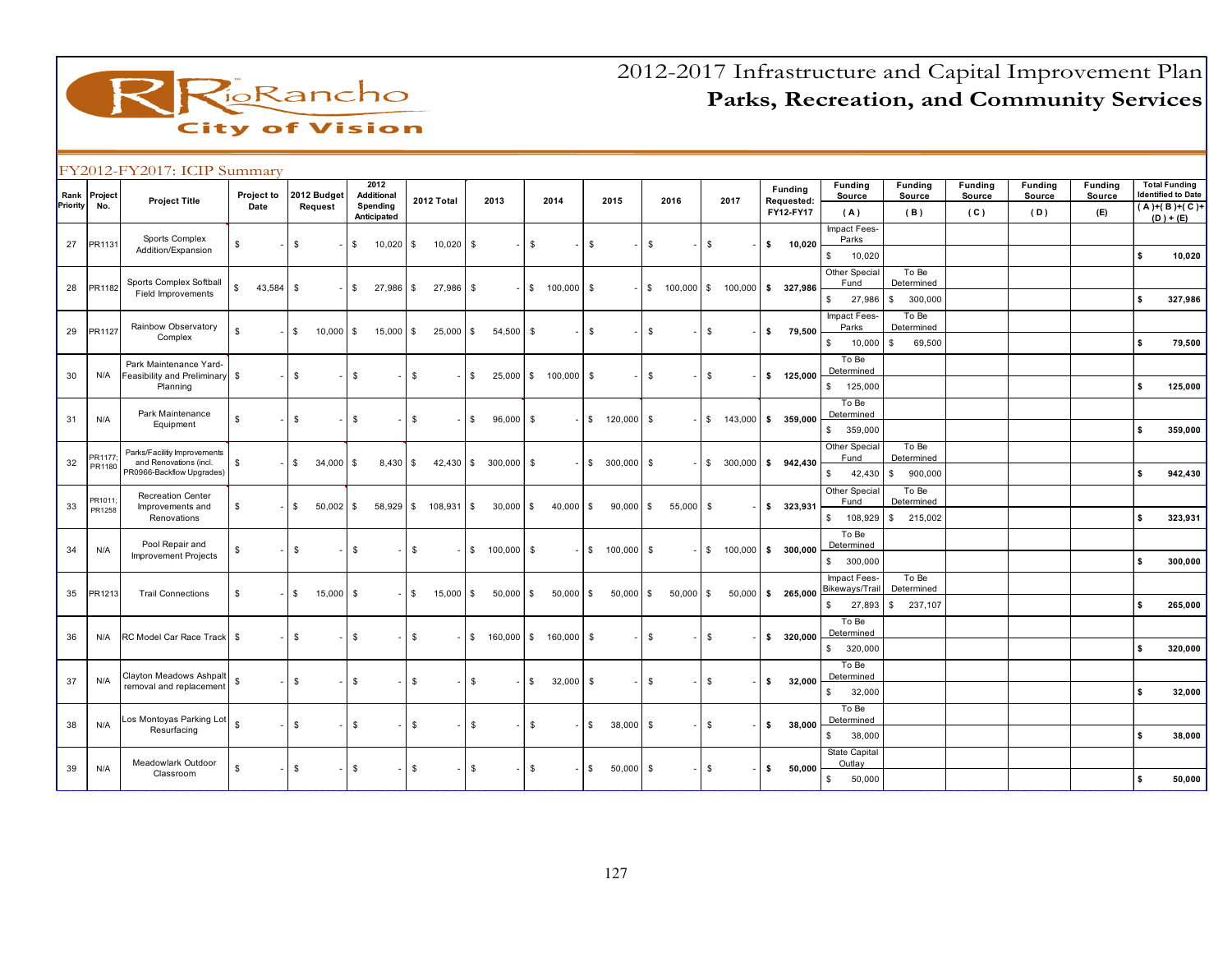# 2012-2017 Infrastructure and Capital Improvement Plan

## Parks, Recreation, and Community Services

### FY2012-FY2017: ICIP Summary

| Rank Priority | Project No. | Project Title | Project to Date | 2012 Budget Request | 2012 Additional Spending Anticipated | 2012 Total | 2013 | 2014 | 2015 | 2016 | 2017 | Funding Requested: FY12-FY17 | Funding Source (A) | Funding Source (B) | Funding Source (C) | Funding Source (D) | Funding Source (E) | Total Funding Identified to Date (A)+(B)+(C)+(D)+(E) |
|---|---|---|---|---|---|---|---|---|---|---|---|---|---|---|---|---|---|---|
| 27 | PR1131 | Sports Complex Addition/Expansion | $ - | $ - | $ 10,020 | $ 10,020 | $ - | $ - | $ - | $ - | $ - | $ 10,020 | Impact Fees-Parks $ 10,020 | | | | | $ 10,020 |
| 28 | PR1182 | Sports Complex Softball Field Improvements | $ 43,584 | $ - | $ 27,986 | $ 27,986 | $ - | $ 100,000 | $ - | $ 100,000 | $ 100,000 | $ 327,986 | Other Special Fund $ 27,986 | To Be Determined $ 300,000 | | | | $ 327,986 |
| 29 | PR1127 | Rainbow Observatory Complex | $ - | $ 10,000 | $ 15,000 | $ 25,000 | $ 54,500 | $ - | $ - | $ - | $ - | $ 79,500 | Impact Fees-Parks $ 10,000 | To Be Determined $ 69,500 | | | | $ 79,500 |
| 30 | N/A | Park Maintenance Yard-Feasibility and Preliminary Planning | $ - | $ - | $ - | $ - | $ 25,000 | $ 100,000 | $ - | $ - | $ - | $ 125,000 | To Be Determined $ 125,000 | | | | | $ 125,000 |
| 31 | N/A | Park Maintenance Equipment | $ - | $ - | $ - | $ - | $ 96,000 | $ - | $ 120,000 | $ - | $ 143,000 | $ 359,000 | To Be Determined $ 359,000 | | | | | $ 359,000 |
| 32 | PR1177; PR1180 | Parks/Facility Improvements and Renovations (incl. PR0966-Backflow Upgrades) | $ - | $ 34,000 | $ 8,430 | $ 42,430 | $ 300,000 | $ - | $ 300,000 | $ - | $ 300,000 | $ 942,430 | Other Special Fund $ 42,430 | To Be Determined $ 900,000 | | | | $ 942,430 |
| 33 | PR1011; PR1258 | Recreation Center Improvements and Renovations | $ - | $ 50,002 | $ 58,929 | $ 108,931 | $ 30,000 | $ 40,000 | $ 90,000 | $ 55,000 | $ - | $ 323,931 | Other Special Fund $ 108,929 | To Be Determined $ 215,002 | | | | $ 323,931 |
| 34 | N/A | Pool Repair and Improvement Projects | $ - | $ - | $ - | $ - | $ 100,000 | $ - | $ 100,000 | $ - | $ 100,000 | $ 300,000 | To Be Determined $ 300,000 | | | | | $ 300,000 |
| 35 | PR1213 | Trail Connections | $ - | $ 15,000 | $ - | $ 15,000 | $ 50,000 | $ 50,000 | $ 50,000 | $ 50,000 | $ 50,000 | $ 265,000 | Impact Fees-Bikeways/Trail $ 27,893 | To Be Determined $ 237,107 | | | | $ 265,000 |
| 36 | N/A | RC Model Car Race Track | $ - | $ - | $ - | $ - | $ 160,000 | $ 160,000 | $ - | $ - | $ - | $ 320,000 | To Be Determined $ 320,000 | | | | | $ 320,000 |
| 37 | N/A | Clayton Meadows Ashpalt removal and replacement | $ - | $ - | $ - | $ - | $ - | $ 32,000 | $ - | $ - | $ - | $ 32,000 | To Be Determined $ 32,000 | | | | | $ 32,000 |
| 38 | N/A | Los Montoyas Parking Lot Resurfacing | $ - | $ - | $ - | $ - | $ - | $ - | $ 38,000 | $ - | $ - | $ 38,000 | To Be Determined $ 38,000 | | | | | $ 38,000 |
| 39 | N/A | Meadowlark Outdoor Classroom | $ - | $ - | $ - | $ - | $ - | $ - | $ 50,000 | $ - | $ - | $ 50,000 | State Capital Outlay $ 50,000 | | | | | $ 50,000 |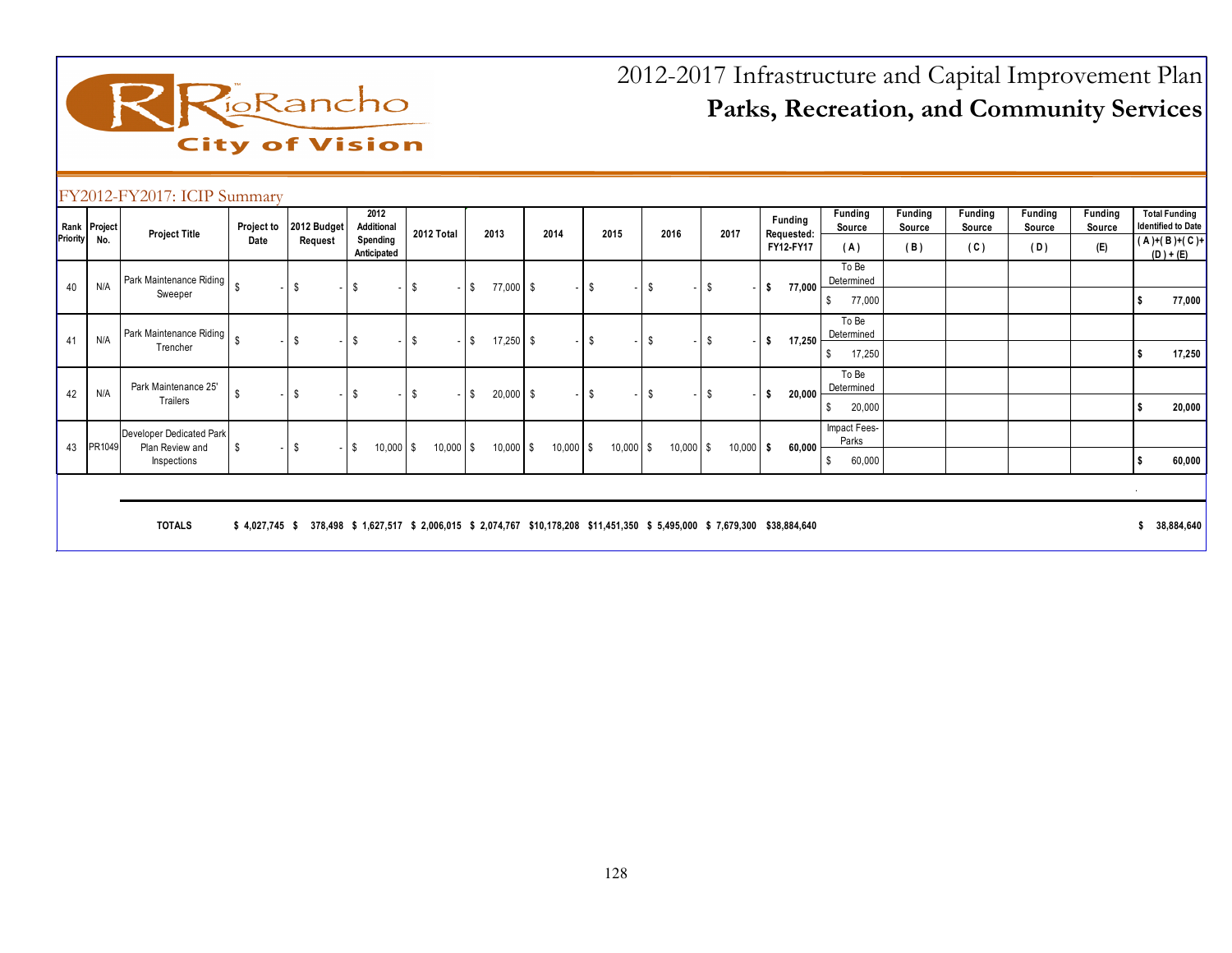# 2012-2017 Infrastructure and Capital Improvement Plan

## Parks, Recreation, and Community Services

### FY2012-FY2017: ICIP Summary

| Rank Priority | Project No. | Project Title | Project to Date | 2012 Budget Request | 2012 Additional Spending Anticipated | 2012 Total | 2013 | 2014 | 2015 | 2016 | 2017 | Funding Requested: FY12-FY17 | Funding Source (A) | Funding Source (B) | Funding Source (C) | Funding Source (D) | Funding Source (E) | Total Funding Identified to Date (A)+(B)+(C)+(D)+(E) |
|---|---|---|---|---|---|---|---|---|---|---|---|---|---|---|---|---|---|---|
| 40 | N/A | Park Maintenance Riding Sweeper | $ - | $ - | $ - | $ - | $ 77,000 | $ - | $ - | $ - | $ - | $ 77,000 | To Be Determined<br>$ 77,000 | | | | | $ 77,000 |
| 41 | N/A | Park Maintenance Riding Trencher | $ - | $ - | $ - | $ - | $ 17,250 | $ - | $ - | $ - | $ - | $ 17,250 | To Be Determined<br>$ 17,250 | | | | | $ 17,250 |
| 42 | N/A | Park Maintenance 25' Trailers | $ - | $ - | $ - | $ - | $ 20,000 | $ - | $ - | $ - | $ - | $ 20,000 | To Be Determined<br>$ 20,000 | | | | | $ 20,000 |
| 43 | PR1049 | Developer Dedicated Park Plan Review and Inspections | $ - | $ - | $ 10,000 | $ 10,000 | $ 10,000 | $ 10,000 | $ 10,000 | $ 10,000 | $ 10,000 | $ 60,000 | Impact Fees-Parks<br>$ 60,000 | | | | | $ 60,000 |
| | | **TOTALS** | $ 4,027,745 | $ 378,498 | $ 1,627,517 | $ 2,006,015 | $ 2,074,767 | $10,178,208 | $11,451,350 | $ 5,495,000 | $ 7,679,300 | $38,884,640 | | | | | | $ 38,884,640 |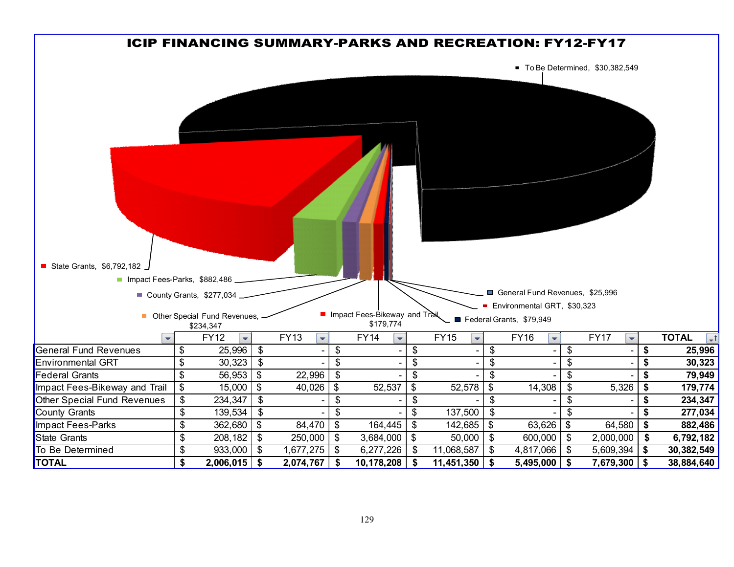# ICIP FINANCING SUMMARY-PARKS AND RECREATION: FY12-FY17

- To Be Determined, $30,382,549
- State Grants, $6,792,182
- Impact Fees-Parks, $882,486
- County Grants, $277,034
- Other Special Fund Revenues, $234,347
- Impact Fees-Bikeway and Trail, $179,774
- Federal Grants, $79,949
- Environmental GRT, $30,323
- General Fund Revenues, $25,996

| | FY12 | FY13 | FY14 | FY15 | FY16 | FY17 | TOTAL |
|---|---|---|---|---|---|---|---|
| General Fund Revenues | $ 25,996 | $ - | $ - | $ - | $ - | $ - | **$ 25,996** |
| Environmental GRT | $ 30,323 | $ - | $ - | $ - | $ - | $ - | **$ 30,323** |
| Federal Grants | $ 56,953 | $ 22,996 | $ - | $ - | $ - | $ - | **$ 79,949** |
| Impact Fees-Bikeway and Trail | $ 15,000 | $ 40,026 | $ 52,537 | $ 52,578 | $ 14,308 | $ 5,326 | **$ 179,774** |
| Other Special Fund Revenues | $ 234,347 | $ - | $ - | $ - | $ - | $ - | **$ 234,347** |
| County Grants | $ 139,534 | $ - | $ - | $ 137,500 | $ - | $ - | **$ 277,034** |
| Impact Fees-Parks | $ 362,680 | $ 84,470 | $ 164,445 | $ 142,685 | $ 63,626 | $ 64,580 | **$ 882,486** |
| State Grants | $ 208,182 | $ 250,000 | $ 3,684,000 | $ 50,000 | $ 600,000 | $ 2,000,000 | **$ 6,792,182** |
| To Be Determined | $ 933,000 | $ 1,677,275 | $ 6,277,226 | $ 11,068,587 | $ 4,817,066 | $ 5,609,394 | **$ 30,382,549** |
| **TOTAL** | **$ 2,006,015** | **$ 2,074,767** | **$ 10,178,208** | **$ 11,451,350** | **$ 5,495,000** | **$ 7,679,300** | **$ 38,884,640** |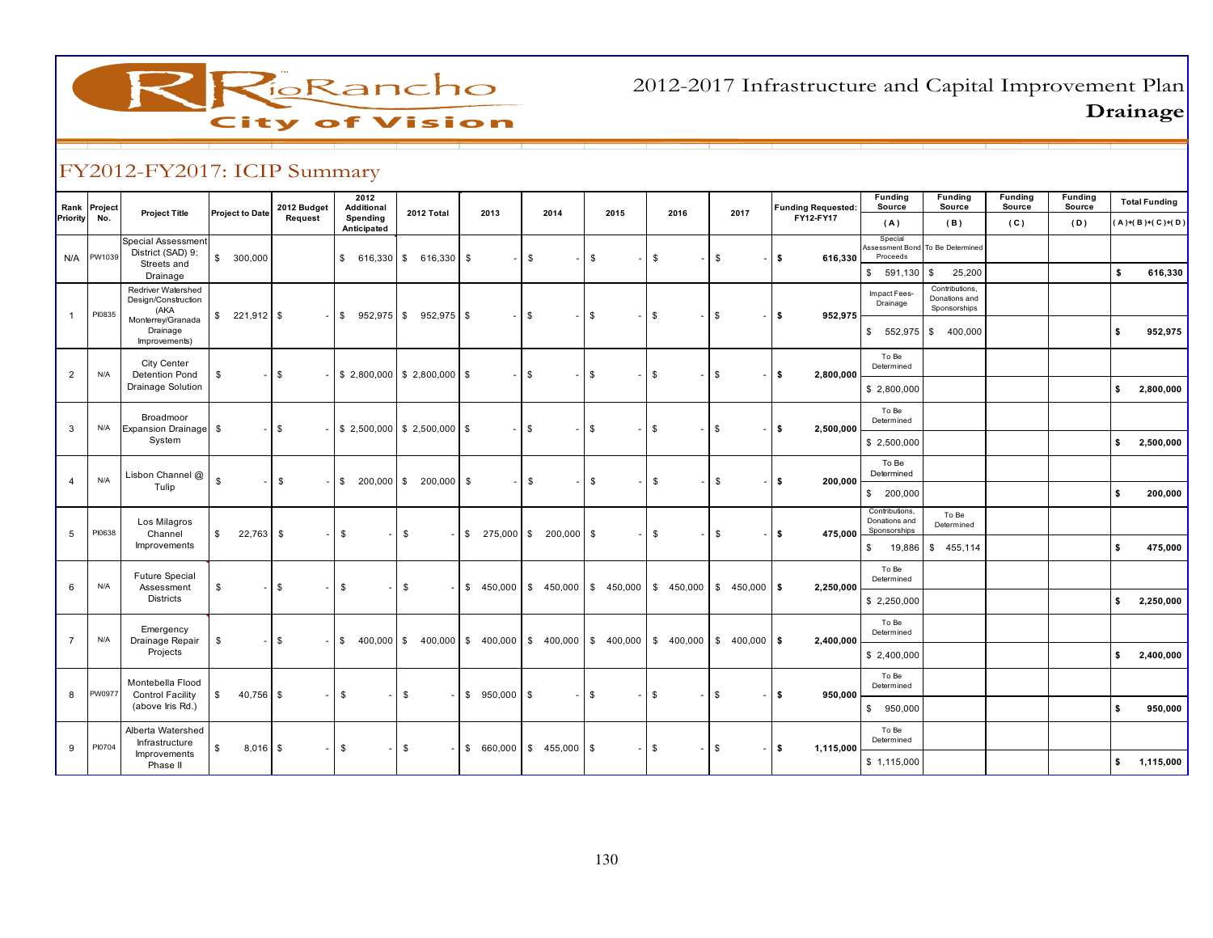# 2012-2017 Infrastructure and Capital Improvement Plan

## Drainage

## FY2012-FY2017: ICIP Summary

| Rank Priority | Project No. | Project Title | Project to Date | 2012 Budget Request | 2012 Additional Spending Anticipated | 2012 Total | 2013 | 2014 | 2015 | 2016 | 2017 | Funding Requested: FY12-FY17 | Funding Source (A) | Funding Source (B) | Funding Source (C) | Funding Source (D) | Total Funding (A)+(B)+(C)+(D) |
|---|---|---|---|---|---|---|---|---|---|---|---|---|---|---|---|---|---|
| N/A | PW1039 | Special Assessment District (SAD) 9: Streets and Drainage | $ 300,000 | | $ 616,330 | $ 616,330 | $ - | $ - | $ - | $ - | $ - | $ 616,330 | Special Assessment Bond Proceeds | To Be Determined | | | |
| | | | | | | | | | | | | | $ 591,130 | $ 25,200 | | | $ 616,330 |
| 1 | PI0835 | Redriver Watershed Design/Construction (AKA Monterrey/Granada Drainage Improvements) | $ 221,912 | $ - | $ 952,975 | $ 952,975 | $ - | $ - | $ - | $ - | $ - | $ 952,975 | Impact Fees-Drainage | Contributions, Donations and Sponsorships | | | |
| | | | | | | | | | | | | | $ 552,975 | $ 400,000 | | | $ 952,975 |
| 2 | N/A | City Center Detention Pond Drainage Solution | $ - | $ - | $ 2,800,000 | $ 2,800,000 | $ - | $ - | $ - | $ - | $ - | $ 2,800,000 | To Be Determined | | | | |
| | | | | | | | | | | | | | $ 2,800,000 | | | | $ 2,800,000 |
| 3 | N/A | Broadmoor Expansion Drainage System | $ - | $ - | $ 2,500,000 | $ 2,500,000 | $ - | $ - | $ - | $ - | $ - | $ 2,500,000 | To Be Determined | | | | |
| | | | | | | | | | | | | | $ 2,500,000 | | | | $ 2,500,000 |
| 4 | N/A | Lisbon Channel @ Tulip | $ - | $ - | $ 200,000 | $ 200,000 | $ - | $ - | $ - | $ - | $ - | $ 200,000 | To Be Determined | | | | |
| | | | | | | | | | | | | | $ 200,000 | | | | $ 200,000 |
| 5 | PI0638 | Los Milagros Channel Improvements | $ 22,763 | $ - | $ - | $ - | $ 275,000 | $ 200,000 | $ - | $ - | $ - | $ 475,000 | Contributions, Donations and Sponsorships | To Be Determined | | | |
| | | | | | | | | | | | | | $ 19,886 | $ 455,114 | | | $ 475,000 |
| 6 | N/A | Future Special Assessment Districts | $ - | $ - | $ - | $ - | $ 450,000 | $ 450,000 | $ 450,000 | $ 450,000 | $ 450,000 | $ 2,250,000 | To Be Determined | | | | |
| | | | | | | | | | | | | | $ 2,250,000 | | | | $ 2,250,000 |
| 7 | N/A | Emergency Drainage Repair Projects | $ - | $ - | $ 400,000 | $ 400,000 | $ 400,000 | $ 400,000 | $ 400,000 | $ 400,000 | $ 400,000 | $ 2,400,000 | To Be Determined | | | | |
| | | | | | | | | | | | | | $ 2,400,000 | | | | $ 2,400,000 |
| 8 | PW0977 | Montebella Flood Control Facility (above Iris Rd.) | $ 40,756 | $ - | $ - | $ - | $ 950,000 | $ - | $ - | $ - | $ - | $ 950,000 | To Be Determined | | | | |
| | | | | | | | | | | | | | $ 950,000 | | | | $ 950,000 |
| 9 | PI0704 | Alberta Watershed Infrastructure Improvements Phase II | $ 8,016 | $ - | $ - | $ - | $ 660,000 | $ 455,000 | $ - | $ - | $ - | $ 1,115,000 | To Be Determined | | | | |
| | | | | | | | | | | | | | $ 1,115,000 | | | | $ 1,115,000 |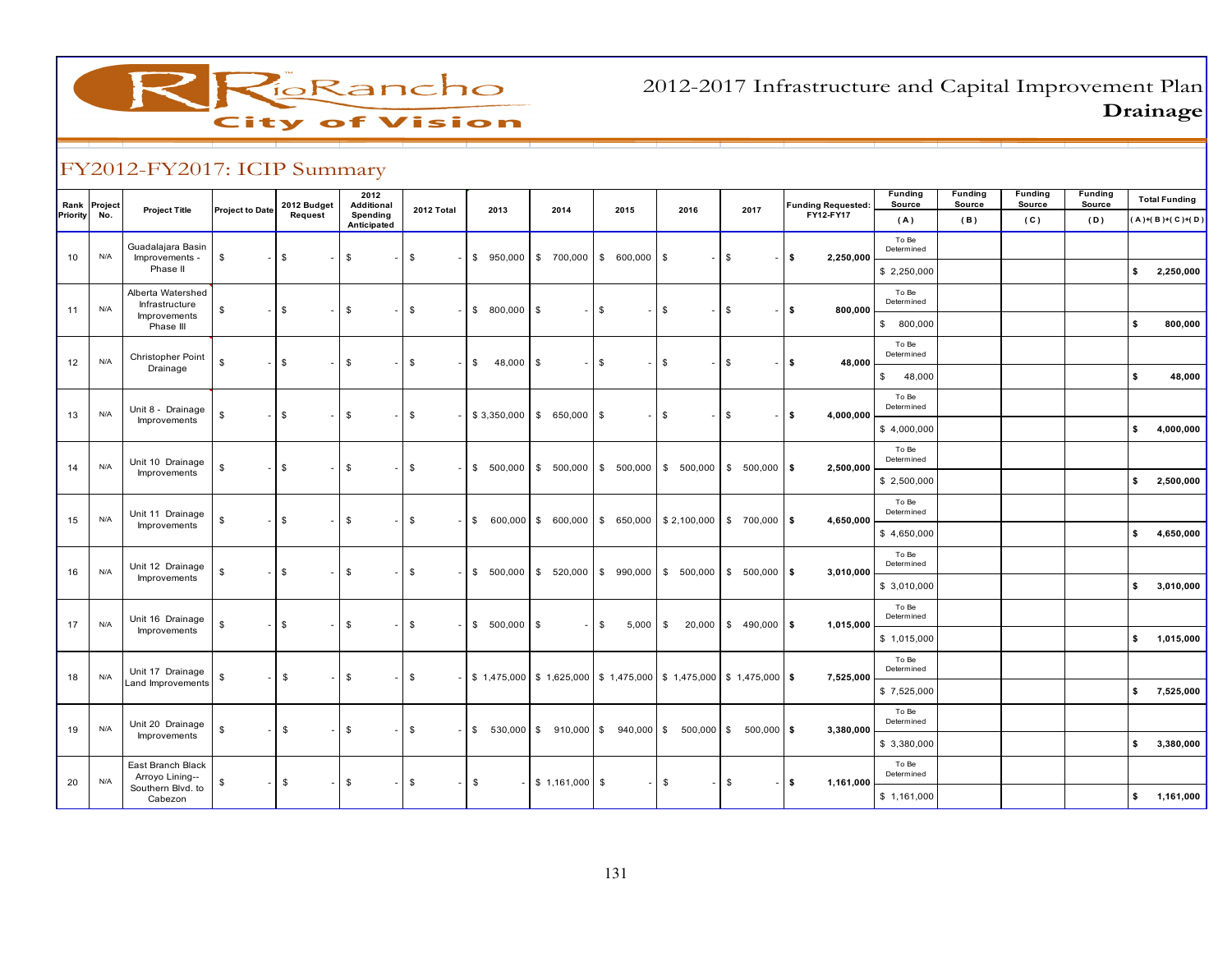# 2012-2017 Infrastructure and Capital Improvement Plan

## Drainage

## FY2012-FY2017: ICIP Summary

| Rank Priority | Project No. | Project Title | Project to Date | 2012 Budget Request | 2012 Additional Spending Anticipated | 2012 Total | 2013 | 2014 | 2015 | 2016 | 2017 | Funding Requested: FY12-FY17 | Funding Source (A) | Funding Source (B) | Funding Source (C) | Funding Source (D) | Total Funding (A)+(B)+(C)+(D) |
|---|---|---|---|---|---|---|---|---|---|---|---|---|---|---|---|---|---|
| 10 | N/A | Guadalajara Basin Improvements - Phase II | $ - | $ - | $ - | $ - | $ 950,000 | $ 700,000 | $ 600,000 | $ - | $ - | $ 2,250,000 | To Be Determined<br>$ 2,250,000 | | | | $ 2,250,000 |
| 11 | N/A | Alberta Watershed Infrastructure Improvements Phase III | $ - | $ - | $ - | $ - | $ 800,000 | $ - | $ - | $ - | $ - | $ 800,000 | To Be Determined<br>$ 800,000 | | | | $ 800,000 |
| 12 | N/A | Christopher Point Drainage | $ - | $ - | $ - | $ - | $ 48,000 | $ - | $ - | $ - | $ - | $ 48,000 | To Be Determined<br>$ 48,000 | | | | $ 48,000 |
| 13 | N/A | Unit 8 - Drainage Improvements | $ - | $ - | $ - | $ - | $ 3,350,000 | $ 650,000 | $ - | $ - | $ - | $ 4,000,000 | To Be Determined<br>$ 4,000,000 | | | | $ 4,000,000 |
| 14 | N/A | Unit 10 Drainage Improvements | $ - | $ - | $ - | $ - | $ 500,000 | $ 500,000 | $ 500,000 | $ 500,000 | $ 500,000 | $ 2,500,000 | To Be Determined<br>$ 2,500,000 | | | | $ 2,500,000 |
| 15 | N/A | Unit 11 Drainage Improvements | $ - | $ - | $ - | $ - | $ 600,000 | $ 600,000 | $ 650,000 | $ 2,100,000 | $ 700,000 | $ 4,650,000 | To Be Determined<br>$ 4,650,000 | | | | $ 4,650,000 |
| 16 | N/A | Unit 12 Drainage Improvements | $ - | $ - | $ - | $ - | $ 500,000 | $ 520,000 | $ 990,000 | $ 500,000 | $ 500,000 | $ 3,010,000 | To Be Determined<br>$ 3,010,000 | | | | $ 3,010,000 |
| 17 | N/A | Unit 16 Drainage Improvements | $ - | $ - | $ - | $ - | $ 500,000 | $ - | $ 5,000 | $ 20,000 | $ 490,000 | $ 1,015,000 | To Be Determined<br>$ 1,015,000 | | | | $ 1,015,000 |
| 18 | N/A | Unit 17 Drainage Land Improvements | $ - | $ - | $ - | $ - | $ 1,475,000 | $ 1,625,000 | $ 1,475,000 | $ 1,475,000 | $ 1,475,000 | $ 7,525,000 | To Be Determined<br>$ 7,525,000 | | | | $ 7,525,000 |
| 19 | N/A | Unit 20 Drainage Improvements | $ - | $ - | $ - | $ - | $ 530,000 | $ 910,000 | $ 940,000 | $ 500,000 | $ 500,000 | $ 3,380,000 | To Be Determined<br>$ 3,380,000 | | | | $ 3,380,000 |
| 20 | N/A | East Branch Black Arroyo Lining-- Southern Blvd. to Cabezon | $ - | $ - | $ - | $ - | $ - | $ 1,161,000 | $ - | $ - | $ - | $ 1,161,000 | To Be Determined<br>$ 1,161,000 | | | | $ 1,161,000 |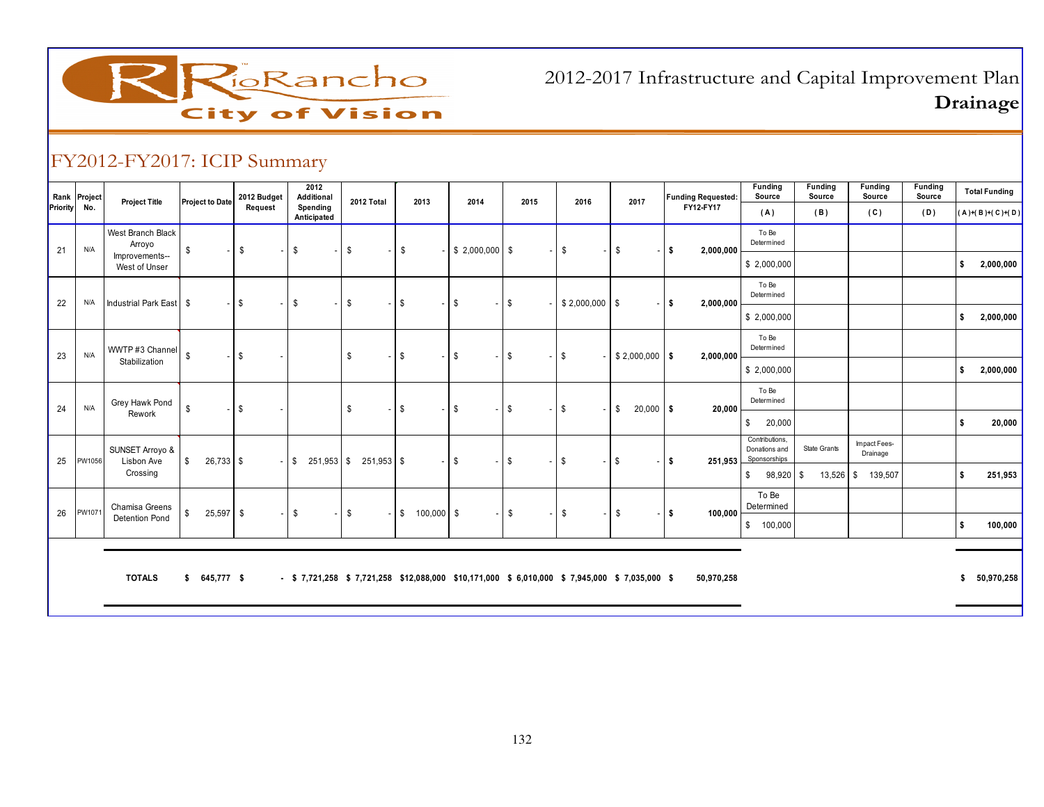# 2012-2017 Infrastructure and Capital Improvement Plan

## Drainage

## FY2012-FY2017: ICIP Summary

| Rank Priority | Project No. | Project Title | Project to Date | 2012 Budget Request | 2012 Additional Spending Anticipated | 2012 Total | 2013 | 2014 | 2015 | 2016 | 2017 | Funding Requested: FY12-FY17 | Funding Source (A) | Funding Source (B) | Funding Source (C) | Funding Source (D) | Total Funding (A)+(B)+(C)+(D) |
|---|---|---|---|---|---|---|---|---|---|---|---|---|---|---|---|---|---|
| 21 | N/A | West Branch Black Arroyo Improvements--West of Unser | $ - | $ - | $ - | $ - | $ - | $ 2,000,000 | $ - | $ - | $ - | $ 2,000,000 | To Be Determined | | | | |
| | | | | | | | | | | | | | $ 2,000,000 | | | | $ 2,000,000 |
| 22 | N/A | Industrial Park East | $ - | $ - | $ - | $ - | $ - | $ - | $ - | $ 2,000,000 | $ - | $ 2,000,000 | To Be Determined | | | | |
| | | | | | | | | | | | | | $ 2,000,000 | | | | $ 2,000,000 |
| 23 | N/A | WWTP #3 Channel Stabilization | $ - | $ - | | $ - | $ - | $ - | $ - | $ - | $ 2,000,000 | $ 2,000,000 | To Be Determined | | | | |
| | | | | | | | | | | | | | $ 2,000,000 | | | | $ 2,000,000 |
| 24 | N/A | Grey Hawk Pond Rework | $ - | $ - | | $ - | $ - | $ - | $ - | $ - | $ 20,000 | $ 20,000 | To Be Determined | | | | |
| | | | | | | | | | | | | | $ 20,000 | | | | $ 20,000 |
| 25 | PW1056 | SUNSET Arroyo & Lisbon Ave Crossing | $ 26,733 | $ - | $ 251,953 | $ 251,953 | $ - | $ - | $ - | $ - | $ - | $ 251,953 | Contributions, Donations and Sponsorships | State Grants | Impact Fees-Drainage | | |
| | | | | | | | | | | | | | $ 98,920 | $ 13,526 | $ 139,507 | | $ 251,953 |
| 26 | PW1071 | Chamisa Greens Detention Pond | $ 25,597 | $ - | $ - | $ - | $ 100,000 | $ - | $ - | $ - | $ - | $ 100,000 | To Be Determined | | | | |
| | | | | | | | | | | | | | $ 100,000 | | | | $ 100,000 |
| | | **TOTALS** | **$ 645,777** | **$ -** | **$ 7,721,258** | **$ 7,721,258** | **$12,088,000** | **$10,171,000** | **$ 6,010,000** | **$ 7,945,000** | **$ 7,035,000** | **$ 50,970,258** | | | | | **$ 50,970,258** |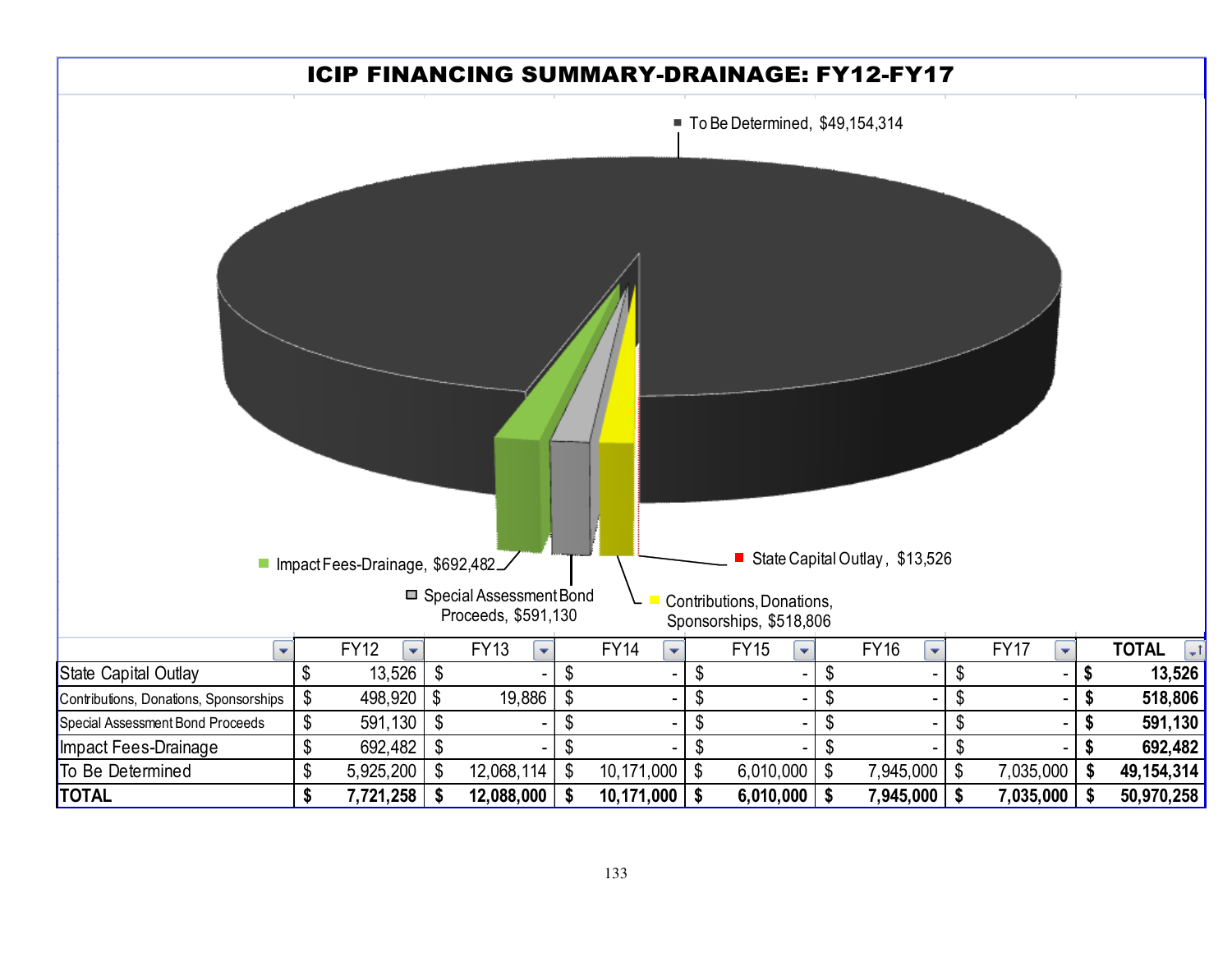# ICIP FINANCING SUMMARY-DRAINAGE: FY12-FY17

To Be Determined, $49,154,314

Impact Fees-Drainage, $692,482

Special Assessment Bond Proceeds, $591,130

Contributions, Donations, Sponsorships, $518,806

State Capital Outlay, $13,526

| | FY12 | FY13 | FY14 | FY15 | FY16 | FY17 | TOTAL |
|---|---|---|---|---|---|---|---|
| State Capital Outlay | $ 13,526 | $ - | $ - | $ - | $ - | $ - | **$ 13,526** |
| Contributions, Donations, Sponsorships | $ 498,920 | $ 19,886 | $ - | $ - | $ - | $ - | **$ 518,806** |
| Special Assessment Bond Proceeds | $ 591,130 | $ - | $ - | $ - | $ - | $ - | **$ 591,130** |
| Impact Fees-Drainage | $ 692,482 | $ - | $ - | $ - | $ - | $ - | **$ 692,482** |
| To Be Determined | $ 5,925,200 | $ 12,068,114 | $ 10,171,000 | $ 6,010,000 | $ 7,945,000 | $ 7,035,000 | **$ 49,154,314** |
| **TOTAL** | **$ 7,721,258** | **$ 12,088,000** | **$ 10,171,000** | **$ 6,010,000** | **$ 7,945,000** | **$ 7,035,000** | **$ 50,970,258** |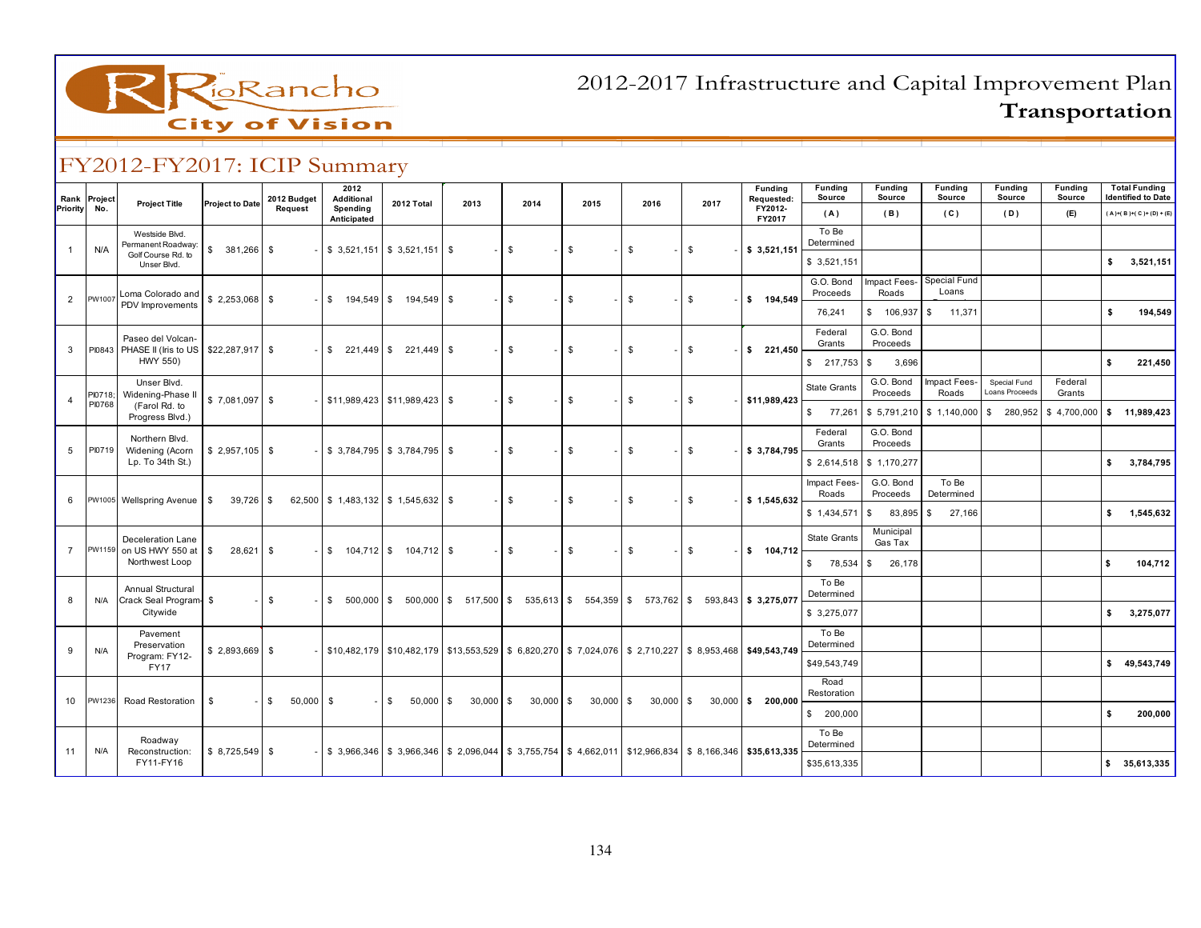# 2012-2017 Infrastructure and Capital Improvement Plan
## Transportation

## FY2012-FY2017: ICIP Summary

| Rank Priority | Project No. | Project Title | Project to Date | 2012 Budget Request | 2012 Additional Spending Anticipated | 2012 Total | 2013 | 2014 | 2015 | 2016 | 2017 | Funding Requested: FY2012-FY2017 | Funding Source (A) | Funding Source (B) | Funding Source (C) | Funding Source (D) | Funding Source (E) | Total Funding Identified to Date (A)+(B)+(C)+(D)+(E) |
|---|---|---|---|---|---|---|---|---|---|---|---|---|---|---|---|---|---|---|
| 1 | N/A | Westside Blvd. Permanent Roadway: Golf Course Rd. to Unser Blvd. | $ 381,266 | $ - | $ 3,521,151 | $ 3,521,151 | $ - | $ - | $ - | $ - | $ - | $ 3,521,151 | To Be Determined | | | | | |
| | | | | | | | | | | | | | $ 3,521,151 | | | | | $ 3,521,151 |
| 2 | PW1007 | Loma Colorado and PDV Improvements | $ 2,253,068 | $ - | $ 194,549 | $ 194,549 | $ - | $ - | $ - | $ - | $ - | $ 194,549 | G.O. Bond Proceeds | Impact Fees-Roads | Special Fund Loans | | | |
| | | | | | | | | | | | | | 76,241 | $ 106,937 | $ 11,371 | | | $ 194,549 |
| 3 | PI0843 | Paseo del Volcan-PHASE II (Iris to US HWY 550) | $22,287,917 | $ - | $ 221,449 | $ 221,449 | $ - | $ - | $ - | $ - | $ - | $ 221,450 | Federal Grants | G.O. Bond Proceeds | | | | |
| | | | | | | | | | | | | | $ 217,753 | $ 3,696 | | | | $ 221,450 |
| 4 | PI0718; PI0768 | Unser Blvd. Widening-Phase II (Farol Rd. to Progress Blvd.) | $ 7,081,097 | $ - | $11,989,423 | $11,989,423 | $ - | $ - | $ - | $ - | $ - | $11,989,423 | State Grants | G.O. Bond Proceeds | Impact Fees-Roads | Special Fund Loans Proceeds | Federal Grants | |
| | | | | | | | | | | | | | $ 77,261 | $ 5,791,210 | $ 1,140,000 | $ 280,952 | $ 4,700,000 | $ 11,989,423 |
| 5 | PI0719 | Northern Blvd. Widening (Acorn Lp. To 34th St.) | $ 2,957,105 | $ - | $ 3,784,795 | $ 3,784,795 | $ - | $ - | $ - | $ - | $ - | $ 3,784,795 | Federal Grants | G.O. Bond Proceeds | | | | |
| | | | | | | | | | | | | | $ 2,614,518 | $ 1,170,277 | | | | $ 3,784,795 |
| 6 | PW1005 | Wellspring Avenue | $ 39,726 | $ 62,500 | $ 1,483,132 | $ 1,545,632 | $ - | $ - | $ - | $ - | $ - | $ 1,545,632 | Impact Fees-Roads | G.O. Bond Proceeds | To Be Determined | | | |
| | | | | | | | | | | | | | $ 1,434,571 | $ 83,895 | $ 27,166 | | | $ 1,545,632 |
| 7 | PW1159 | Deceleration Lane on US HWY 550 at Northwest Loop | $ 28,621 | $ - | $ 104,712 | $ 104,712 | $ - | $ - | $ - | $ - | $ - | $ 104,712 | State Grants | Municipal Gas Tax | | | | |
| | | | | | | | | | | | | | $ 78,534 | $ 26,178 | | | | $ 104,712 |
| 8 | N/A | Annual Structural Crack Seal Program-Citywide | $ - | $ - | $ 500,000 | $ 500,000 | $ 517,500 | $ 535,613 | $ 554,359 | $ 573,762 | $ 593,843 | $ 3,275,077 | To Be Determined | | | | | |
| | | | | | | | | | | | | | $ 3,275,077 | | | | | $ 3,275,077 |
| 9 | N/A | Pavement Preservation Program: FY12-FY17 | $ 2,893,669 | $ - | $10,482,179 | $10,482,179 | $13,553,529 | $ 6,820,270 | $ 7,024,076 | $ 2,710,227 | $ 8,953,468 | $49,543,749 | To Be Determined | | | | | |
| | | | | | | | | | | | | | $49,543,749 | | | | | $ 49,543,749 |
| 10 | PW1236 | Road Restoration | $ - | $ 50,000 | $ - | $ 50,000 | $ 30,000 | $ 30,000 | $ 30,000 | $ 30,000 | $ 30,000 | $ 200,000 | Road Restoration | | | | | |
| | | | | | | | | | | | | | $ 200,000 | | | | | $ 200,000 |
| 11 | N/A | Roadway Reconstruction: FY11-FY16 | $ 8,725,549 | $ - | $ 3,966,346 | $ 3,966,346 | $ 2,096,044 | $ 3,755,754 | $ 4,662,011 | $12,966,834 | $ 8,166,346 | $35,613,335 | To Be Determined | | | | | |
| | | | | | | | | | | | | | $35,613,335 | | | | | $ 35,613,335 |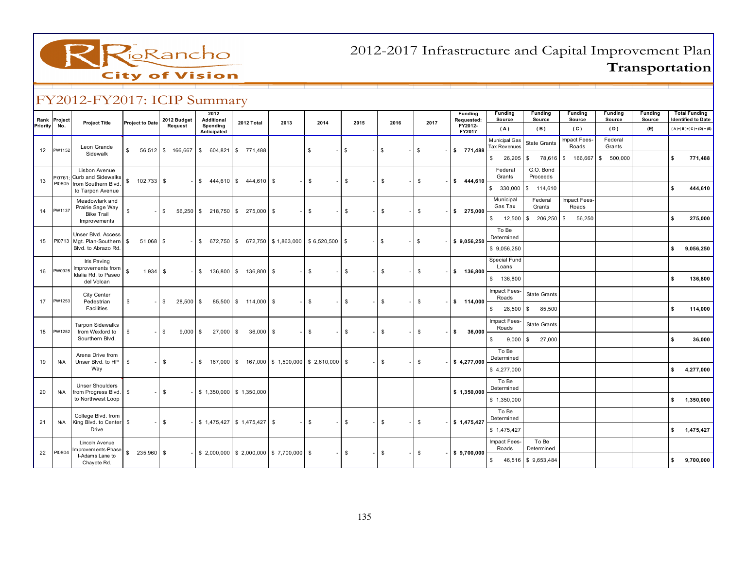RioRancho City of Vision

# 2012-2017 Infrastructure and Capital Improvement Plan
## Transportation

## FY2012-FY2017: ICIP Summary

| Rank Priority | Project No. | Project Title | Project to Date | 2012 Budget Request | 2012 Additional Spending Anticipated | 2012 Total | 2013 | 2014 | 2015 | 2016 | 2017 | Funding Requested: FY2012-FY2017 | Funding Source (A) | Funding Source (B) | Funding Source (C) | Funding Source (D) | Funding Source (E) | Total Funding Identified to Date (A)+(B)+(C)+(D)+(E) |
|---|---|---|---|---|---|---|---|---|---|---|---|---|---|---|---|---|---|---|
| 12 | PW1152 | Leon Grande Sidewalk | $ 56,512 | $ 166,667 | $ 604,821 | $ 771,488 | | $ - | $ - | $ - | $ - | $ 771,488 | Municipal Gas Tax Revenues $ 26,205 | State Grants $ 78,616 | Impact Fees-Roads $ 166,667 | Federal Grants $ 500,000 | | $ 771,488 |
| 13 | PI0761; PI0805 | Lisbon Avenue Curb and Sidewalks from Southern Blvd. to Tarpon Avenue | $ 102,733 | $ - | $ 444,610 | $ 444,610 | $ - | $ - | $ - | $ - | $ - | $ 444,610 | Federal Grants $ 330,000 | G.O. Bond Proceeds $ 114,610 | | | | $ 444,610 |
| 14 | PW1137 | Meadowlark and Prairie Sage Way Bike Trail Improvements | $ - | $ 56,250 | $ 218,750 | $ 275,000 | $ - | $ - | $ - | $ - | $ - | $ 275,000 | Municipal Gas Tax $ 12,500 | Federal Grants $ 206,250 | Impact Fees-Roads $ 56,250 | | | $ 275,000 |
| 15 | PI0713 | Unser Blvd. Access Mgt. Plan-Southern Blvd. to Abrazo Rd. | $ 51,068 | $ - | $ 672,750 | $ 672,750 | $ 1,863,000 | $ 6,520,500 | $ - | $ - | $ - | $ 9,056,250 | To Be Determined $ 9,056,250 | | | | | $ 9,056,250 |
| 16 | PW0925 | Iris Paving Improvements from Idalia Rd. to Paseo del Volcan | $ 1,934 | $ - | $ 136,800 | $ 136,800 | $ - | $ - | $ - | $ - | $ - | $ 136,800 | Special Fund Loans $ 136,800 | | | | | $ 136,800 |
| 17 | PW1253 | City Center Pedestrian Facilities | $ - | $ 28,500 | $ 85,500 | $ 114,000 | $ - | $ - | $ - | $ - | $ - | $ 114,000 | Impact Fees-Roads $ 28,500 | State Grants $ 85,500 | | | | $ 114,000 |
| 18 | PW1252 | Tarpon Sidewalks from Wexford to Southern Blvd. | $ - | $ 9,000 | $ 27,000 | $ 36,000 | $ - | $ - | $ - | $ - | $ - | $ 36,000 | Impact Fees-Roads $ 9,000 | State Grants $ 27,000 | | | | $ 36,000 |
| 19 | N/A | Arena Drive from Unser Blvd. to HP Way | $ - | $ - | $ 167,000 | $ 167,000 | $ 1,500,000 | $ 2,610,000 | $ - | $ - | $ - | $ 4,277,000 | To Be Determined $ 4,277,000 | | | | | $ 4,277,000 |
| 20 | N/A | Unser Shoulders from Progress Blvd. to Northwest Loop | $ - | $ - | $ 1,350,000 | $ 1,350,000 | | | | | | $ 1,350,000 | To Be Determined $ 1,350,000 | | | | | $ 1,350,000 |
| 21 | N/A | College Blvd. from King Blvd. to Center Drive | $ - | $ - | $ 1,475,427 | $ 1,475,427 | $ - | $ - | $ - | $ - | $ - | $ 1,475,427 | To Be Determined $ 1,475,427 | | | | | $ 1,475,427 |
| 22 | PI0804 | Lincoln Avenue Improvements-Phase I-Adams Lane to Chayote Rd. | $ 235,960 | $ - | $ 2,000,000 | $ 2,000,000 | $ 7,700,000 | $ - | $ - | $ - | $ - | $ 9,700,000 | Impact Fees-Roads $ 46,516 | To Be Determined $ 9,653,484 | | | | $ 9,700,000 |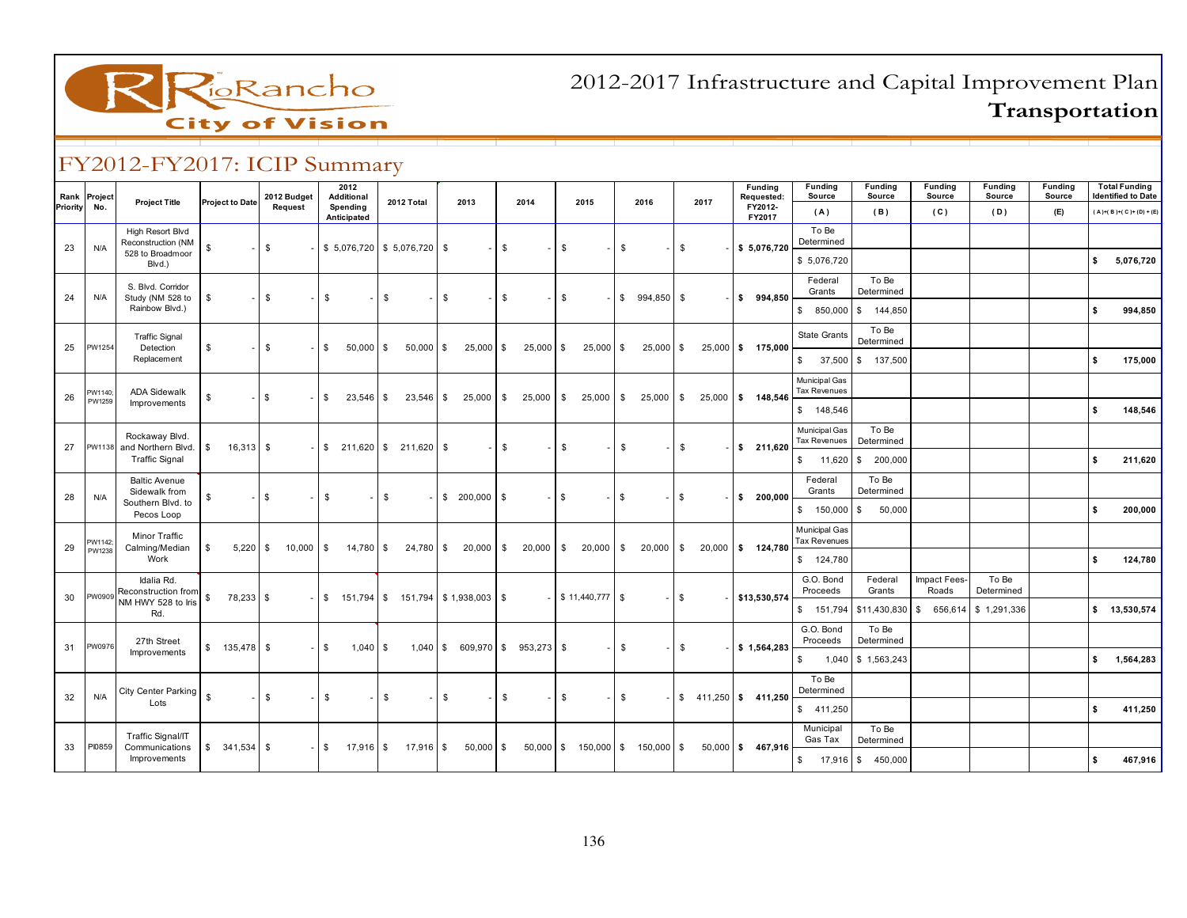# 2012-2017 Infrastructure and Capital Improvement Plan

## Transportation

## FY2012-FY2017: ICIP Summary

| Rank Priority | Project No. | Project Title | Project to Date | 2012 Budget Request | 2012 Additional Spending Anticipated | 2012 Total | 2013 | 2014 | 2015 | 2016 | 2017 | Funding Requested: FY2012-FY2017 | Funding Source (A) | Funding Source (B) | Funding Source (C) | Funding Source (D) | Funding Source (E) | Total Funding Identified to Date (A)+(B)+(C)+(D)+(E) |
|---|---|---|---|---|---|---|---|---|---|---|---|---|---|---|---|---|---|---|
| 23 | N/A | High Resort Blvd Reconstruction (NM 528 to Broadmoor Blvd.) | $ - | $ - | $ 5,076,720 | $ 5,076,720 | $ - | $ - | $ - | $ - | $ - | $ 5,076,720 | To Be Determined | | | | | |
| | | | | | | | | | | | | | $ 5,076,720 | | | | | $ 5,076,720 |
| 24 | N/A | S. Blvd. Corridor Study (NM 528 to Rainbow Blvd.) | $ - | $ - | $ - | $ - | $ - | $ - | $ - | $ 994,850 | $ - | $ 994,850 | Federal Grants | To Be Determined | | | | |
| | | | | | | | | | | | | | $ 850,000 | $ 144,850 | | | | $ 994,850 |
| 25 | PW1254 | Traffic Signal Detection Replacement | $ - | $ - | $ 50,000 | $ 50,000 | $ 25,000 | $ 25,000 | $ 25,000 | $ 25,000 | $ 25,000 | $ 175,000 | State Grants | To Be Determined | | | | |
| | | | | | | | | | | | | | $ 37,500 | $ 137,500 | | | | $ 175,000 |
| 26 | PW1140; PW1259 | ADA Sidewalk Improvements | $ - | $ - | $ 23,546 | $ 23,546 | $ 25,000 | $ 25,000 | $ 25,000 | $ 25,000 | $ 25,000 | $ 148,546 | Municipal Gas Tax Revenues | | | | | |
| | | | | | | | | | | | | | $ 148,546 | | | | | $ 148,546 |
| 27 | PW1138 | Rockaway Blvd. and Northern Blvd. Traffic Signal | $ 16,313 | $ - | $ 211,620 | $ 211,620 | $ - | $ - | $ - | $ - | $ - | $ 211,620 | Municipal Gas Tax Revenues | To Be Determined | | | | |
| | | | | | | | | | | | | | $ 11,620 | $ 200,000 | | | | $ 211,620 |
| 28 | N/A | Baltic Avenue Sidewalk from Southern Blvd. to Pecos Loop | $ - | $ - | $ - | $ - | $ 200,000 | $ - | $ - | $ - | $ - | $ 200,000 | Federal Grants | To Be Determined | | | | |
| | | | | | | | | | | | | | $ 150,000 | $ 50,000 | | | | $ 200,000 |
| 29 | PW1142; PW1238 | Minor Traffic Calming/Median Work | $ 5,220 | $ 10,000 | $ 14,780 | $ 24,780 | $ 20,000 | $ 20,000 | $ 20,000 | $ 20,000 | $ 20,000 | $ 124,780 | Municipal Gas Tax Revenues | | | | | |
| | | | | | | | | | | | | | $ 124,780 | | | | | $ 124,780 |
| 30 | PW0909 | Idalia Rd. Reconstruction from NM HWY 528 to Iris Rd. | $ 78,233 | $ - | $ 151,794 | $ 151,794 | $ 1,938,003 | $ - | $ 11,440,777 | $ - | $ - | $13,530,574 | G.O. Bond Proceeds | Federal Grants | Impact Fees-Roads | To Be Determined | | |
| | | | | | | | | | | | | | $ 151,794 | $11,430,830 | $ 656,614 | $ 1,291,336 | | $ 13,530,574 |
| 31 | PW0976 | 27th Street Improvements | $ 135,478 | $ - | $ 1,040 | $ 1,040 | $ 609,970 | $ 953,273 | $ - | $ - | $ - | $ 1,564,283 | G.O. Bond Proceeds | To Be Determined | | | | |
| | | | | | | | | | | | | | $ 1,040 | $ 1,563,243 | | | | $ 1,564,283 |
| 32 | N/A | City Center Parking Lots | $ - | $ - | $ - | $ - | $ - | $ - | $ - | $ - | $ 411,250 | $ 411,250 | To Be Determined | | | | | |
| | | | | | | | | | | | | | $ 411,250 | | | | | $ 411,250 |
| 33 | PI0859 | Traffic Signal/IT Communications Improvements | $ 341,534 | $ - | $ 17,916 | $ 17,916 | $ 50,000 | $ 50,000 | $ 150,000 | $ 150,000 | $ 50,000 | $ 467,916 | Municipal Gas Tax | To Be Determined | | | | |
| | | | | | | | | | | | | | $ 17,916 | $ 450,000 | | | | $ 467,916 |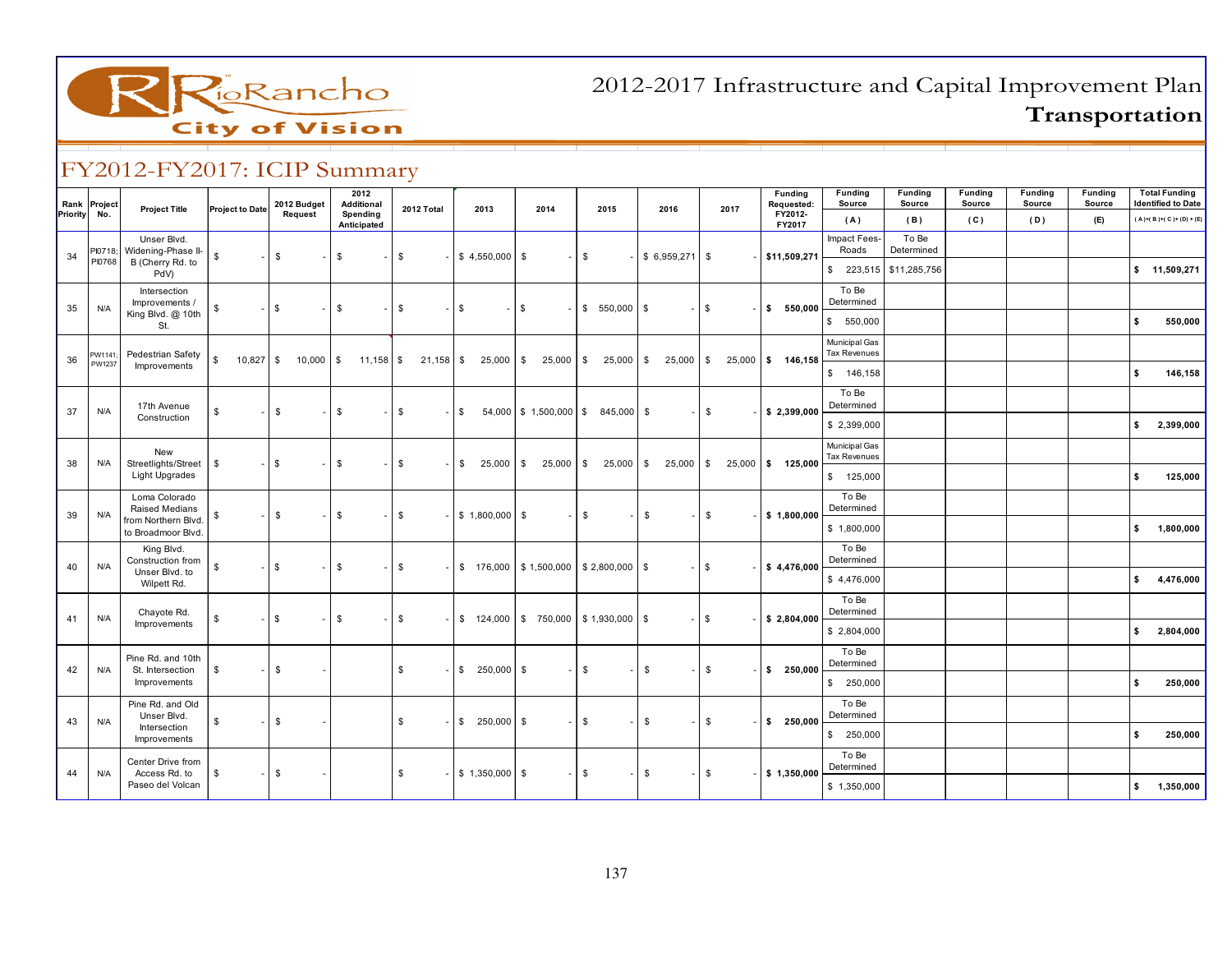# 2012-2017 Infrastructure and Capital Improvement Plan
## Transportation

## FY2012-FY2017: ICIP Summary

| Rank Priority | Project No. | Project Title | Project to Date | 2012 Budget Request | 2012 Additional Spending Anticipated | 2012 Total | 2013 | 2014 | 2015 | 2016 | 2017 | Funding Requested: FY2012-FY2017 | Funding Source (A) | Funding Source (B) | Funding Source (C) | Funding Source (D) | Funding Source (E) | Total Funding Identified to Date (A)+(B)+(C)+(D)+(E) |
|---|---|---|---|---|---|---|---|---|---|---|---|---|---|---|---|---|---|---|
| 34 | PI0718; PI0768 | Unser Blvd. Widening-Phase II-B (Cherry Rd. to PdV) | $ - | $ - | $ - | $ - | $ 4,550,000 | $ - | $ - | $ 6,959,271 | $ - | $11,509,271 | Impact Fees-Roads $ 223,515 | To Be Determined $11,285,756 | | | | $ 11,509,271 |
| 35 | N/A | Intersection Improvements / King Blvd. @ 10th St. | $ - | $ - | $ - | $ - | $ - | $ - | $ 550,000 | $ - | $ - | $ 550,000 | To Be Determined $ 550,000 | | | | | $ 550,000 |
| 36 | PW1141; PW1237 | Pedestrian Safety Improvements | $ 10,827 | $ 10,000 | $ 11,158 | $ 21,158 | $ 25,000 | $ 25,000 | $ 25,000 | $ 25,000 | $ 25,000 | $ 146,158 | Municipal Gas Tax Revenues $ 146,158 | | | | | $ 146,158 |
| 37 | N/A | 17th Avenue Construction | $ - | $ - | $ - | $ - | $ 54,000 | $ 1,500,000 | $ 845,000 | $ - | $ - | $ 2,399,000 | To Be Determined $ 2,399,000 | | | | | $ 2,399,000 |
| 38 | N/A | New Streetlights/Street Light Upgrades | $ - | $ - | $ - | $ - | $ 25,000 | $ 25,000 | $ 25,000 | $ 25,000 | $ 25,000 | $ 125,000 | Municipal Gas Tax Revenues $ 125,000 | | | | | $ 125,000 |
| 39 | N/A | Loma Colorado Raised Medians from Northern Blvd. to Broadmoor Blvd. | $ - | $ - | $ - | $ - | $ 1,800,000 | $ - | $ - | $ - | $ - | $ 1,800,000 | To Be Determined $ 1,800,000 | | | | | $ 1,800,000 |
| 40 | N/A | King Blvd. Construction from Unser Blvd. to Wilpett Rd. | $ - | $ - | $ - | $ - | $ 176,000 | $ 1,500,000 | $ 2,800,000 | $ - | $ - | $ 4,476,000 | To Be Determined $ 4,476,000 | | | | | $ 4,476,000 |
| 41 | N/A | Chayote Rd. Improvements | $ - | $ - | $ - | $ - | $ 124,000 | $ 750,000 | $ 1,930,000 | $ - | $ - | $ 2,804,000 | To Be Determined $ 2,804,000 | | | | | $ 2,804,000 |
| 42 | N/A | Pine Rd. and 10th St. Intersection Improvements | $ - | $ - | | $ - | $ 250,000 | $ - | $ - | $ - | $ - | $ 250,000 | To Be Determined $ 250,000 | | | | | $ 250,000 |
| 43 | N/A | Pine Rd. and Old Unser Blvd. Intersection Improvements | $ - | $ - | | $ - | $ 250,000 | $ - | $ - | $ - | $ - | $ 250,000 | To Be Determined $ 250,000 | | | | | $ 250,000 |
| 44 | N/A | Center Drive from Access Rd. to Paseo del Volcan | $ - | $ - | | $ - | $ 1,350,000 | $ - | $ - | $ - | $ - | $ 1,350,000 | To Be Determined $ 1,350,000 | | | | | $ 1,350,000 |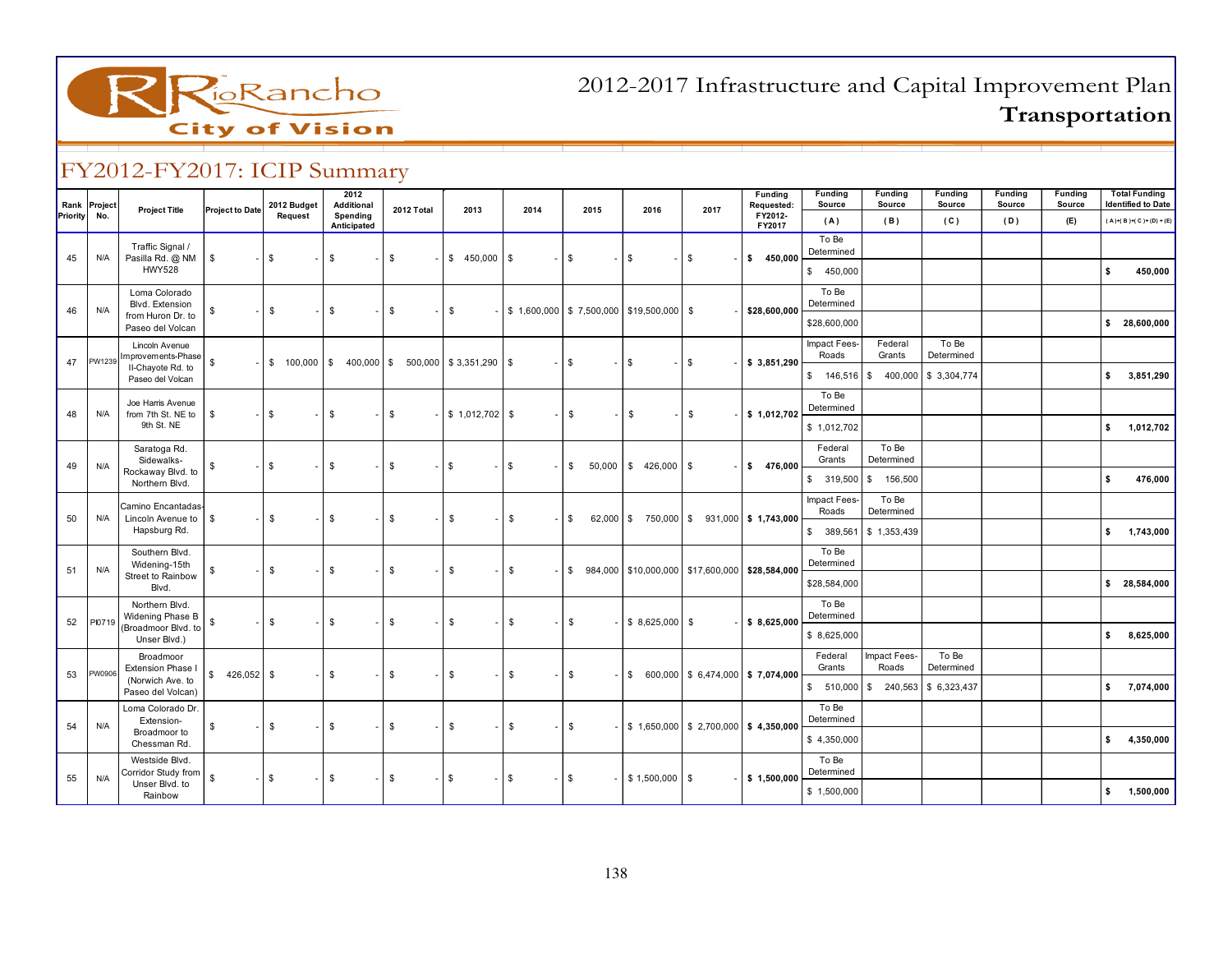# 2012-2017 Infrastructure and Capital Improvement Plan

## Transportation

Rio Rancho City of Vision

## FY2012-FY2017: ICIP Summary

| Rank Priority | Project No. | Project Title | Project to Date | 2012 Budget Request | 2012 Additional Spending Anticipated | 2012 Total | 2013 | 2014 | 2015 | 2016 | 2017 | Funding Requested: FY2012-FY2017 | Funding Source (A) | Funding Source (B) | Funding Source (C) | Funding Source (D) | Funding Source (E) | Total Funding Identified to Date (A)+(B)+(C)+(D)+(E) |
|---|---|---|---|---|---|---|---|---|---|---|---|---|---|---|---|---|---|---|
| 45 | N/A | Traffic Signal / Pasilla Rd. @ NM HWY528 | $ - | $ - | $ - | $ - | $ 450,000 | $ - | $ - | $ - | $ - | $ 450,000 | To Be Determined<br>$ 450,000 | | | | | $ 450,000 |
| 46 | N/A | Loma Colorado Blvd. Extension from Huron Dr. to Paseo del Volcan | $ - | $ - | $ - | $ - | $ - | $ 1,600,000 | $ 7,500,000 | $19,500,000 | $ - | $28,600,000 | To Be Determined<br>$28,600,000 | | | | | $ 28,600,000 |
| 47 | PW1239 | Lincoln Avenue Improvements-Phase II-Chayote Rd. to Paseo del Volcan | $ - | $ 100,000 | $ 400,000 | $ 500,000 | $ 3,351,290 | $ - | $ - | $ - | $ - | $ 3,851,290 | Impact Fees-Roads<br>$ 146,516 | Federal Grants<br>$ 400,000 | To Be Determined<br>$ 3,304,774 | | | $ 3,851,290 |
| 48 | N/A | Joe Harris Avenue from 7th St. NE to 9th St. NE | $ - | $ - | $ - | $ - | $ 1,012,702 | $ - | $ - | $ - | $ - | $ 1,012,702 | To Be Determined<br>$ 1,012,702 | | | | | $ 1,012,702 |
| 49 | N/A | Saratoga Rd. Sidewalks-Rockaway Blvd. to Northern Blvd. | $ - | $ - | $ - | $ - | $ - | $ - | $ 50,000 | $ 426,000 | $ - | $ 476,000 | Federal Grants<br>$ 319,500 | To Be Determined<br>$ 156,500 | | | | $ 476,000 |
| 50 | N/A | Camino Encantadas-Lincoln Avenue to Hapsburg Rd. | $ - | $ - | $ - | $ - | $ - | $ - | $ 62,000 | $ 750,000 | $ 931,000 | $ 1,743,000 | Impact Fees-Roads<br>$ 389,561 | To Be Determined<br>$ 1,353,439 | | | | $ 1,743,000 |
| 51 | N/A | Southern Blvd. Widening-15th Street to Rainbow Blvd. | $ - | $ - | $ - | $ - | $ - | $ - | $ 984,000 | $10,000,000 | $17,600,000 | $28,584,000 | To Be Determined<br>$28,584,000 | | | | | $ 28,584,000 |
| 52 | PI0719 | Northern Blvd. Widening Phase B (Broadmoor Blvd. to Unser Blvd.) | $ - | $ - | $ - | $ - | $ - | $ - | $ - | $ 8,625,000 | $ - | $ 8,625,000 | To Be Determined<br>$ 8,625,000 | | | | | $ 8,625,000 |
| 53 | PW0906 | Broadmoor Extension Phase I (Norwich Ave. to Paseo del Volcan) | $ 426,052 | $ - | $ - | $ - | $ - | $ - | $ - | $ 600,000 | $ 6,474,000 | $ 7,074,000 | Federal Grants<br>$ 510,000 | Impact Fees-Roads<br>$ 240,563 | To Be Determined<br>$ 6,323,437 | | | $ 7,074,000 |
| 54 | N/A | Loma Colorado Dr. Extension-Broadmoor to Chessman Rd. | $ - | $ - | $ - | $ - | $ - | $ - | $ - | $ 1,650,000 | $ 2,700,000 | $ 4,350,000 | To Be Determined<br>$ 4,350,000 | | | | | $ 4,350,000 |
| 55 | N/A | Westside Blvd. Corridor Study from Unser Blvd. to Rainbow | $ - | $ - | $ - | $ - | $ - | $ - | $ - | $ 1,500,000 | $ - | $ 1,500,000 | To Be Determined<br>$ 1,500,000 | | | | | $ 1,500,000 |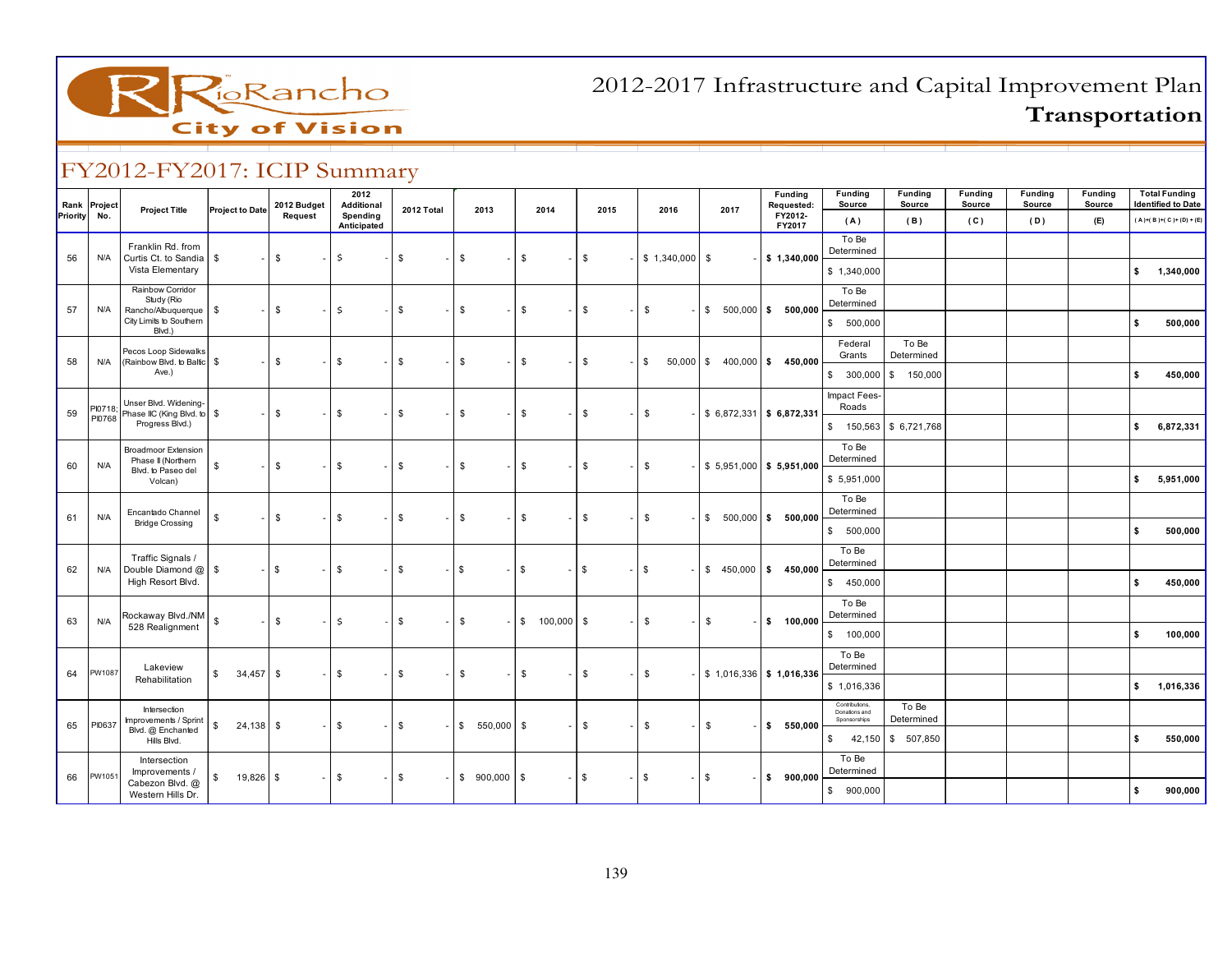# 2012-2017 Infrastructure and Capital Improvement Plan
## Transportation

Rio Rancho City of Vision

## FY2012-FY2017: ICIP Summary

| Rank Priority | Project No. | Project Title | Project to Date | 2012 Budget Request | 2012 Additional Spending Anticipated | 2012 Total | 2013 | 2014 | 2015 | 2016 | 2017 | Funding Requested: FY2012-FY2017 | Funding Source (A) | Funding Source (B) | Funding Source (C) | Funding Source (D) | Funding Source (E) | Total Funding Identified to Date (A)+(B)+(C)+(D)+(E) |
|---|---|---|---|---|---|---|---|---|---|---|---|---|---|---|---|---|---|---|
| 56 | N/A | Franklin Rd. from Curtis Ct. to Sandia Vista Elementary | $ - | $ - | $ - | $ - | $ - | $ - | $ - | $ 1,340,000 | $ - | $ 1,340,000 | To Be Determined<br>$ 1,340,000 | | | | | $ 1,340,000 |
| 57 | N/A | Rainbow Corridor Study (Rio Rancho/Albuquerque City Limits to Southern Blvd.) | $ - | $ - | $ - | $ - | $ - | $ - | $ - | $ - | $ 500,000 | $ 500,000 | To Be Determined<br>$ 500,000 | | | | | $ 500,000 |
| 58 | N/A | Pecos Loop Sidewalks (Rainbow Blvd. to Baltic Ave.) | $ - | $ - | $ - | $ - | $ - | $ - | $ - | $ 50,000 | $ 400,000 | $ 450,000 | Federal Grants<br>$ 300,000 | To Be Determined<br>$ 150,000 | | | | $ 450,000 |
| 59 | PI0718; PI0768 | Unser Blvd. Widening-Phase IIC (King Blvd. to Progress Blvd.) | $ - | $ - | $ - | $ - | $ - | $ - | $ - | $ - | $ 6,872,331 | $ 6,872,331 | Impact Fees-Roads<br>$ 150,563 | $ 6,721,768 | | | | $ 6,872,331 |
| 60 | N/A | Broadmoor Extension Phase II (Northern Blvd. to Paseo del Volcan) | $ - | $ - | $ - | $ - | $ - | $ - | $ - | $ - | $ 5,951,000 | $ 5,951,000 | To Be Determined<br>$ 5,951,000 | | | | | $ 5,951,000 |
| 61 | N/A | Encantado Channel Bridge Crossing | $ - | $ - | $ - | $ - | $ - | $ - | $ - | $ - | $ 500,000 | $ 500,000 | To Be Determined<br>$ 500,000 | | | | | $ 500,000 |
| 62 | N/A | Traffic Signals / Double Diamond @ High Resort Blvd. | $ - | $ - | $ - | $ - | $ - | $ - | $ - | $ - | $ 450,000 | $ 450,000 | To Be Determined<br>$ 450,000 | | | | | $ 450,000 |
| 63 | N/A | Rockaway Blvd./NM 528 Realignment | $ - | $ - | $ - | $ - | $ - | $ 100,000 | $ - | $ - | $ - | $ 100,000 | To Be Determined<br>$ 100,000 | | | | | $ 100,000 |
| 64 | PW1087 | Lakeview Rehabilitation | $ 34,457 | $ - | $ - | $ - | $ - | $ - | $ - | $ - | $ 1,016,336 | $ 1,016,336 | To Be Determined<br>$ 1,016,336 | | | | | $ 1,016,336 |
| 65 | PI0637 | Intersection Improvements / Sprint Blvd. @ Enchanted Hills Blvd. | $ 24,138 | $ - | $ - | $ - | $ 550,000 | $ - | $ - | $ - | $ - | $ 550,000 | Contributions, Donations and Sponsorships<br>$ 42,150 | To Be Determined<br>$ 507,850 | | | | $ 550,000 |
| 66 | PW1051 | Intersection Improvements / Cabezon Blvd. @ Western Hills Dr. | $ 19,826 | $ - | $ - | $ - | $ 900,000 | $ - | $ - | $ - | $ - | $ 900,000 | To Be Determined<br>$ 900,000 | | | | | $ 900,000 |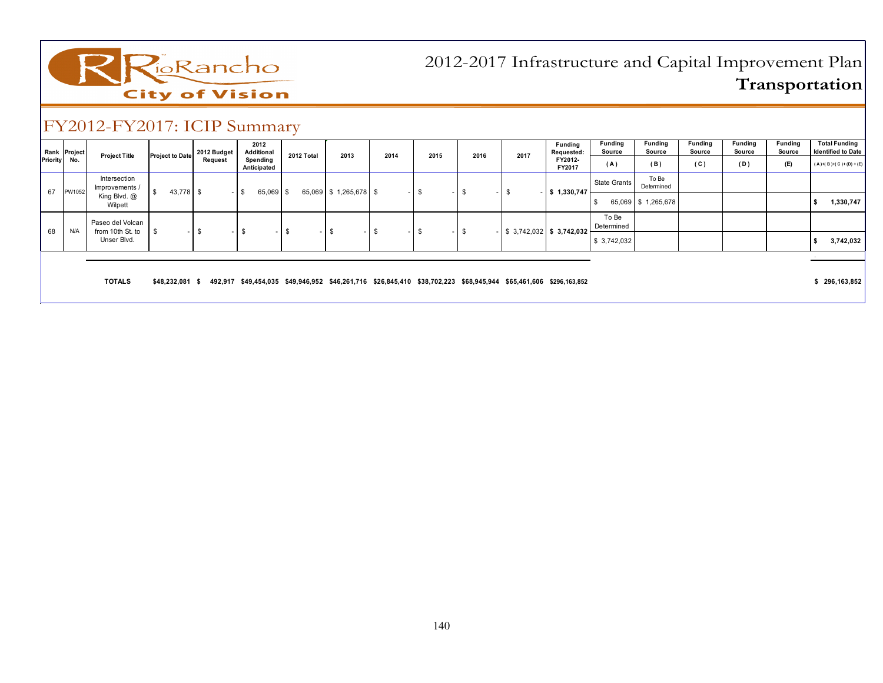# 2012-2017 Infrastructure and Capital Improvement Plan
## Transportation

## FY2012-FY2017: ICIP Summary

| Rank Priority | Project No. | Project Title | Project to Date | 2012 Budget Request | 2012 Additional Spending Anticipated | 2012 Total | 2013 | 2014 | 2015 | 2016 | 2017 | Funding Requested: FY2012-FY2017 | Funding Source (A) | Funding Source (B) | Funding Source (C) | Funding Source (D) | Funding Source (E) | Total Funding Identified to Date (A)+(B)+(C)+(D)+(E) |
|---|---|---|---|---|---|---|---|---|---|---|---|---|---|---|---|---|---|---|
| | | | | | | | | | | | | | State Grants | To Be Determined | | | | |
| 67 | PW1052 | Intersection Improvements / King Blvd. @ Wilpett | $ 43,778 | $ - | $ 65,069 | $ 65,069 | $ 1,265,678 | $ - | $ - | $ - | $ - | $ 1,330,747 | $ 65,069 | $ 1,265,678 | | | | $ 1,330,747 |
| | | | | | | | | | | | | | To Be Determined | | | | | |
| 68 | N/A | Paseo del Volcan from 10th St. to Unser Blvd. | $ - | $ - | $ - | $ - | $ - | $ - | $ - | $ - | $ 3,742,032 | $ 3,742,032 | $ 3,742,032 | | | | | $ 3,742,032 |
| | | **TOTALS** | **$48,232,081** | **$ 492,917** | **$49,454,035** | **$49,946,952** | **$46,261,716** | **$26,845,410** | **$38,702,223** | **$68,945,944** | **$65,461,606** | **$296,163,852** | | | | | | **$ 296,163,852** |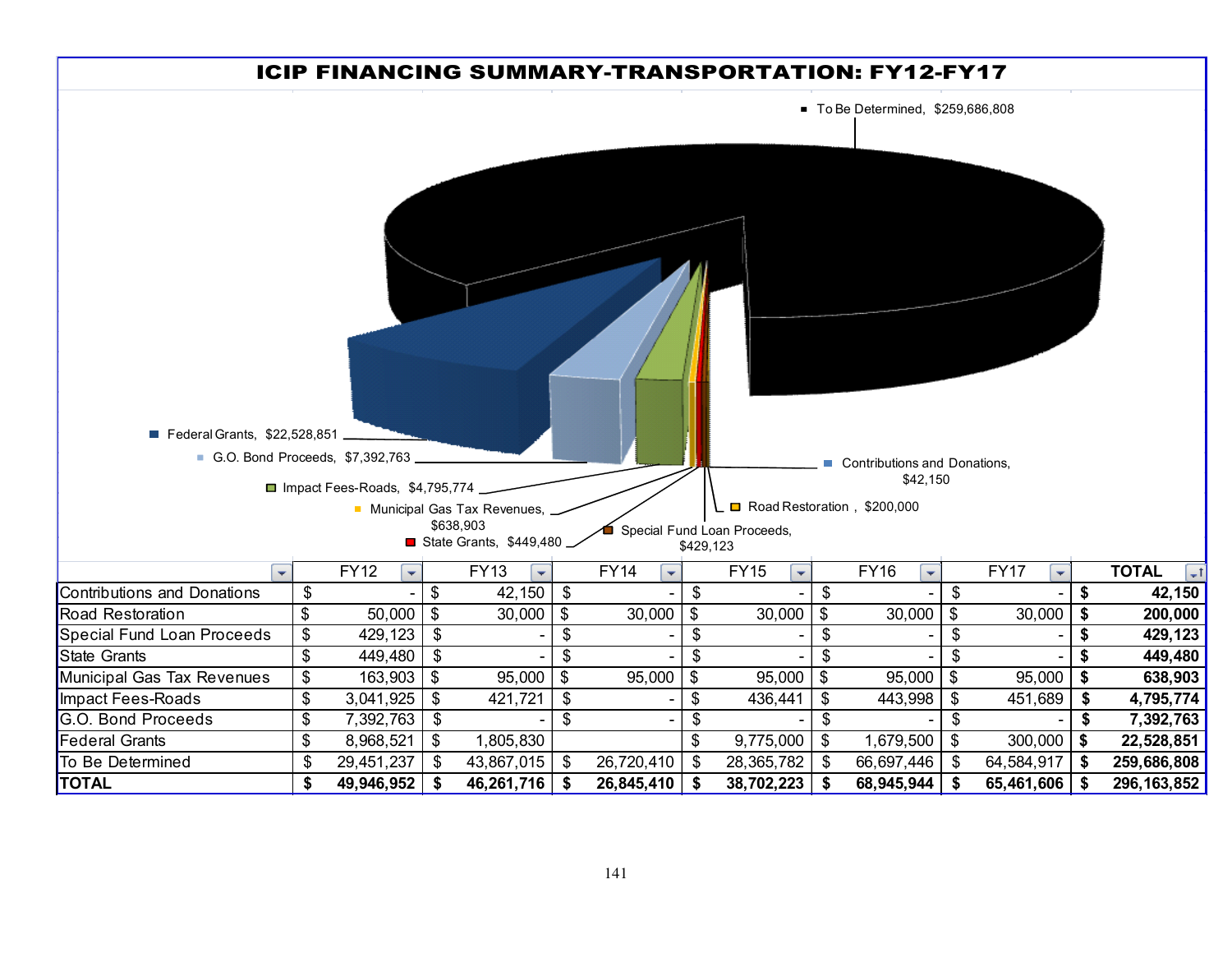# ICIP FINANCING SUMMARY-TRANSPORTATION: FY12-FY17

To Be Determined, $259,686,808

Federal Grants, $22,528,851

G.O. Bond Proceeds, $7,392,763

Impact Fees-Roads, $4,795,774

Municipal Gas Tax Revenues, $638,903

State Grants, $449,480

Special Fund Loan Proceeds, $429,123

Road Restoration, $200,000

Contributions and Donations, $42,150

| | FY12 | FY13 | FY14 | FY15 | FY16 | FY17 | TOTAL |
|---|---|---|---|---|---|---|---|
| Contributions and Donations | $ - | $ 42,150 | $ - | $ - | $ - | $ - | **$ 42,150** |
| Road Restoration | $ 50,000 | $ 30,000 | $ 30,000 | $ 30,000 | $ 30,000 | $ 30,000 | **$ 200,000** |
| Special Fund Loan Proceeds | $ 429,123 | $ - | $ - | $ - | $ - | $ - | **$ 429,123** |
| State Grants | $ 449,480 | $ - | $ - | $ - | $ - | $ - | **$ 449,480** |
| Municipal Gas Tax Revenues | $ 163,903 | $ 95,000 | $ 95,000 | $ 95,000 | $ 95,000 | $ 95,000 | **$ 638,903** |
| Impact Fees-Roads | $ 3,041,925 | $ 421,721 | $ - | $ 436,441 | $ 443,998 | $ 451,689 | **$ 4,795,774** |
| G.O. Bond Proceeds | $ 7,392,763 | $ - | $ - | $ - | $ - | $ - | **$ 7,392,763** |
| Federal Grants | $ 8,968,521 | $ 1,805,830 | | $ 9,775,000 | $ 1,679,500 | $ 300,000 | **$ 22,528,851** |
| To Be Determined | $ 29,451,237 | $ 43,867,015 | $ 26,720,410 | $ 28,365,782 | $ 66,697,446 | $ 64,584,917 | **$ 259,686,808** |
| **TOTAL** | **$ 49,946,952** | **$ 46,261,716** | **$ 26,845,410** | **$ 38,702,223** | **$ 68,945,944** | **$ 65,461,606** | **$ 296,163,852** |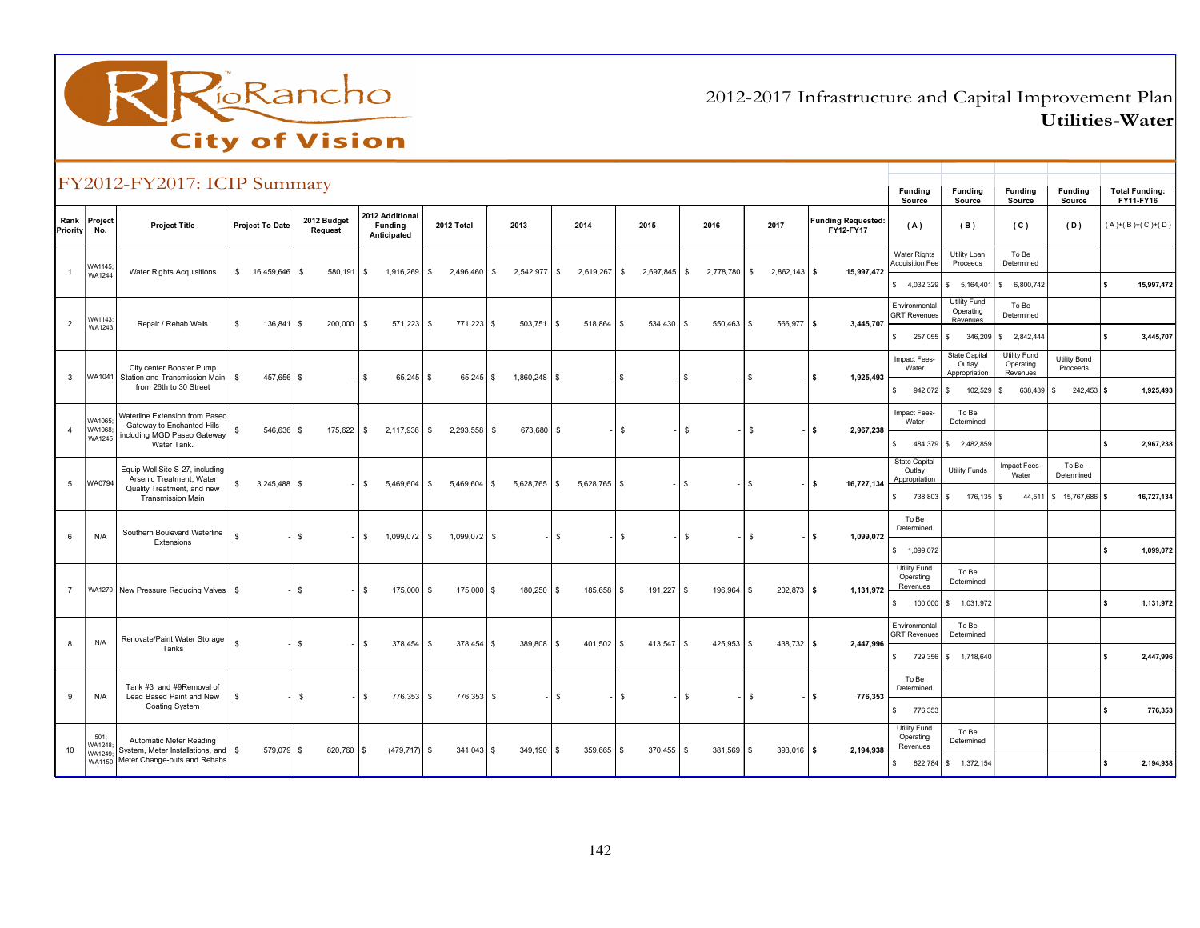# 2012-2017 Infrastructure and Capital Improvement Plan
## Utilities-Water

## FY2012-FY2017: ICIP Summary

| Rank Priority | Project No. | Project Title | Project To Date | 2012 Budget Request | 2012 Additional Funding Anticipated | 2012 Total | 2013 | 2014 | 2015 | 2016 | 2017 | Funding Requested: FY12-FY17 | Funding Source (A) | Funding Source (B) | Funding Source (C) | Funding Source (D) | Total Funding: FY11-FY16 (A)+(B)+(C)+(D) |
|---|---|---|---|---|---|---|---|---|---|---|---|---|---|---|---|---|---|
| 1 | WA1145; WA1244 | Water Rights Acquisitions | $ 16,459,646 | $ 580,191 | $ 1,916,269 | $ 2,496,460 | $ 2,542,977 | $ 2,619,267 | $ 2,697,845 | $ 2,778,780 | $ 2,862,143 | $ 15,997,472 | Water Rights Acquisition Fee $ 4,032,329 | Utility Loan Proceeds $ 5,164,401 | To Be Determined $ 6,800,742 | | $ 15,997,472 |
| 2 | WA1143; WA1243 | Repair / Rehab Wells | $ 136,841 | $ 200,000 | $ 571,223 | $ 771,223 | $ 503,751 | $ 518,864 | $ 534,430 | $ 550,463 | $ 566,977 | $ 3,445,707 | Environmental GRT Revenues $ 257,055 | Utility Fund Operating Revenues $ 346,209 | To Be Determined $ 2,842,444 | | $ 3,445,707 |
| 3 | WA1041 | City center Booster Pump Station and Transmission Main from 26th to 30 Street | $ 457,656 | $ - | $ 65,245 | $ 65,245 | $ 1,860,248 | $ - | $ - | $ - | $ - | $ 1,925,493 | Impact Fees-Water $ 942,072 | State Capital Outlay Appropriation $ 102,529 | Utility Fund Operating Revenues $ 638,439 | Utility Bond Proceeds $ 242,453 | $ 1,925,493 |
| 4 | WA1065; WA1068; WA1245 | Waterline Extension from Paseo Gateway to Enchanted Hills including MGD Paseo Gateway Water Tank. | $ 546,636 | $ 175,622 | $ 2,117,936 | $ 2,293,558 | $ 673,680 | $ - | $ - | $ - | $ - | $ 2,967,238 | Impact Fees-Water $ 484,379 | To Be Determined $ 2,482,859 | | | $ 2,967,238 |
| 5 | WA0794 | Equip Well Site S-27, including Arsenic Treatment, Water Quality Treatment, and new Transmission Main | $ 3,245,488 | $ - | $ 5,469,604 | $ 5,469,604 | $ 5,628,765 | $ 5,628,765 | $ - | $ - | $ - | $ 16,727,134 | State Capital Outlay Appropriation $ 738,803 | Utility Funds $ 176,135 | Impact Fees-Water $ 44,511 | To Be Determined $ 15,767,686 | $ 16,727,134 |
| 6 | N/A | Southern Boulevard Waterline Extensions | $ - | $ - | $ 1,099,072 | $ 1,099,072 | $ - | $ - | $ - | $ - | $ - | $ 1,099,072 | To Be Determined $ 1,099,072 | | | | $ 1,099,072 |
| 7 | WA1270 | New Pressure Reducing Valves | $ - | $ - | $ 175,000 | $ 175,000 | $ 180,250 | $ 185,658 | $ 191,227 | $ 196,964 | $ 202,873 | $ 1,131,972 | Utility Fund Operating Revenues $ 100,000 | To Be Determined $ 1,031,972 | | | $ 1,131,972 |
| 8 | N/A | Renovate/Paint Water Storage Tanks | $ - | $ - | $ 378,454 | $ 378,454 | $ 389,808 | $ 401,502 | $ 413,547 | $ 425,953 | $ 438,732 | $ 2,447,996 | Environmental GRT Revenues $ 729,356 | To Be Determined $ 1,718,640 | | | $ 2,447,996 |
| 9 | N/A | Tank #3 and #9Removal of Lead Based Paint and New Coating System | $ - | $ - | $ 776,353 | $ 776,353 | $ - | $ - | $ - | $ - | $ - | $ 776,353 | To Be Determined $ 776,353 | | | | $ 776,353 |
| 10 | 501; WA1248; WA1249; WA1150 | Automatic Meter Reading System, Meter Installations, and Meter Change-outs and Rehabs | $ 579,079 | $ 820,760 | $ (479,717) | $ 341,043 | $ 349,190 | $ 359,665 | $ 370,455 | $ 381,569 | $ 393,016 | $ 2,194,938 | Utility Fund Operating Revenues $ 822,784 | To Be Determined $ 1,372,154 | | | $ 2,194,938 |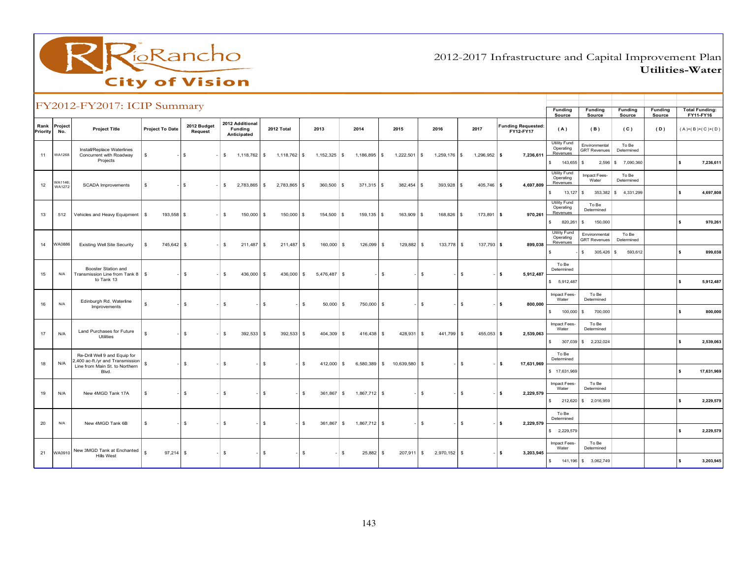# 2012-2017 Infrastructure and Capital Improvement Plan
## Utilities-Water

## FY2012-FY2017: ICIP Summary

| Rank Priority | Project No. | Project Title | Project To Date | 2012 Budget Request | 2012 Additional Funding Anticipated | 2012 Total | 2013 | 2014 | 2015 | 2016 | 2017 | Funding Requested: FY12-FY17 | Funding Source (A) | Funding Source (B) | Funding Source (C) | Funding Source (D) | Total Funding: FY11-FY16 (A)+(B)+(C)+(D) |
|---|---|---|---|---|---|---|---|---|---|---|---|---|---|---|---|---|---|
| | | | | | | | | | | | | | Utility Fund Operating Revenues | Environmental GRT Revenues | To Be Determined | | |
| 11 | WA1268 | Install/Replace Waterlines Concurrent with Roadway Projects | $ - | $ - | $ 1,118,762 | $ 1,118,762 | $ 1,152,325 | $ 1,186,895 | $ 1,222,501 | $ 1,259,176 | $ 1,296,952 | $ 7,236,611 | $ 143,655 | $ 2,596 | $ 7,090,360 | | $ 7,236,611 |
| | | | | | | | | | | | | | Utility Fund Operating Revenues | Impact Fees-Water | To Be Determined | | |
| 12 | WA1146; WA1272 | SCADA Improvements | $ - | $ - | $ 2,783,865 | $ 2,783,865 | $ 360,500 | $ 371,315 | $ 382,454 | $ 393,928 | $ 405,746 | $ 4,697,809 | $ 13,127 | $ 353,382 | $ 4,331,299 | | $ 4,697,808 |
| | | | | | | | | | | | | | Utility Fund Operating Revenues | To Be Determined | | | |
| 13 | 512 | Vehicles and Heavy Equipment | $ 193,558 | $ - | $ 150,000 | $ 150,000 | $ 154,500 | $ 159,135 | $ 163,909 | $ 168,826 | $ 173,891 | $ 970,261 | $ 820,261 | $ 150,000 | | | $ 970,261 |
| | | | | | | | | | | | | | Utility Fund Operating Revenues | Environmental GRT Revenues | To Be Determined | | |
| 14 | WA0886 | Existing Well Site Security | $ 745,642 | $ - | $ 211,487 | $ 211,487 | $ 160,000 | $ 126,099 | $ 129,882 | $ 133,778 | $ 137,793 | $ 899,038 | $ - | $ 305,426 | $ 593,612 | | $ 899,038 |
| | | | | | | | | | | | | | To Be Determined | | | | |
| 15 | N/A | Booster Station and Transmission Line from Tank 8 to Tank 13 | $ - | $ - | $ 436,000 | $ 436,000 | $ 5,476,487 | $ - | $ - | $ - | $ - | $ 5,912,487 | $ 5,912,487 | | | | $ 5,912,487 |
| | | | | | | | | | | | | | Impact Fees-Water | To Be Determined | | | |
| 16 | N/A | Edinburgh Rd. Waterline Improvements | $ - | $ - | $ - | $ - | $ 50,000 | $ 750,000 | $ - | $ - | $ - | $ 800,000 | $ 100,000 | $ 700,000 | | | $ 800,000 |
| | | | | | | | | | | | | | Impact Fees-Water | To Be Determined | | | |
| 17 | N/A | Land Purchases for Future Utilities | $ - | $ - | $ 392,533 | $ 392,533 | $ 404,309 | $ 416,438 | $ 428,931 | $ 441,799 | $ 455,053 | $ 2,539,063 | $ 307,039 | $ 2,232,024 | | | $ 2,539,063 |
| | | | | | | | | | | | | | To Be Determined | | | | |
| 18 | N/A | Re-Drill Well 9 and Equip for 2,400 ac-ft./yr and Transmission Line from Main St. to Northern Blvd. | $ - | $ - | $ - | $ - | $ 412,000 | $ 6,580,389 | $ 10,639,580 | $ - | $ - | $ 17,631,969 | $ 17,631,969 | | | | $ 17,631,969 |
| | | | | | | | | | | | | | Impact Fees-Water | To Be Determined | | | |
| 19 | N/A | New 4MGD Tank 17A | $ - | $ - | $ - | $ - | $ 361,867 | $ 1,867,712 | $ - | $ - | $ - | $ 2,229,579 | $ 212,620 | $ 2,016,959 | | | $ 2,229,579 |
| | | | | | | | | | | | | | To Be Determined | | | | |
| 20 | N/A | New 4MGD Tank 6B | $ - | $ - | $ - | $ - | $ 361,867 | $ 1,867,712 | $ - | $ - | $ - | $ 2,229,579 | $ 2,229,579 | | | | $ 2,229,579 |
| | | | | | | | | | | | | | Impact Fees-Water | To Be Determined | | | |
| 21 | WA0910 | New 3MGD Tank at Enchanted Hills West | $ 97,214 | $ - | $ - | $ - | $ - | $ 25,882 | $ 207,911 | $ 2,970,152 | $ - | $ 3,203,945 | $ 141,196 | $ 3,062,749 | | | $ 3,203,945 |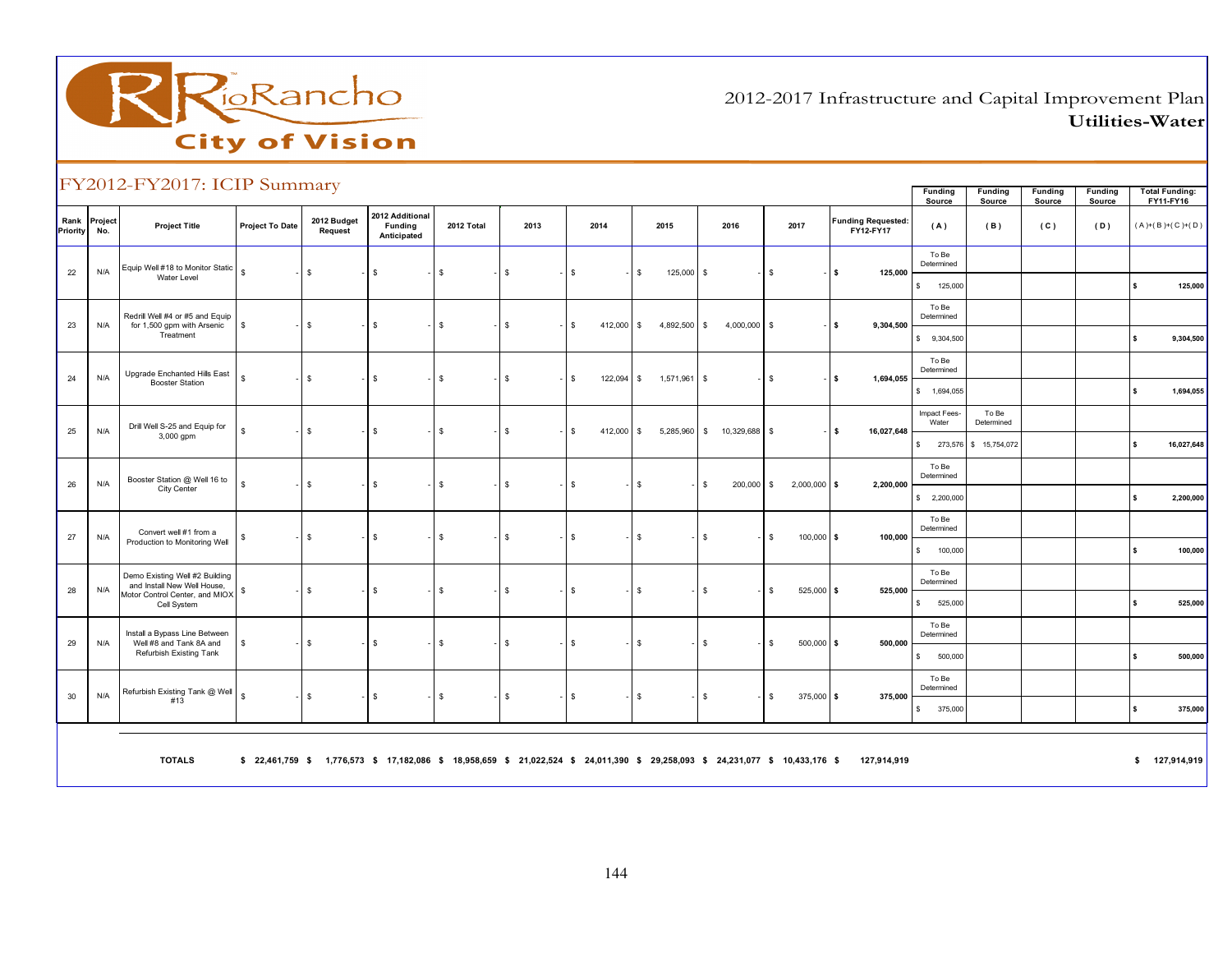# 2012-2017 Infrastructure and Capital Improvement Plan

## Utilities-Water

## FY2012-FY2017: ICIP Summary

| Rank Priority | Project No. | Project Title | Project To Date | 2012 Budget Request | 2012 Additional Funding Anticipated | 2012 Total | 2013 | 2014 | 2015 | 2016 | 2017 | Funding Requested: FY12-FY17 | Funding Source (A) | Funding Source (B) | Funding Source (C) | Funding Source (D) | Total Funding: FY11-FY16 (A)+(B)+(C)+(D) |
|---|---|---|---|---|---|---|---|---|---|---|---|---|---|---|---|---|---|
| 22 | N/A | Equip Well #18 to Monitor Static Water Level | $ - | $ - | $ - | $ - | $ - | $ - | $ 125,000 | $ - | $ - | $ 125,000 | To Be Determined | | | | |
| | | | | | | | | | | | | | $ 125,000 | | | | $ 125,000 |
| 23 | N/A | Redrill Well #4 or #5 and Equip for 1,500 gpm with Arsenic Treatment | $ - | $ - | $ - | $ - | $ - | $ 412,000 | $ 4,892,500 | $ 4,000,000 | $ - | $ 9,304,500 | To Be Determined | | | | |
| | | | | | | | | | | | | | $ 9,304,500 | | | | $ 9,304,500 |
| 24 | N/A | Upgrade Enchanted Hills East Booster Station | $ - | $ - | $ - | $ - | $ - | $ 122,094 | $ 1,571,961 | $ - | $ - | $ 1,694,055 | To Be Determined | | | | |
| | | | | | | | | | | | | | $ 1,694,055 | | | | $ 1,694,055 |
| 25 | N/A | Drill Well S-25 and Equip for 3,000 gpm | $ - | $ - | $ - | $ - | $ - | $ 412,000 | $ 5,285,960 | $ 10,329,688 | $ - | $ 16,027,648 | Impact Fees-Water | To Be Determined | | | |
| | | | | | | | | | | | | | $ 273,576 | $ 15,754,072 | | | $ 16,027,648 |
| 26 | N/A | Booster Station @ Well 16 to City Center | $ - | $ - | $ - | $ - | $ - | $ - | $ - | $ 200,000 | $ 2,000,000 | $ 2,200,000 | To Be Determined | | | | |
| | | | | | | | | | | | | | $ 2,200,000 | | | | $ 2,200,000 |
| 27 | N/A | Convert well #1 from a Production to Monitoring Well | $ - | $ - | $ - | $ - | $ - | $ - | $ - | $ - | $ 100,000 | $ 100,000 | To Be Determined | | | | |
| | | | | | | | | | | | | | $ 100,000 | | | | $ 100,000 |
| 28 | N/A | Demo Existing Well #2 Building and Install New Well House, Motor Control Center, and MIOX Cell System | $ - | $ - | $ - | $ - | $ - | $ - | $ - | $ - | $ 525,000 | $ 525,000 | To Be Determined | | | | |
| | | | | | | | | | | | | | $ 525,000 | | | | $ 525,000 |
| 29 | N/A | Install a Bypass Line Between Well #8 and Tank 8A and Refurbish Existing Tank | $ - | $ - | $ - | $ - | $ - | $ - | $ - | $ - | $ 500,000 | $ 500,000 | To Be Determined | | | | |
| | | | | | | | | | | | | | $ 500,000 | | | | $ 500,000 |
| 30 | N/A | Refurbish Existing Tank @ Well #13 | $ - | $ - | $ - | $ - | $ - | $ - | $ - | $ - | $ 375,000 | $ 375,000 | To Be Determined | | | | |
| | | | | | | | | | | | | | $ 375,000 | | | | $ 375,000 |
| | | **TOTALS** | **$ 22,461,759** | **$ 1,776,573** | **$ 17,182,086** | **$ 18,958,659** | **$ 21,022,524** | **$ 24,011,390** | **$ 29,258,093** | **$ 24,231,077** | **$ 10,433,176** | **$ 127,914,919** | | | | | **$ 127,914,919** |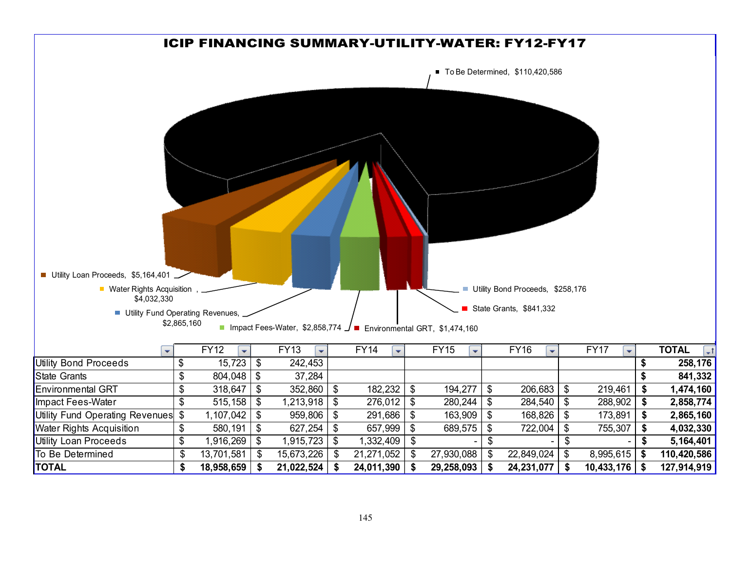# ICIP FINANCING SUMMARY-UTILITY-WATER: FY12-FY17

- To Be Determined, $110,420,586
- Utility Loan Proceeds, $5,164,401
- Water Rights Acquisition, $4,032,330
- Utility Fund Operating Revenues, $2,865,160
- Impact Fees-Water, $2,858,774
- Environmental GRT, $1,474,160
- State Grants, $841,332
- Utility Bond Proceeds, $258,176

| | FY12 | FY13 | FY14 | FY15 | FY16 | FY17 | TOTAL |
|---|---|---|---|---|---|---|---|
| Utility Bond Proceeds | $ 15,723 | $ 242,453 | | | | | **$ 258,176** |
| State Grants | $ 804,048 | $ 37,284 | | | | | **$ 841,332** |
| Environmental GRT | $ 318,647 | $ 352,860 | $ 182,232 | $ 194,277 | $ 206,683 | $ 219,461 | **$ 1,474,160** |
| Impact Fees-Water | $ 515,158 | $ 1,213,918 | $ 276,012 | $ 280,244 | $ 284,540 | $ 288,902 | **$ 2,858,774** |
| Utility Fund Operating Revenues | $ 1,107,042 | $ 959,806 | $ 291,686 | $ 163,909 | $ 168,826 | $ 173,891 | **$ 2,865,160** |
| Water Rights Acquisition | $ 580,191 | $ 627,254 | $ 657,999 | $ 689,575 | $ 722,004 | $ 755,307 | **$ 4,032,330** |
| Utility Loan Proceeds | $ 1,916,269 | $ 1,915,723 | $ 1,332,409 | $ - | $ - | $ - | **$ 5,164,401** |
| To Be Determined | $ 13,701,581 | $ 15,673,226 | $ 21,271,052 | $ 27,930,088 | $ 22,849,024 | $ 8,995,615 | **$ 110,420,586** |
| **TOTAL** | **$ 18,958,659** | **$ 21,022,524** | **$ 24,011,390** | **$ 29,258,093** | **$ 24,231,077** | **$ 10,433,176** | **$ 127,914,919** |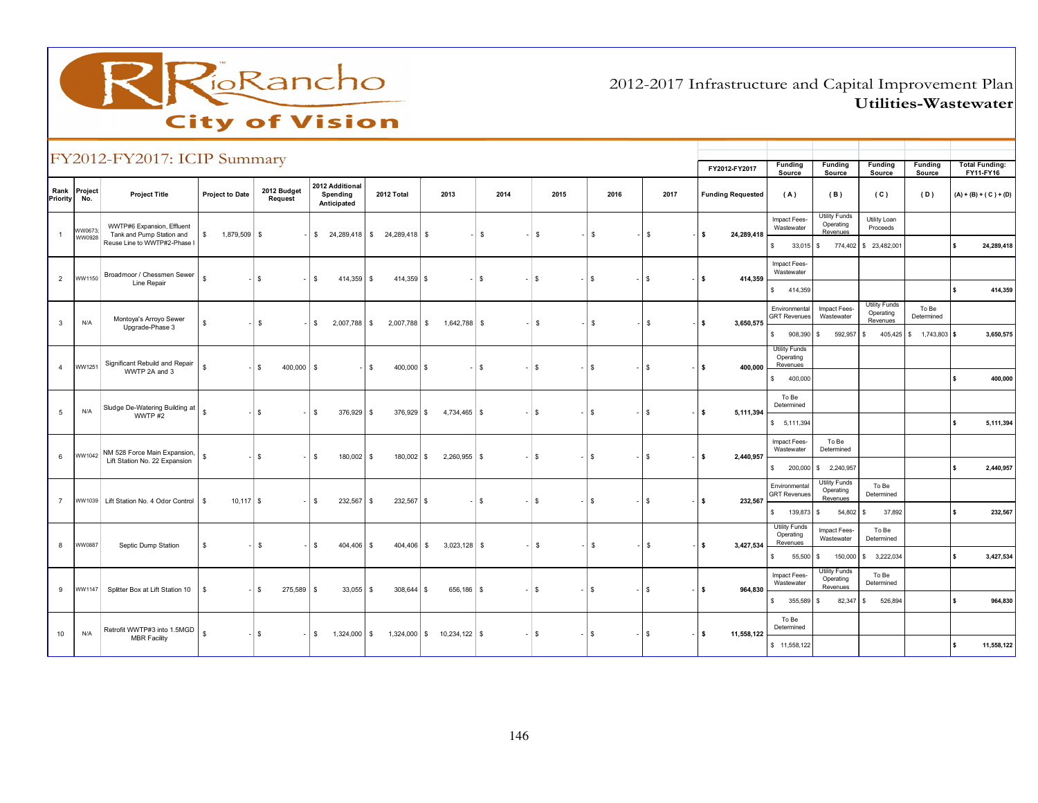# 2012-2017 Infrastructure and Capital Improvement Plan

## Utilities-Wastewater

## FY2012-FY2017: ICIP Summary

| Rank Priority | Project No. | Project Title | Project to Date | 2012 Budget Request | 2012 Additional Spending Anticipated | 2012 Total | 2013 | 2014 | 2015 | 2016 | 2017 | FY2012-FY2017 Funding Requested | Funding Source (A) | Funding Source (B) | Funding Source (C) | Funding Source (D) | Total Funding: FY11-FY16 (A) + (B) + (C) + (D) |
|---|---|---|---|---|---|---|---|---|---|---|---|---|---|---|---|---|---|
| 1 | WW0673; WW0928 | WWTP#6 Expansion, Effluent Tank and Pump Station and Reuse Line to WWTP#2-Phase I | $ 1,879,509 | $ - | $ 24,289,418 | $ 24,289,418 | $ - | $ - | $ - | $ - | $ - | $ 24,289,418 | Impact Fees-Wastewater $ 33,015 | Utility Funds Operating Revenues $ 774,402 | Utility Loan Proceeds $ 23,482,001 | | $ 24,289,418 |
| 2 | WW1150 | Broadmoor / Chessmen Sewer Line Repair | $ - | $ - | $ 414,359 | $ 414,359 | $ - | $ - | $ - | $ - | $ - | $ 414,359 | Impact Fees-Wastewater $ 414,359 | | | | $ 414,359 |
| 3 | N/A | Montoya's Arroyo Sewer Upgrade-Phase 3 | $ - | $ - | $ 2,007,788 | $ 2,007,788 | $ 1,642,788 | $ - | $ - | $ - | $ - | $ 3,650,575 | Environmental GRT Revenues $ 908,390 | Impact Fees-Wastewater $ 592,957 | Utility Funds Operating Revenues $ 405,425 | To Be Determined $ 1,743,803 | $ 3,650,575 |
| 4 | WW1251 | Significant Rebuild and Repair WWTP 2A and 3 | $ - | $ 400,000 | $ - | $ 400,000 | $ - | $ - | $ - | $ - | $ - | $ 400,000 | Utility Funds Operating Revenues $ 400,000 | | | | $ 400,000 |
| 5 | N/A | Sludge De-Watering Building at WWTP #2 | $ - | $ - | $ 376,929 | $ 376,929 | $ 4,734,465 | $ - | $ - | $ - | $ - | $ 5,111,394 | To Be Determined $ 5,111,394 | | | | $ 5,111,394 |
| 6 | WW1042 | NM 528 Force Main Expansion, Lift Station No. 22 Expansion | $ - | $ - | $ 180,002 | $ 180,002 | $ 2,260,955 | $ - | $ - | $ - | $ - | $ 2,440,957 | Impact Fees-Wastewater $ 200,000 | To Be Determined $ 2,240,957 | | | $ 2,440,957 |
| 7 | WW1039 | Lift Station No. 4 Odor Control | $ 10,117 | $ - | $ 232,567 | $ 232,567 | $ - | $ - | $ - | $ - | $ - | $ 232,567 | Environmental GRT Revenues $ 139,873 | Utility Funds Operating Revenues $ 54,802 | To Be Determined $ 37,892 | | $ 232,567 |
| 8 | WW0887 | Septic Dump Station | $ - | $ - | $ 404,406 | $ 404,406 | $ 3,023,128 | $ - | $ - | $ - | $ - | $ 3,427,534 | Utility Funds Operating Revenues $ 55,500 | Impact Fees-Wastewater $ 150,000 | To Be Determined $ 3,222,034 | | $ 3,427,534 |
| 9 | WW1147 | Splitter Box at Lift Station 10 | $ - | $ 275,589 | $ 33,055 | $ 308,644 | $ 656,186 | $ - | $ - | $ - | $ - | $ 964,830 | Impact Fees-Wastewater $ 355,589 | Utility Funds Operating Revenues $ 82,347 | To Be Determined $ 526,894 | | $ 964,830 |
| 10 | N/A | Retrofit WWTP#3 into 1.5MGD MBR Facility | $ - | $ - | $ 1,324,000 | $ 1,324,000 | $ 10,234,122 | $ - | $ - | $ - | $ - | $ 11,558,122 | To Be Determined $ 11,558,122 | | | | $ 11,558,122 |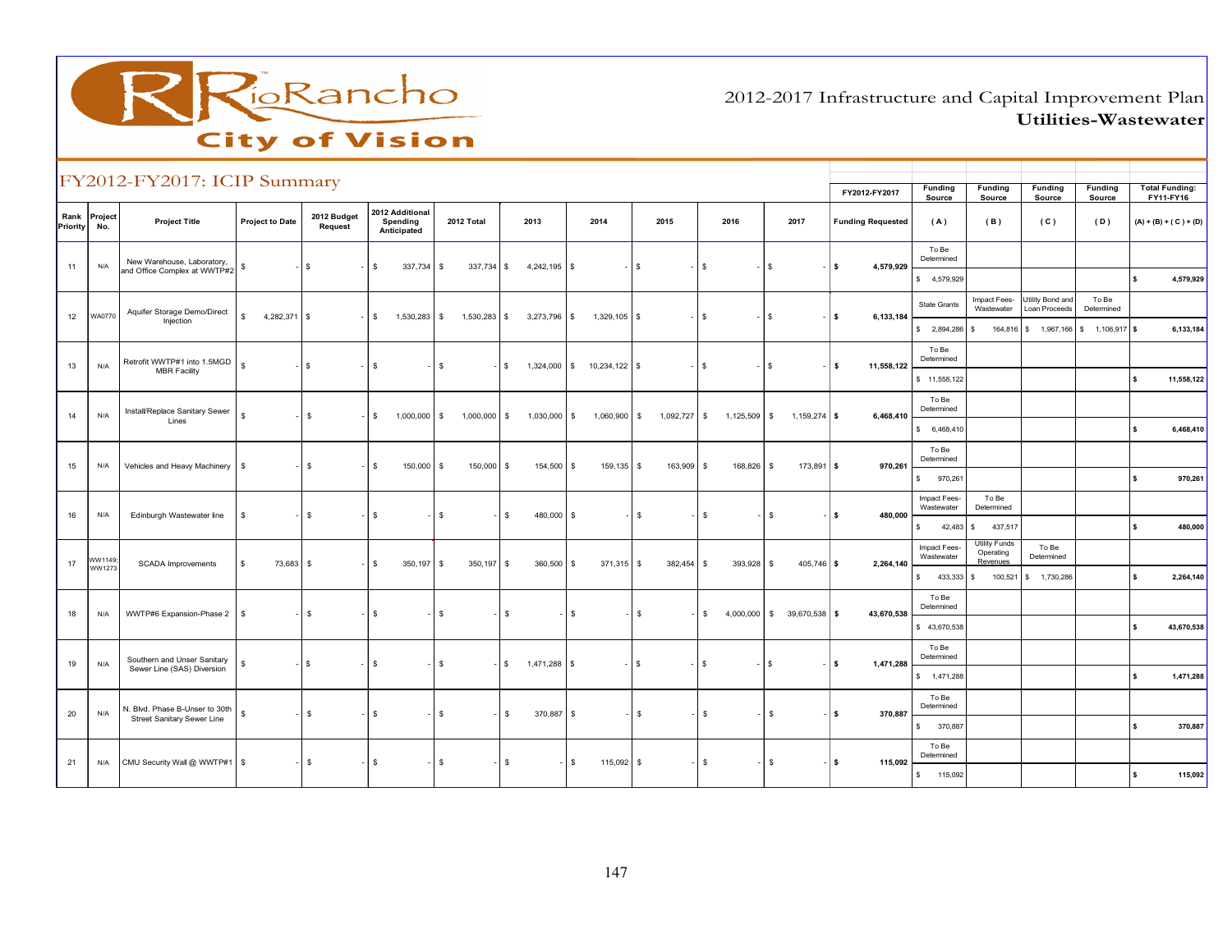# 2012-2017 Infrastructure and Capital Improvement Plan
## Utilities-Wastewater

## FY2012-FY2017: ICIP Summary

| Rank Priority | Project No. | Project Title | Project to Date | 2012 Budget Request | 2012 Additional Spending Anticipated | 2012 Total | 2013 | 2014 | 2015 | 2016 | 2017 | FY2012-FY2017 Funding Requested | Funding Source (A) | Funding Source (B) | Funding Source (C) | Funding Source (D) | Total Funding: FY11-FY16 (A) + (B) + (C) + (D) |
|---|---|---|---|---|---|---|---|---|---|---|---|---|---|---|---|---|---|
| 11 | N/A | New Warehouse, Laboratory, and Office Complex at WWTP#2 | $ - | $ - | $ 337,734 | $ 337,734 | $ 4,242,195 | $ - | $ - | $ - | $ - | $ 4,579,929 | To Be Determined<br>$ 4,579,929 | | | | $ 4,579,929 |
| 12 | WA0770 | Aquifer Storage Demo/Direct Injection | $ 4,282,371 | $ - | $ 1,530,283 | $ 1,530,283 | $ 3,273,796 | $ 1,329,105 | $ - | $ - | $ - | $ 6,133,184 | State Grants<br>$ 2,894,286 | Impact Fees-Wastewater<br>$ 164,816 | Utility Bond and Loan Proceeds<br>$ 1,967,166 | To Be Determined<br>$ 1,106,917 | $ 6,133,184 |
| 13 | N/A | Retrofit WWTP#1 into 1.5MGD MBR Facility | $ - | $ - | $ - | $ - | $ 1,324,000 | $ 10,234,122 | $ - | $ - | $ - | $ 11,558,122 | To Be Determined<br>$ 11,558,122 | | | | $ 11,558,122 |
| 14 | N/A | Install/Replace Sanitary Sewer Lines | $ - | $ - | $ 1,000,000 | $ 1,000,000 | $ 1,030,000 | $ 1,060,900 | $ 1,092,727 | $ 1,125,509 | $ 1,159,274 | $ 6,468,410 | To Be Determined<br>$ 6,468,410 | | | | $ 6,468,410 |
| 15 | N/A | Vehicles and Heavy Machinery | $ - | $ - | $ 150,000 | $ 150,000 | $ 154,500 | $ 159,135 | $ 163,909 | $ 168,826 | $ 173,891 | $ 970,261 | To Be Determined<br>$ 970,261 | | | | $ 970,261 |
| 16 | N/A | Edinburgh Wastewater line | $ - | $ - | $ - | $ - | $ 480,000 | $ - | $ - | $ - | $ - | $ 480,000 | Impact Fees-Wastewater<br>$ 42,483 | To Be Determined<br>$ 437,517 | | | $ 480,000 |
| 17 | WW1149; WW1273 | SCADA Improvements | $ 73,683 | $ - | $ 350,197 | $ 350,197 | $ 360,500 | $ 371,315 | $ 382,454 | $ 393,928 | $ 405,746 | $ 2,264,140 | Impact Fees-Wastewater<br>$ 433,333 | Utility Funds Operating Revenues<br>$ 100,521 | To Be Determined<br>$ 1,730,286 | | $ 2,264,140 |
| 18 | N/A | WWTP#6 Expansion-Phase 2 | $ - | $ - | $ - | $ - | $ - | $ - | $ - | $ 4,000,000 | $ 39,670,538 | $ 43,670,538 | To Be Determined<br>$ 43,670,538 | | | | $ 43,670,538 |
| 19 | N/A | Southern and Unser Sanitary Sewer Line (SAS) Diversion | $ - | $ - | $ - | $ - | $ 1,471,288 | $ - | $ - | $ - | $ - | $ 1,471,288 | To Be Determined<br>$ 1,471,288 | | | | $ 1,471,288 |
| 20 | N/A | N. Blvd. Phase B-Unser to 30th Street Sanitary Sewer Line | $ - | $ - | $ - | $ - | $ 370,887 | $ - | $ - | $ - | $ - | $ 370,887 | To Be Determined<br>$ 370,887 | | | | $ 370,887 |
| 21 | N/A | CMU Security Wall @ WWTP#1 | $ - | $ - | $ - | $ - | $ - | $ 115,092 | $ - | $ - | $ - | $ 115,092 | To Be Determined<br>$ 115,092 | | | | $ 115,092 |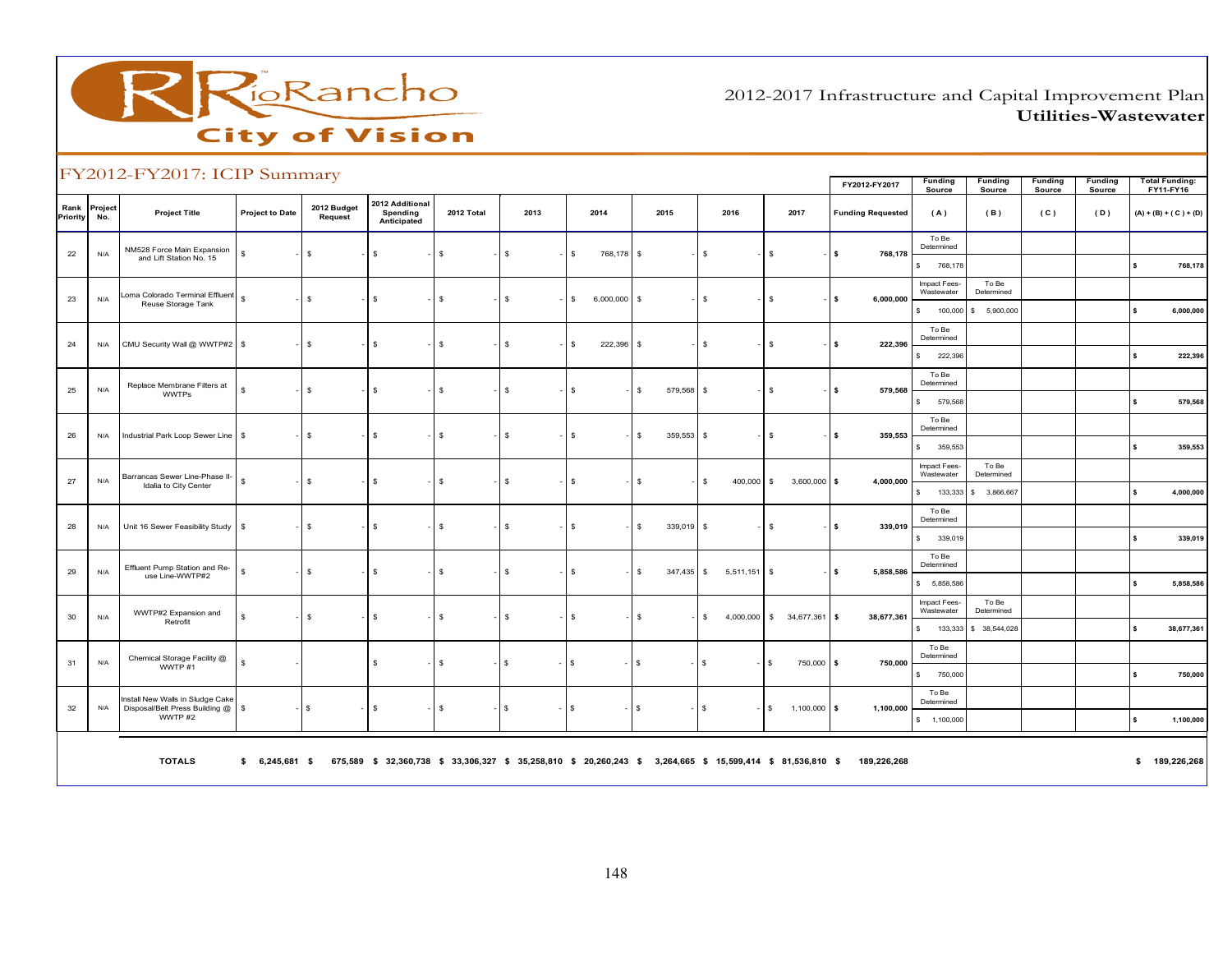# 2012-2017 Infrastructure and Capital Improvement Plan
## Utilities-Wastewater

### FY2012-FY2017: ICIP Summary

| Rank Priority | Project No. | Project Title | Project to Date | 2012 Budget Request | 2012 Additional Spending Anticipated | 2012 Total | 2013 | 2014 | 2015 | 2016 | 2017 | FY2012-FY2017 Funding Requested | Funding Source (A) | Funding Source (B) | Funding Source (C) | Funding Source (D) | Total Funding: FY11-FY16 (A) + (B) + (C) + (D) |
|---|---|---|---|---|---|---|---|---|---|---|---|---|---|---|---|---|---|
| 22 | N/A | NM528 Force Main Expansion and Lift Station No. 15 | $ - | $ - | $ - | $ - | $ - | $ 768,178 | $ - | $ - | $ - | $ 768,178 | To Be Determined $ 768,178 | | | | $ 768,178 |
| 23 | N/A | Loma Colorado Terminal Effluent Reuse Storage Tank | $ - | $ - | $ - | $ - | $ - | $ 6,000,000 | $ - | $ - | $ - | $ 6,000,000 | Impact Fees-Wastewater $ 100,000 | To Be Determined $ 5,900,000 | | | $ 6,000,000 |
| 24 | N/A | CMU Security Wall @ WWTP#2 | $ - | $ - | $ - | $ - | $ - | $ 222,396 | $ - | $ - | $ - | $ 222,396 | To Be Determined $ 222,396 | | | | $ 222,396 |
| 25 | N/A | Replace Membrane Filters at WWTPs | $ - | $ - | $ - | $ - | $ - | $ - | $ 579,568 | $ - | $ - | $ 579,568 | To Be Determined $ 579,568 | | | | $ 579,568 |
| 26 | N/A | Industrial Park Loop Sewer Line | $ - | $ - | $ - | $ - | $ - | $ - | $ 359,553 | $ - | $ - | $ 359,553 | To Be Determined $ 359,553 | | | | $ 359,553 |
| 27 | N/A | Barrancas Sewer Line-Phase II-Idalia to City Center | $ - | $ - | $ - | $ - | $ - | $ - | $ - | $ 400,000 | $ 3,600,000 | $ 4,000,000 | Impact Fees-Wastewater $ 133,333 | To Be Determined $ 3,866,667 | | | $ 4,000,000 |
| 28 | N/A | Unit 16 Sewer Feasibility Study | $ - | $ - | $ - | $ - | $ - | $ - | $ 339,019 | $ - | $ - | $ 339,019 | To Be Determined $ 339,019 | | | | $ 339,019 |
| 29 | N/A | Effluent Pump Station and Re-use Line-WWTP#2 | $ - | $ - | $ - | $ - | $ - | $ - | $ 347,435 | $ 5,511,151 | $ - | $ 5,858,586 | To Be Determined $ 5,858,586 | | | | $ 5,858,586 |
| 30 | N/A | WWTP#2 Expansion and Retrofit | $ - | $ - | $ - | $ - | $ - | $ - | $ - | $ 4,000,000 | $ 34,677,361 | $ 38,677,361 | Impact Fees-Wastewater $ 133,333 | To Be Determined $ 38,544,028 | | | $ 38,677,361 |
| 31 | N/A | Chemical Storage Facility @ WWTP #1 | $ - | | $ - | $ - | $ - | $ - | $ - | $ - | $ 750,000 | $ 750,000 | To Be Determined $ 750,000 | | | | $ 750,000 |
| 32 | N/A | Install New Walls in Sludge Cake Disposal/Belt Press Building @ WWTP #2 | $ - | $ - | $ - | $ - | $ - | $ - | $ - | $ - | $ 1,100,000 | $ 1,100,000 | To Be Determined $ 1,100,000 | | | | $ 1,100,000 |
| | | **TOTALS** | **$ 6,245,681** | **$ 675,589** | **$ 32,360,738** | **$ 33,306,327** | **$ 35,258,810** | **$ 20,260,243** | **$ 3,264,665** | **$ 15,599,414** | **$ 81,536,810** | **$ 189,226,268** | | | | | **$ 189,226,268** |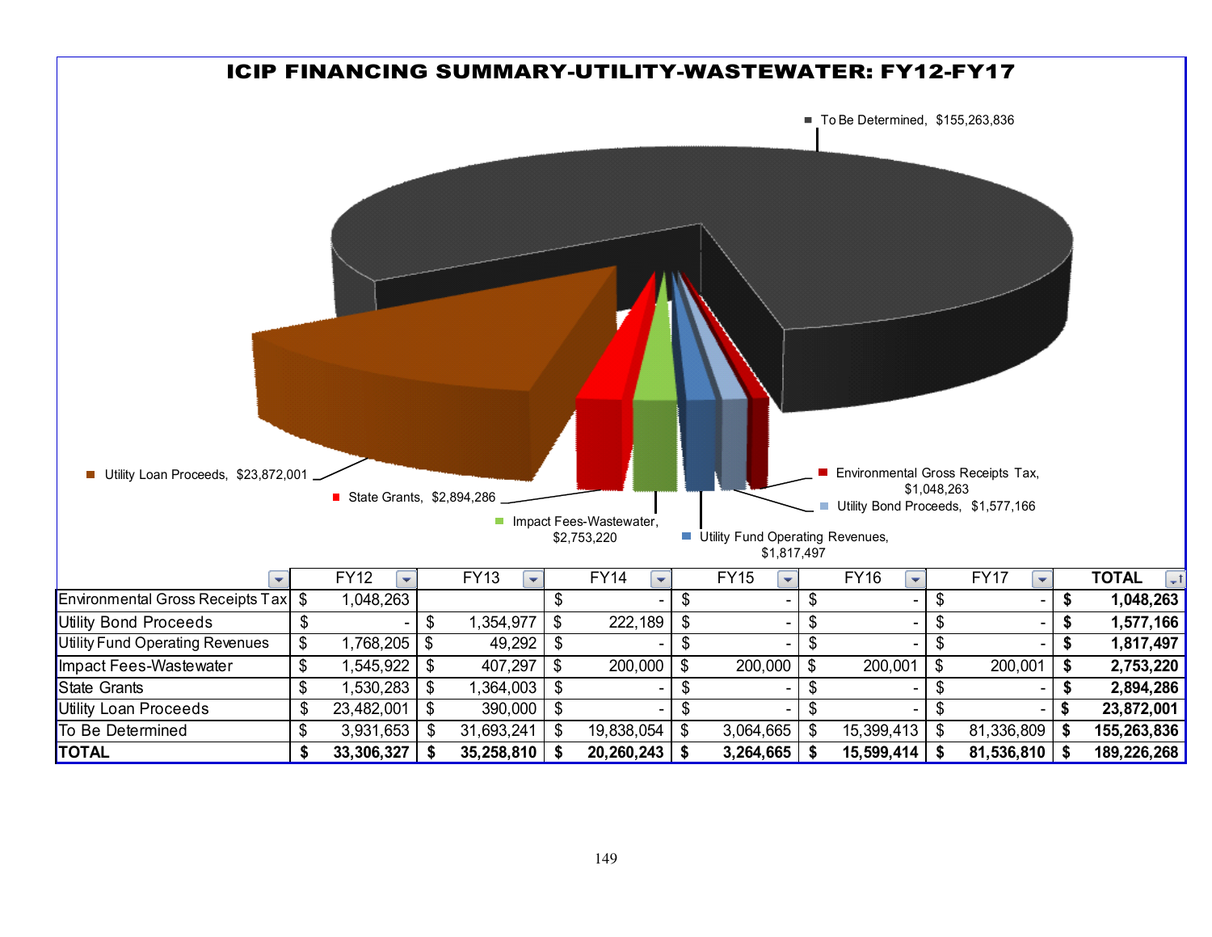# ICIP FINANCING SUMMARY-UTILITY-WASTEWATER: FY12-FY17

- To Be Determined, $155,263,836
- Utility Loan Proceeds, $23,872,001
- State Grants, $2,894,286
- Impact Fees-Wastewater, $2,753,220
- Utility Fund Operating Revenues, $1,817,497
- Environmental Gross Receipts Tax, $1,048,263
- Utility Bond Proceeds, $1,577,166

| | FY12 | FY13 | FY14 | FY15 | FY16 | FY17 | TOTAL |
|---|---|---|---|---|---|---|---|
| Environmental Gross Receipts Tax | $ 1,048,263 | | $ - | $ - | $ - | $ - | **$ 1,048,263** |
| Utility Bond Proceeds | $ - | $ 1,354,977 | $ 222,189 | $ - | $ - | $ - | **$ 1,577,166** |
| Utility Fund Operating Revenues | $ 1,768,205 | $ 49,292 | $ - | $ - | $ - | $ - | **$ 1,817,497** |
| Impact Fees-Wastewater | $ 1,545,922 | $ 407,297 | $ 200,000 | $ 200,000 | $ 200,001 | $ 200,001 | **$ 2,753,220** |
| State Grants | $ 1,530,283 | $ 1,364,003 | $ - | $ - | $ - | $ - | **$ 2,894,286** |
| Utility Loan Proceeds | $ 23,482,001 | $ 390,000 | $ - | $ - | $ - | $ - | **$ 23,872,001** |
| To Be Determined | $ 3,931,653 | $ 31,693,241 | $ 19,838,054 | $ 3,064,665 | $ 15,399,413 | $ 81,336,809 | **$ 155,263,836** |
| **TOTAL** | **$ 33,306,327** | **$ 35,258,810** | **$ 20,260,243** | **$ 3,264,665** | **$ 15,599,414** | **$ 81,536,810** | **$ 189,226,268** |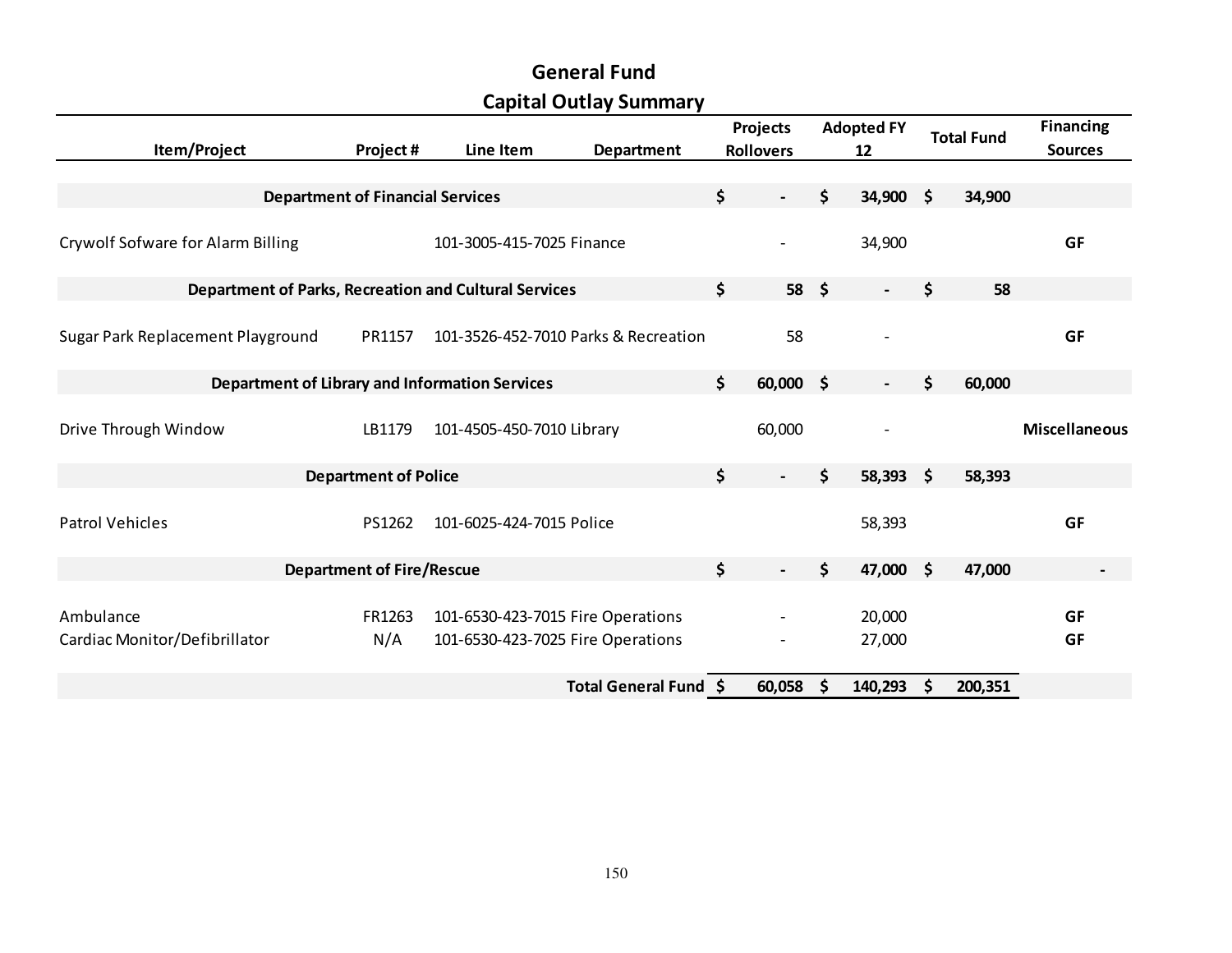# General Fund

## Capital Outlay Summary

| Item/Project | Project # | Line Item | Department | Projects Rollovers | Adopted FY 12 | Total Fund | Financing Sources |
|---|---|---|---|---|---|---|---|
| **Department of Financial Services** | | | | **$ -** | **$ 34,900** | **$ 34,900** | |
| Crywolf Sofware for Alarm Billing | | 101-3005-415-7025 | Finance | - | 34,900 | | **GF** |
| **Department of Parks, Recreation and Cultural Services** | | | | **$ 58** | **$ -** | **$ 58** | |
| Sugar Park Replacement Playground | PR1157 | 101-3526-452-7010 | Parks & Recreation | 58 | - | | **GF** |
| **Department of Library and Information Services** | | | | **$ 60,000** | **$ -** | **$ 60,000** | |
| Drive Through Window | LB1179 | 101-4505-450-7010 | Library | 60,000 | - | | **Miscellaneous** |
| **Department of Police** | | | | **$ -** | **$ 58,393** | **$ 58,393** | |
| Patrol Vehicles | PS1262 | 101-6025-424-7015 | Police | | 58,393 | | **GF** |
| **Department of Fire/Rescue** | | | | **$ -** | **$ 47,000** | **$ 47,000** | **-** |
| Ambulance | FR1263 | 101-6530-423-7015 | Fire Operations | - | 20,000 | | **GF** |
| Cardiac Monitor/Defibrillator | N/A | 101-6530-423-7025 | Fire Operations | - | 27,000 | | **GF** |
| | | | **Total General Fund** | **$ 60,058** | **$ 140,293** | **$ 200,351** | |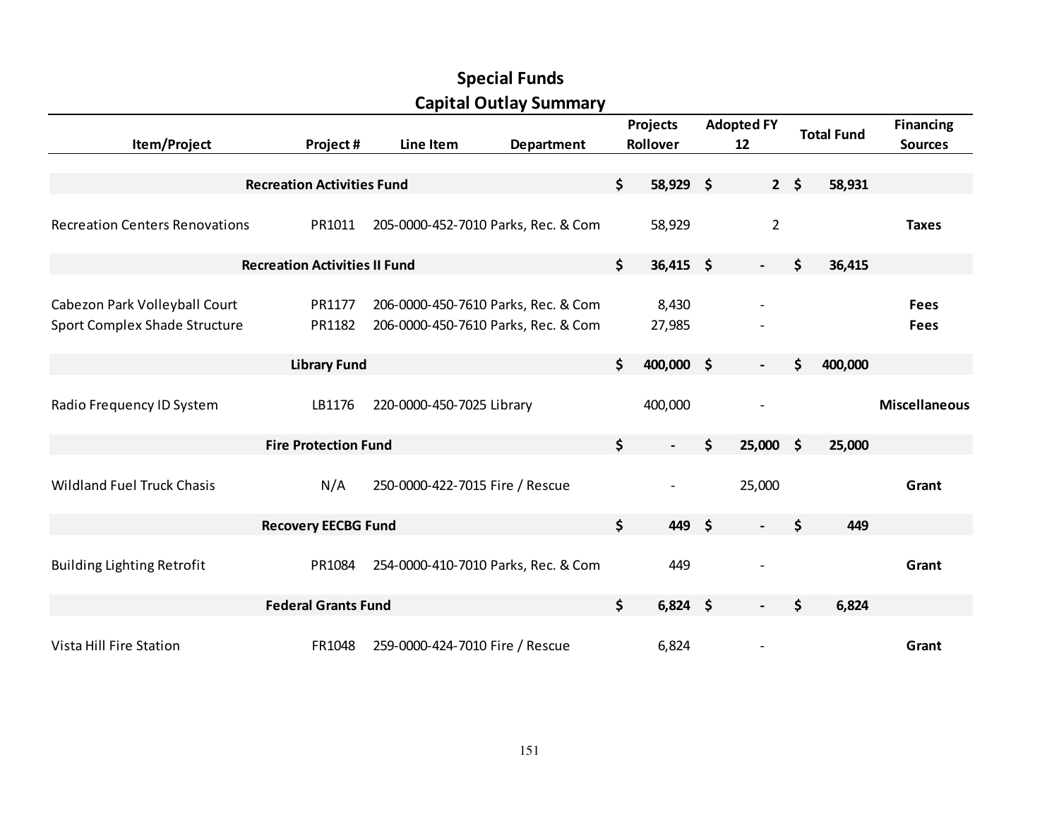# Special Funds
## Capital Outlay Summary

| Item/Project | Project # | Line Item | Department | Projects Rollover | Adopted FY 12 | Total Fund | Financing Sources |
|---|---|---|---|---|---|---|---|
| **Recreation Activities Fund** | | | | **$ 58,929** | **$ 2** | **$ 58,931** | |
| Recreation Centers Renovations | PR1011 | 205-0000-452-7010 | Parks, Rec. & Com | 58,929 | 2 | | **Taxes** |
| **Recreation Activities II Fund** | | | | **$ 36,415** | **$ -** | **$ 36,415** | |
| Cabezon Park Volleyball Court | PR1177 | 206-0000-450-7610 | Parks, Rec. & Com | 8,430 | - | | **Fees** |
| Sport Complex Shade Structure | PR1182 | 206-0000-450-7610 | Parks, Rec. & Com | 27,985 | - | | **Fees** |
| **Library Fund** | | | | **$ 400,000** | **$ -** | **$ 400,000** | |
| Radio Frequency ID System | LB1176 | 220-0000-450-7025 | Library | 400,000 | - | | **Miscellaneous** |
| **Fire Protection Fund** | | | | **$ -** | **$ 25,000** | **$ 25,000** | |
| Wildland Fuel Truck Chasis | N/A | 250-0000-422-7015 | Fire / Rescue | - | 25,000 | | **Grant** |
| **Recovery EECBG Fund** | | | | **$ 449** | **$ -** | **$ 449** | |
| Building Lighting Retrofit | PR1084 | 254-0000-410-7010 | Parks, Rec. & Com | 449 | - | | **Grant** |
| **Federal Grants Fund** | | | | **$ 6,824** | **$ -** | **$ 6,824** | |
| Vista Hill Fire Station | FR1048 | 259-0000-424-7010 | Fire / Rescue | 6,824 | - | | **Grant** |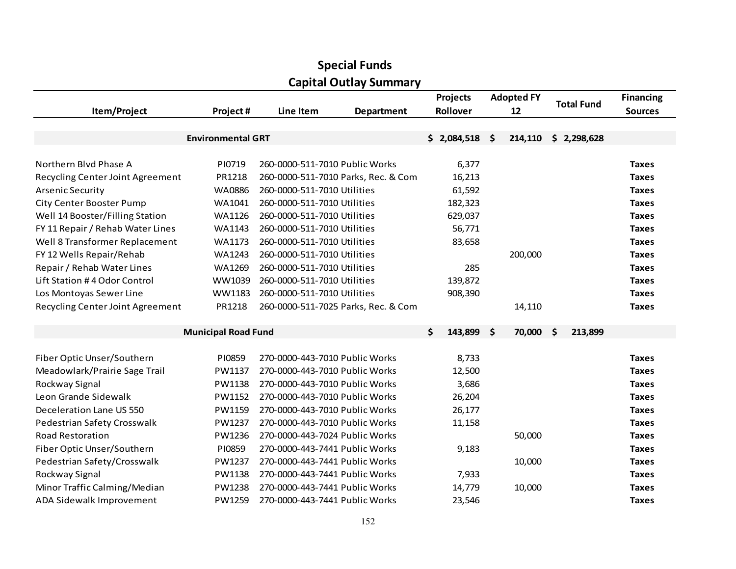# Special Funds

## Capital Outlay Summary

| Item/Project | Project # | Line Item | Department | Projects Rollover | Adopted FY 12 | Total Fund | Financing Sources |
|---|---|---|---|---|---|---|---|
| **Environmental GRT** | | | | **$ 2,084,518** | **$ 214,110** | **$ 2,298,628** | |
| Northern Blvd Phase A | PI0719 | 260-0000-511-7010 | Public Works | 6,377 | | | **Taxes** |
| Recycling Center Joint Agreement | PR1218 | 260-0000-511-7010 | Parks, Rec. & Com | 16,213 | | | **Taxes** |
| Arsenic Security | WA0886 | 260-0000-511-7010 | Utilities | 61,592 | | | **Taxes** |
| City Center Booster Pump | WA1041 | 260-0000-511-7010 | Utilities | 182,323 | | | **Taxes** |
| Well 14 Booster/Filling Station | WA1126 | 260-0000-511-7010 | Utilities | 629,037 | | | **Taxes** |
| FY 11 Repair / Rehab Water Lines | WA1143 | 260-0000-511-7010 | Utilities | 56,771 | | | **Taxes** |
| Well 8 Transformer Replacement | WA1173 | 260-0000-511-7010 | Utilities | 83,658 | | | **Taxes** |
| FY 12 Wells Repair/Rehab | WA1243 | 260-0000-511-7010 | Utilities | | 200,000 | | **Taxes** |
| Repair / Rehab Water Lines | WA1269 | 260-0000-511-7010 | Utilities | 285 | | | **Taxes** |
| Lift Station # 4 Odor Control | WW1039 | 260-0000-511-7010 | Utilities | 139,872 | | | **Taxes** |
| Los Montoyas Sewer Line | WW1183 | 260-0000-511-7010 | Utilities | 908,390 | | | **Taxes** |
| Recycling Center Joint Agreement | PR1218 | 260-0000-511-7025 | Parks, Rec. & Com | | 14,110 | | **Taxes** |
| **Municipal Road Fund** | | | | **$ 143,899** | **$ 70,000** | **$ 213,899** | |
| Fiber Optic Unser/Southern | PI0859 | 270-0000-443-7010 | Public Works | 8,733 | | | **Taxes** |
| Meadowlark/Prairie Sage Trail | PW1137 | 270-0000-443-7010 | Public Works | 12,500 | | | **Taxes** |
| Rockway Signal | PW1138 | 270-0000-443-7010 | Public Works | 3,686 | | | **Taxes** |
| Leon Grande Sidewalk | PW1152 | 270-0000-443-7010 | Public Works | 26,204 | | | **Taxes** |
| Deceleration Lane US 550 | PW1159 | 270-0000-443-7010 | Public Works | 26,177 | | | **Taxes** |
| Pedestrian Safety Crosswalk | PW1237 | 270-0000-443-7010 | Public Works | 11,158 | | | **Taxes** |
| Road Restoration | PW1236 | 270-0000-443-7024 | Public Works | | 50,000 | | **Taxes** |
| Fiber Optic Unser/Southern | PI0859 | 270-0000-443-7441 | Public Works | 9,183 | | | **Taxes** |
| Pedestrian Safety/Crosswalk | PW1237 | 270-0000-443-7441 | Public Works | | 10,000 | | **Taxes** |
| Rockway Signal | PW1138 | 270-0000-443-7441 | Public Works | 7,933 | | | **Taxes** |
| Minor Traffic Calming/Median | PW1238 | 270-0000-443-7441 | Public Works | 14,779 | 10,000 | | **Taxes** |
| ADA Sidewalk Improvement | PW1259 | 270-0000-443-7441 | Public Works | 23,546 | | | **Taxes** |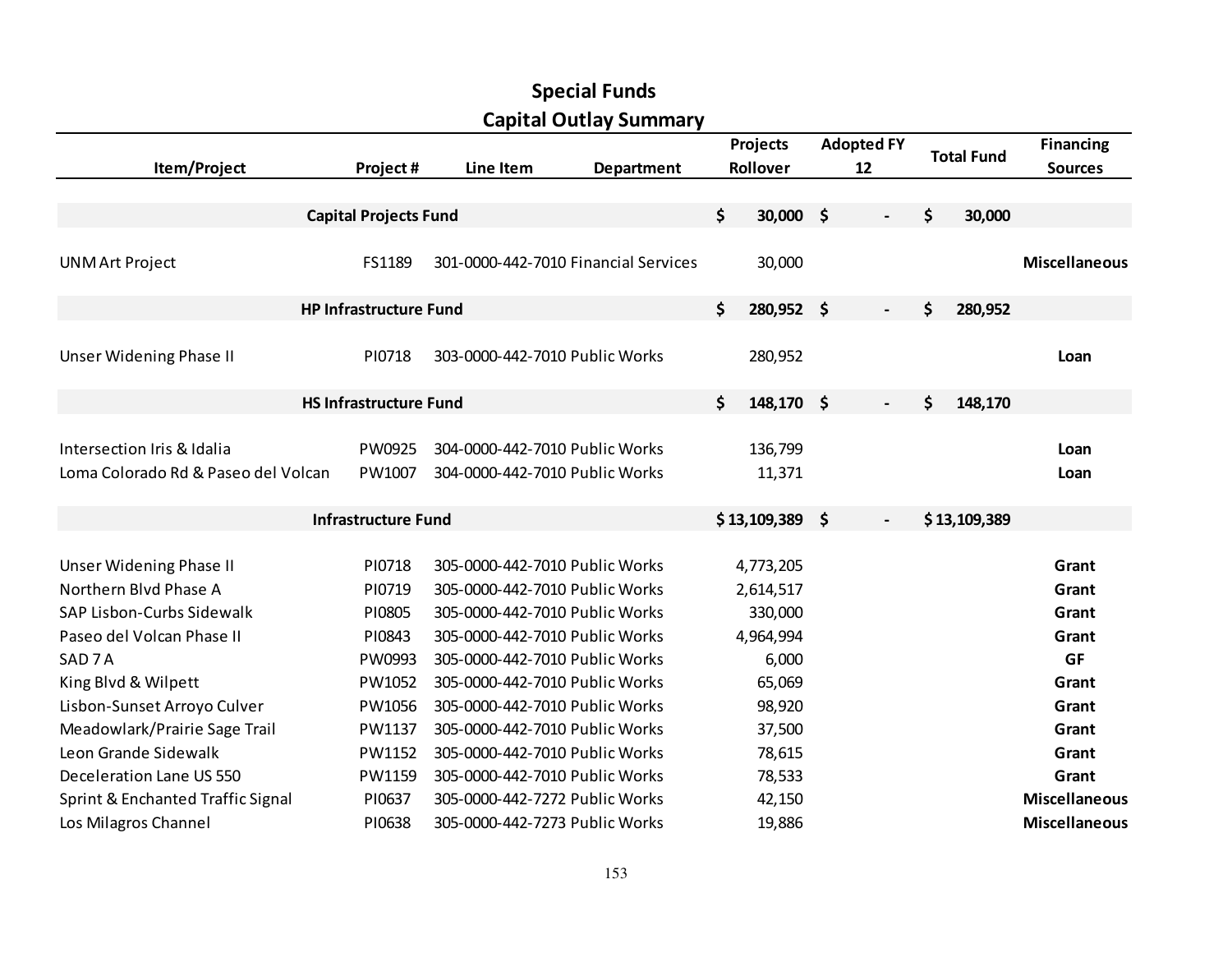# Special Funds
## Capital Outlay Summary

| Item/Project | Project # | Line Item | Department | Projects Rollover | Adopted FY 12 | Total Fund | Financing Sources |
|---|---|---|---|---|---|---|---|
| **Capital Projects Fund** | | | | **$ 30,000** | **$ -** | **$ 30,000** | |
| UNM Art Project | FS1189 | 301-0000-442-7010 | Financial Services | 30,000 | | | **Miscellaneous** |
| **HP Infrastructure Fund** | | | | **$ 280,952** | **$ -** | **$ 280,952** | |
| Unser Widening Phase II | PI0718 | 303-0000-442-7010 | Public Works | 280,952 | | | **Loan** |
| **HS Infrastructure Fund** | | | | **$ 148,170** | **$ -** | **$ 148,170** | |
| Intersection Iris & Idalia | PW0925 | 304-0000-442-7010 | Public Works | 136,799 | | | **Loan** |
| Loma Colorado Rd & Paseo del Volcan | PW1007 | 304-0000-442-7010 | Public Works | 11,371 | | | **Loan** |
| **Infrastructure Fund** | | | | **$ 13,109,389** | **$ -** | **$ 13,109,389** | |
| Unser Widening Phase II | PI0718 | 305-0000-442-7010 | Public Works | 4,773,205 | | | **Grant** |
| Northern Blvd Phase A | PI0719 | 305-0000-442-7010 | Public Works | 2,614,517 | | | **Grant** |
| SAP Lisbon-Curbs Sidewalk | PI0805 | 305-0000-442-7010 | Public Works | 330,000 | | | **Grant** |
| Paseo del Volcan Phase II | PI0843 | 305-0000-442-7010 | Public Works | 4,964,994 | | | **Grant** |
| SAD 7 A | PW0993 | 305-0000-442-7010 | Public Works | 6,000 | | | **GF** |
| King Blvd & Wilpett | PW1052 | 305-0000-442-7010 | Public Works | 65,069 | | | **Grant** |
| Lisbon-Sunset Arroyo Culver | PW1056 | 305-0000-442-7010 | Public Works | 98,920 | | | **Grant** |
| Meadowlark/Prairie Sage Trail | PW1137 | 305-0000-442-7010 | Public Works | 37,500 | | | **Grant** |
| Leon Grande Sidewalk | PW1152 | 305-0000-442-7010 | Public Works | 78,615 | | | **Grant** |
| Deceleration Lane US 550 | PW1159 | 305-0000-442-7010 | Public Works | 78,533 | | | **Grant** |
| Sprint & Enchanted Traffic Signal | PI0637 | 305-0000-442-7272 | Public Works | 42,150 | | | **Miscellaneous** |
| Los Milagros Channel | PI0638 | 305-0000-442-7273 | Public Works | 19,886 | | | **Miscellaneous** |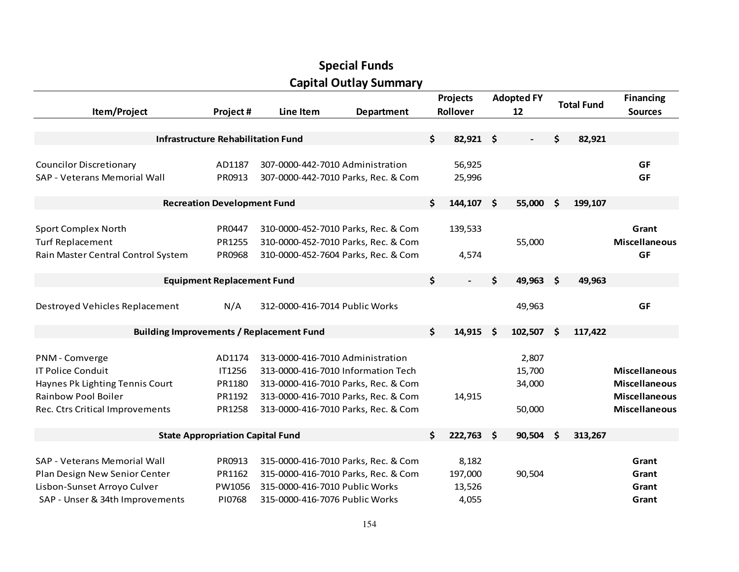# Special Funds

## Capital Outlay Summary

| Item/Project | Project # | Line Item | Department | Projects Rollover | Adopted FY 12 | Total Fund | Financing Sources |
|---|---|---|---|---|---|---|---|
| **Infrastructure Rehabilitation Fund** | | | | **$ 82,921** | **$ -** | **$ 82,921** | |
| Councilor Discretionary | AD1187 | 307-0000-442-7010 | Administration | 56,925 | | | **GF** |
| SAP - Veterans Memorial Wall | PR0913 | 307-0000-442-7010 | Parks, Rec. & Com | 25,996 | | | **GF** |
| **Recreation Development Fund** | | | | **$ 144,107** | **$ 55,000** | **$ 199,107** | |
| Sport Complex North | PR0447 | 310-0000-452-7010 | Parks, Rec. & Com | 139,533 | | | **Grant** |
| Turf Replacement | PR1255 | 310-0000-452-7010 | Parks, Rec. & Com | | 55,000 | | **Miscellaneous** |
| Rain Master Central Control System | PR0968 | 310-0000-452-7604 | Parks, Rec. & Com | 4,574 | | | **GF** |
| **Equipment Replacement Fund** | | | | **$ -** | **$ 49,963** | **$ 49,963** | |
| Destroyed Vehicles Replacement | N/A | 312-0000-416-7014 | Public Works | | 49,963 | | **GF** |
| **Building Improvements / Replacement Fund** | | | | **$ 14,915** | **$ 102,507** | **$ 117,422** | |
| PNM - Comverge | AD1174 | 313-0000-416-7010 | Administration | | 2,807 | | |
| IT Police Conduit | IT1256 | 313-0000-416-7010 | Information Tech | | 15,700 | | **Miscellaneous** |
| Haynes Pk Lighting Tennis Court | PR1180 | 313-0000-416-7010 | Parks, Rec. & Com | | 34,000 | | **Miscellaneous** |
| Rainbow Pool Boiler | PR1192 | 313-0000-416-7010 | Parks, Rec. & Com | 14,915 | | | **Miscellaneous** |
| Rec. Ctrs Critical Improvements | PR1258 | 313-0000-416-7010 | Parks, Rec. & Com | | 50,000 | | **Miscellaneous** |
| **State Appropriation Capital Fund** | | | | **$ 222,763** | **$ 90,504** | **$ 313,267** | |
| SAP - Veterans Memorial Wall | PR0913 | 315-0000-416-7010 | Parks, Rec. & Com | 8,182 | | | **Grant** |
| Plan Design New Senior Center | PR1162 | 315-0000-416-7010 | Parks, Rec. & Com | 197,000 | 90,504 | | **Grant** |
| Lisbon-Sunset Arroyo Culver | PW1056 | 315-0000-416-7010 | Public Works | 13,526 | | | **Grant** |
| SAP - Unser & 34th Improvements | PI0768 | 315-0000-416-7076 | Public Works | 4,055 | | | **Grant** |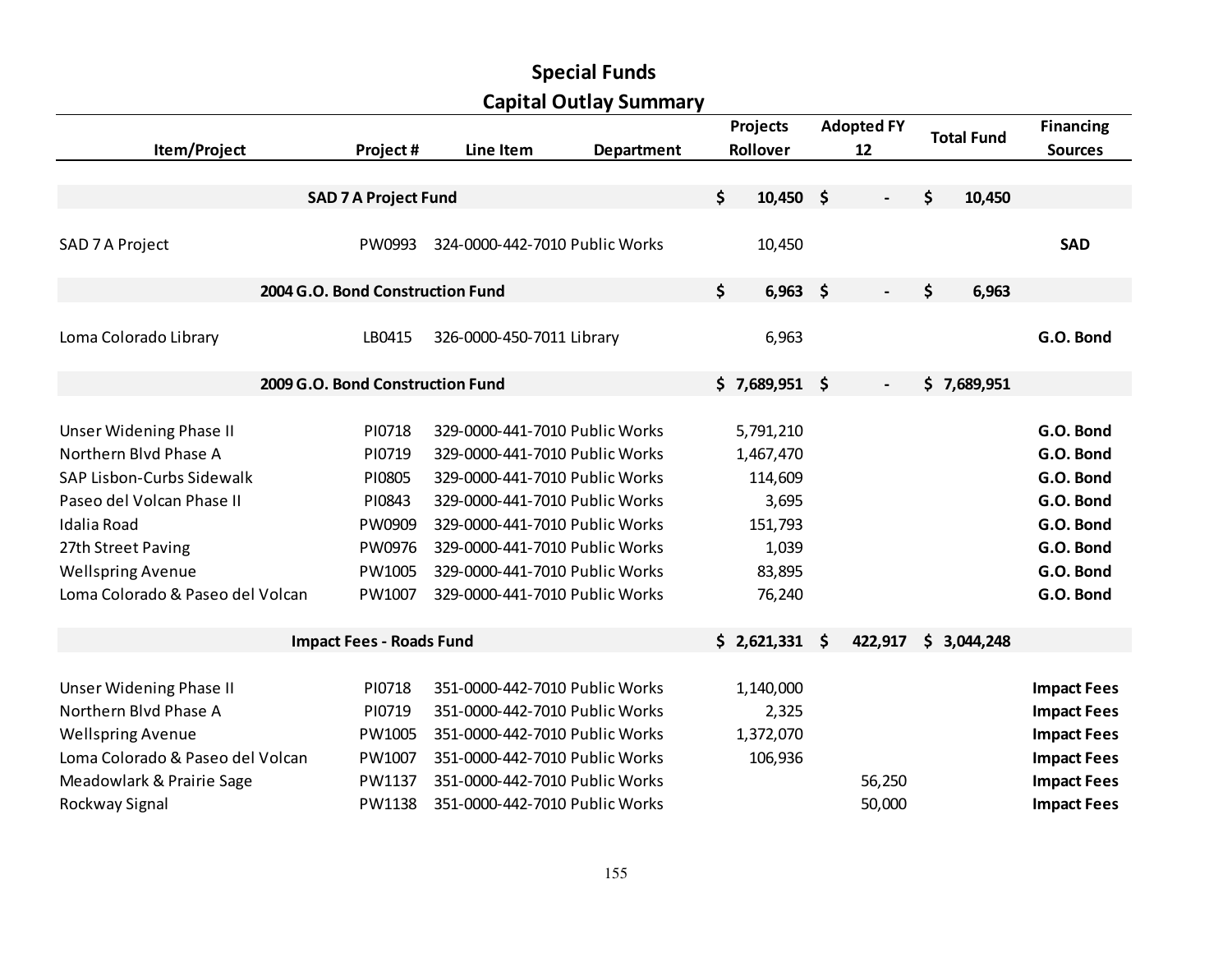# Special Funds

## Capital Outlay Summary

| Item/Project | Project # | Line Item | Department | Projects Rollover | Adopted FY 12 | Total Fund | Financing Sources |
|---|---|---|---|---|---|---|---|
| **SAD 7 A Project Fund** | | | | **$ 10,450** | **$ -** | **$ 10,450** | |
| SAD 7 A Project | PW0993 | 324-0000-442-7010 | Public Works | 10,450 | | | **SAD** |
| **2004 G.O. Bond Construction Fund** | | | | **$ 6,963** | **$ -** | **$ 6,963** | |
| Loma Colorado Library | LB0415 | 326-0000-450-7011 | Library | 6,963 | | | **G.O. Bond** |
| **2009 G.O. Bond Construction Fund** | | | | **$ 7,689,951** | **$ -** | **$ 7,689,951** | |
| Unser Widening Phase II | PI0718 | 329-0000-441-7010 | Public Works | 5,791,210 | | | **G.O. Bond** |
| Northern Blvd Phase A | PI0719 | 329-0000-441-7010 | Public Works | 1,467,470 | | | **G.O. Bond** |
| SAP Lisbon-Curbs Sidewalk | PI0805 | 329-0000-441-7010 | Public Works | 114,609 | | | **G.O. Bond** |
| Paseo del Volcan Phase II | PI0843 | 329-0000-441-7010 | Public Works | 3,695 | | | **G.O. Bond** |
| Idalia Road | PW0909 | 329-0000-441-7010 | Public Works | 151,793 | | | **G.O. Bond** |
| 27th Street Paving | PW0976 | 329-0000-441-7010 | Public Works | 1,039 | | | **G.O. Bond** |
| Wellspring Avenue | PW1005 | 329-0000-441-7010 | Public Works | 83,895 | | | **G.O. Bond** |
| Loma Colorado & Paseo del Volcan | PW1007 | 329-0000-441-7010 | Public Works | 76,240 | | | **G.O. Bond** |
| **Impact Fees - Roads Fund** | | | | **$ 2,621,331** | **$ 422,917** | **$ 3,044,248** | |
| Unser Widening Phase II | PI0718 | 351-0000-442-7010 | Public Works | 1,140,000 | | | **Impact Fees** |
| Northern Blvd Phase A | PI0719 | 351-0000-442-7010 | Public Works | 2,325 | | | **Impact Fees** |
| Wellspring Avenue | PW1005 | 351-0000-442-7010 | Public Works | 1,372,070 | | | **Impact Fees** |
| Loma Colorado & Paseo del Volcan | PW1007 | 351-0000-442-7010 | Public Works | 106,936 | | | **Impact Fees** |
| Meadowlark & Prairie Sage | PW1137 | 351-0000-442-7010 | Public Works | | 56,250 | | **Impact Fees** |
| Rockway Signal | PW1138 | 351-0000-442-7010 | Public Works | | 50,000 | | **Impact Fees** |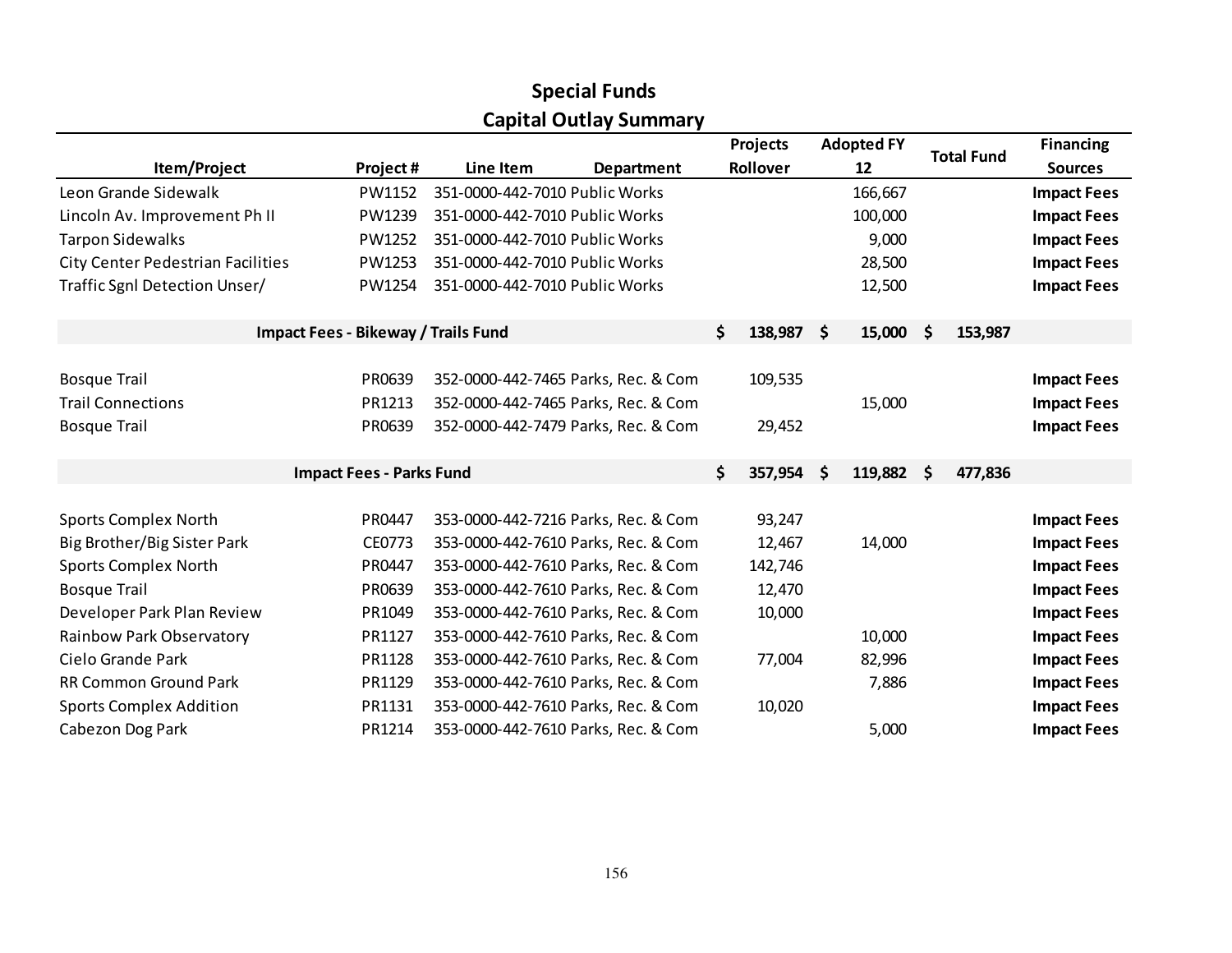# Special Funds

## Capital Outlay Summary

| Item/Project | Project # | Line Item | Department | Projects Rollover | Adopted FY 12 | Total Fund | Financing Sources |
|---|---|---|---|---|---|---|---|
| Leon Grande Sidewalk | PW1152 | 351-0000-442-7010 | Public Works | | 166,667 | | **Impact Fees** |
| Lincoln Av. Improvement Ph II | PW1239 | 351-0000-442-7010 | Public Works | | 100,000 | | **Impact Fees** |
| Tarpon Sidewalks | PW1252 | 351-0000-442-7010 | Public Works | | 9,000 | | **Impact Fees** |
| City Center Pedestrian Facilities | PW1253 | 351-0000-442-7010 | Public Works | | 28,500 | | **Impact Fees** |
| Traffic Sgnl Detection Unser/ | PW1254 | 351-0000-442-7010 | Public Works | | 12,500 | | **Impact Fees** |
| **Impact Fees - Bikeway / Trails Fund** | | | | **$ 138,987** | **$ 15,000** | **$ 153,987** | |
| Bosque Trail | PR0639 | 352-0000-442-7465 | Parks, Rec. & Com | 109,535 | | | **Impact Fees** |
| Trail Connections | PR1213 | 352-0000-442-7465 | Parks, Rec. & Com | | 15,000 | | **Impact Fees** |
| Bosque Trail | PR0639 | 352-0000-442-7479 | Parks, Rec. & Com | 29,452 | | | **Impact Fees** |
| **Impact Fees - Parks Fund** | | | | **$ 357,954** | **$ 119,882** | **$ 477,836** | |
| Sports Complex North | PR0447 | 353-0000-442-7216 | Parks, Rec. & Com | 93,247 | | | **Impact Fees** |
| Big Brother/Big Sister Park | CE0773 | 353-0000-442-7610 | Parks, Rec. & Com | 12,467 | 14,000 | | **Impact Fees** |
| Sports Complex North | PR0447 | 353-0000-442-7610 | Parks, Rec. & Com | 142,746 | | | **Impact Fees** |
| Bosque Trail | PR0639 | 353-0000-442-7610 | Parks, Rec. & Com | 12,470 | | | **Impact Fees** |
| Developer Park Plan Review | PR1049 | 353-0000-442-7610 | Parks, Rec. & Com | 10,000 | | | **Impact Fees** |
| Rainbow Park Observatory | PR1127 | 353-0000-442-7610 | Parks, Rec. & Com | | 10,000 | | **Impact Fees** |
| Cielo Grande Park | PR1128 | 353-0000-442-7610 | Parks, Rec. & Com | 77,004 | 82,996 | | **Impact Fees** |
| RR Common Ground Park | PR1129 | 353-0000-442-7610 | Parks, Rec. & Com | | 7,886 | | **Impact Fees** |
| Sports Complex Addition | PR1131 | 353-0000-442-7610 | Parks, Rec. & Com | 10,020 | | | **Impact Fees** |
| Cabezon Dog Park | PR1214 | 353-0000-442-7610 | Parks, Rec. & Com | | 5,000 | | **Impact Fees** |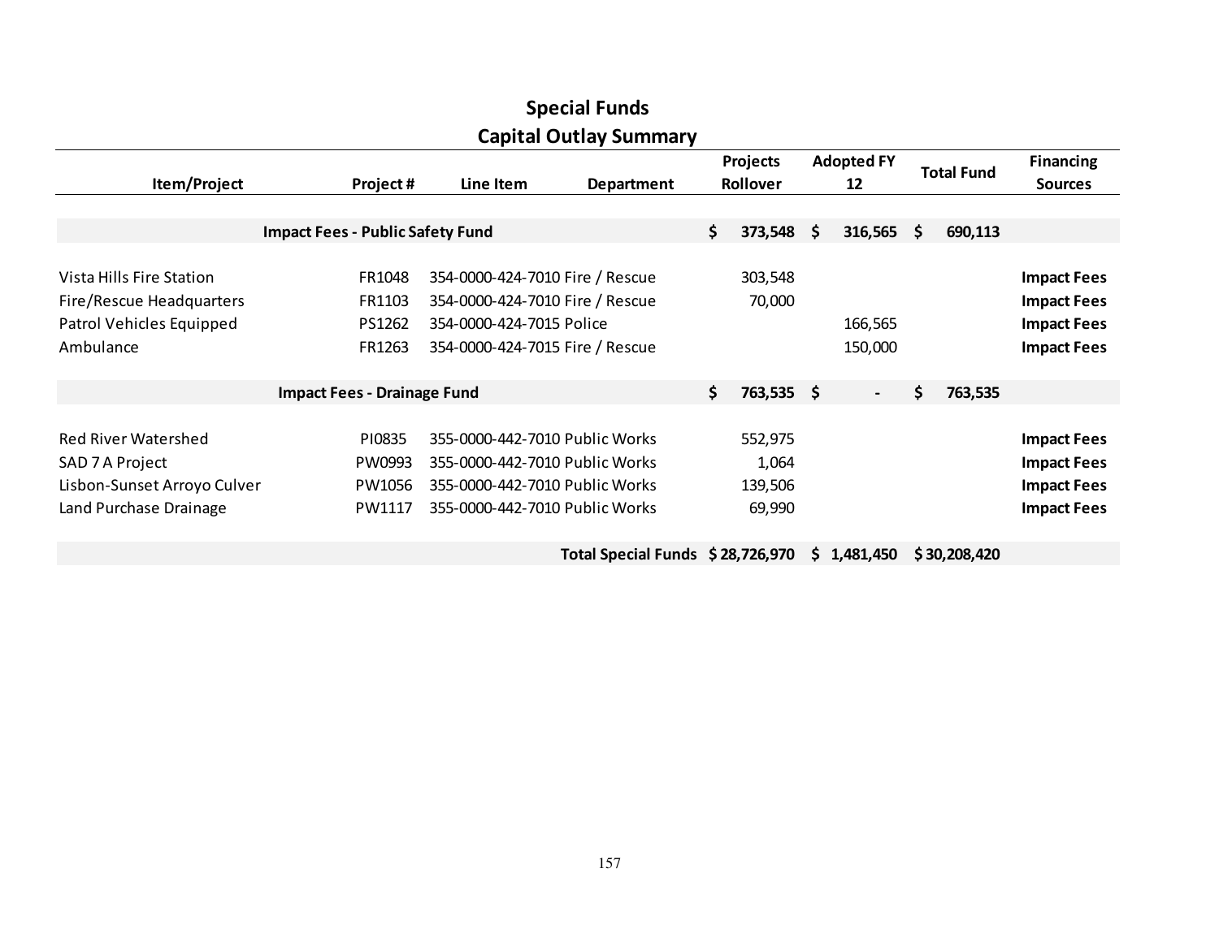## Special Funds
## Capital Outlay Summary

| Item/Project | Project # | Line Item | Department | Projects Rollover | Adopted FY 12 | Total Fund | Financing Sources |
|---|---|---|---|---|---|---|---|
| **Impact Fees - Public Safety Fund** | | | | **$ 373,548** | **$ 316,565** | **$ 690,113** | |
| Vista Hills Fire Station | FR1048 | 354-0000-424-7010 | Fire / Rescue | 303,548 | | | **Impact Fees** |
| Fire/Rescue Headquarters | FR1103 | 354-0000-424-7010 | Fire / Rescue | 70,000 | | | **Impact Fees** |
| Patrol Vehicles Equipped | PS1262 | 354-0000-424-7015 | Police | | 166,565 | | **Impact Fees** |
| Ambulance | FR1263 | 354-0000-424-7015 | Fire / Rescue | | 150,000 | | **Impact Fees** |
| **Impact Fees - Drainage Fund** | | | | **$ 763,535** | **$ -** | **$ 763,535** | |
| Red River Watershed | PI0835 | 355-0000-442-7010 | Public Works | 552,975 | | | **Impact Fees** |
| SAD 7 A Project | PW0993 | 355-0000-442-7010 | Public Works | 1,064 | | | **Impact Fees** |
| Lisbon-Sunset Arroyo Culver | PW1056 | 355-0000-442-7010 | Public Works | 139,506 | | | **Impact Fees** |
| Land Purchase Drainage | PW1117 | 355-0000-442-7010 | Public Works | 69,990 | | | **Impact Fees** |
| | | | **Total Special Funds** | **$ 28,726,970** | **$ 1,481,450** | **$ 30,208,420** | |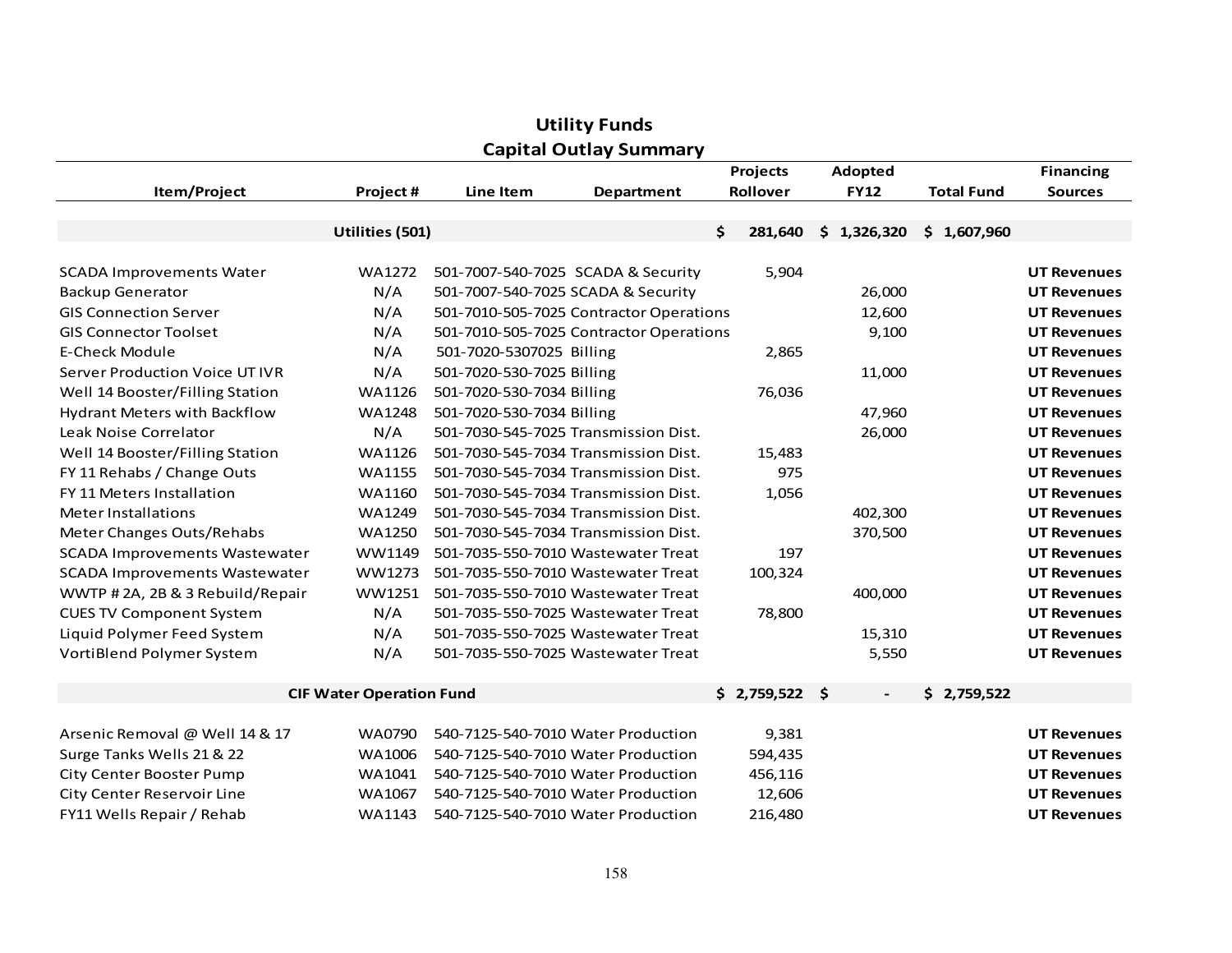## Utility Funds
## Capital Outlay Summary

| Item/Project | Project # | Line Item | Department | Projects Rollover | Adopted FY12 | Total Fund | Financing Sources |
|---|---|---|---|---|---|---|---|
| | **Utilities (501)** | | | $ 281,640 | $ 1,326,320 | $ 1,607,960 | |
| SCADA Improvements Water | WA1272 | 501-7007-540-7025 | SCADA & Security | 5,904 | | | **UT Revenues** |
| Backup Generator | N/A | 501-7007-540-7025 | SCADA & Security | | 26,000 | | **UT Revenues** |
| GIS Connection Server | N/A | 501-7010-505-7025 | Contractor Operations | | 12,600 | | **UT Revenues** |
| GIS Connector Toolset | N/A | 501-7010-505-7025 | Contractor Operations | | 9,100 | | **UT Revenues** |
| E-Check Module | N/A | 501-7020-5307025 | Billing | 2,865 | | | **UT Revenues** |
| Server Production Voice UT IVR | N/A | 501-7020-530-7025 | Billing | | 11,000 | | **UT Revenues** |
| Well 14 Booster/Filling Station | WA1126 | 501-7020-530-7034 | Billing | 76,036 | | | **UT Revenues** |
| Hydrant Meters with Backflow | WA1248 | 501-7020-530-7034 | Billing | | 47,960 | | **UT Revenues** |
| Leak Noise Correlator | N/A | 501-7030-545-7025 | Transmission Dist. | | 26,000 | | **UT Revenues** |
| Well 14 Booster/Filling Station | WA1126 | 501-7030-545-7034 | Transmission Dist. | 15,483 | | | **UT Revenues** |
| FY 11 Rehabs / Change Outs | WA1155 | 501-7030-545-7034 | Transmission Dist. | 975 | | | **UT Revenues** |
| FY 11 Meters Installation | WA1160 | 501-7030-545-7034 | Transmission Dist. | 1,056 | | | **UT Revenues** |
| Meter Installations | WA1249 | 501-7030-545-7034 | Transmission Dist. | | 402,300 | | **UT Revenues** |
| Meter Changes Outs/Rehabs | WA1250 | 501-7030-545-7034 | Transmission Dist. | | 370,500 | | **UT Revenues** |
| SCADA Improvements Wastewater | WW1149 | 501-7035-550-7010 | Wastewater Treat | 197 | | | **UT Revenues** |
| SCADA Improvements Wastewater | WW1273 | 501-7035-550-7010 | Wastewater Treat | 100,324 | | | **UT Revenues** |
| WWTP # 2A, 2B & 3 Rebuild/Repair | WW1251 | 501-7035-550-7010 | Wastewater Treat | | 400,000 | | **UT Revenues** |
| CUES TV Component System | N/A | 501-7035-550-7025 | Wastewater Treat | 78,800 | | | **UT Revenues** |
| Liquid Polymer Feed System | N/A | 501-7035-550-7025 | Wastewater Treat | | 15,310 | | **UT Revenues** |
| VortiBlend Polymer System | N/A | 501-7035-550-7025 | Wastewater Treat | | 5,550 | | **UT Revenues** |
| | **CIF Water Operation Fund** | | | $ 2,759,522 | $ - | $ 2,759,522 | |
| Arsenic Removal @ Well 14 & 17 | WA0790 | 540-7125-540-7010 | Water Production | 9,381 | | | **UT Revenues** |
| Surge Tanks Wells 21 & 22 | WA1006 | 540-7125-540-7010 | Water Production | 594,435 | | | **UT Revenues** |
| City Center Booster Pump | WA1041 | 540-7125-540-7010 | Water Production | 456,116 | | | **UT Revenues** |
| City Center Reservoir Line | WA1067 | 540-7125-540-7010 | Water Production | 12,606 | | | **UT Revenues** |
| FY11 Wells Repair / Rehab | WA1143 | 540-7125-540-7010 | Water Production | 216,480 | | | **UT Revenues** |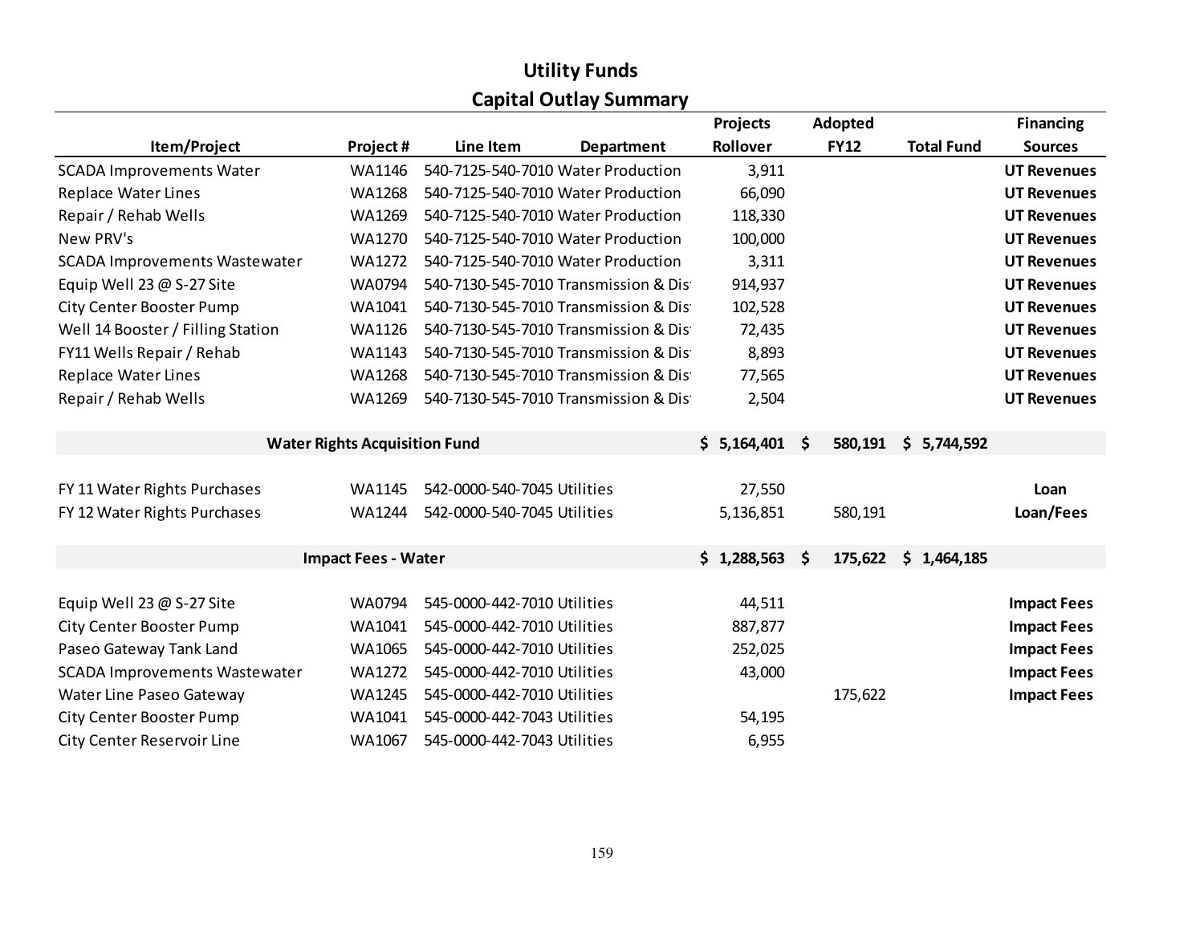# Utility Funds

## Capital Outlay Summary

| Item/Project | Project # | Line Item | Department | Projects Rollover | Adopted FY12 | Total Fund | Financing Sources |
|---|---|---|---|---|---|---|---|
| SCADA Improvements Water | WA1146 | 540-7125-540-7010 | Water Production | 3,911 | | | **UT Revenues** |
| Replace Water Lines | WA1268 | 540-7125-540-7010 | Water Production | 66,090 | | | **UT Revenues** |
| Repair / Rehab Wells | WA1269 | 540-7125-540-7010 | Water Production | 118,330 | | | **UT Revenues** |
| New PRV's | WA1270 | 540-7125-540-7010 | Water Production | 100,000 | | | **UT Revenues** |
| SCADA Improvements Wastewater | WA1272 | 540-7125-540-7010 | Water Production | 3,311 | | | **UT Revenues** |
| Equip Well 23 @ S-27 Site | WA0794 | 540-7130-545-7010 | Transmission & Dis | 914,937 | | | **UT Revenues** |
| City Center Booster Pump | WA1041 | 540-7130-545-7010 | Transmission & Dis | 102,528 | | | **UT Revenues** |
| Well 14 Booster / Filling Station | WA1126 | 540-7130-545-7010 | Transmission & Dis | 72,435 | | | **UT Revenues** |
| FY11 Wells Repair / Rehab | WA1143 | 540-7130-545-7010 | Transmission & Dis | 8,893 | | | **UT Revenues** |
| Replace Water Lines | WA1268 | 540-7130-545-7010 | Transmission & Dis | 77,565 | | | **UT Revenues** |
| Repair / Rehab Wells | WA1269 | 540-7130-545-7010 | Transmission & Dis | 2,504 | | | **UT Revenues** |
| **Water Rights Acquisition Fund** | | | | **$ 5,164,401** | **$ 580,191** | **$ 5,744,592** | |
| FY 11 Water Rights Purchases | WA1145 | 542-0000-540-7045 | Utilities | 27,550 | | | **Loan** |
| FY 12 Water Rights Purchases | WA1244 | 542-0000-540-7045 | Utilities | 5,136,851 | 580,191 | | **Loan/Fees** |
| **Impact Fees - Water** | | | | **$ 1,288,563** | **$ 175,622** | **$ 1,464,185** | |
| Equip Well 23 @ S-27 Site | WA0794 | 545-0000-442-7010 | Utilities | 44,511 | | | **Impact Fees** |
| City Center Booster Pump | WA1041 | 545-0000-442-7010 | Utilities | 887,877 | | | **Impact Fees** |
| Paseo Gateway Tank Land | WA1065 | 545-0000-442-7010 | Utilities | 252,025 | | | **Impact Fees** |
| SCADA Improvements Wastewater | WA1272 | 545-0000-442-7010 | Utilities | 43,000 | | | **Impact Fees** |
| Water Line Paseo Gateway | WA1245 | 545-0000-442-7010 | Utilities | | 175,622 | | **Impact Fees** |
| City Center Booster Pump | WA1041 | 545-0000-442-7043 | Utilities | 54,195 | | | |
| City Center Reservoir Line | WA1067 | 545-0000-442-7043 | Utilities | 6,955 | | | |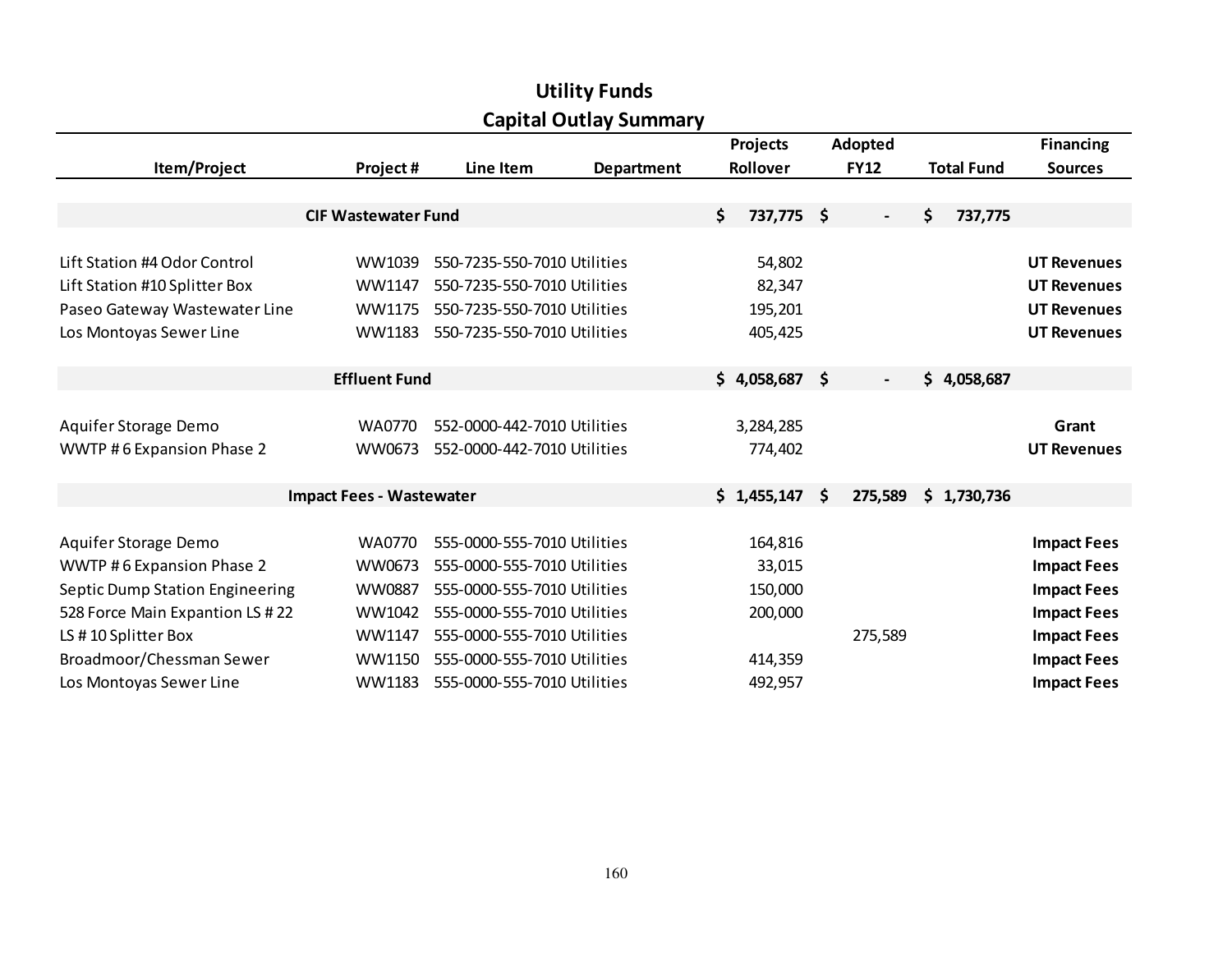## Utility Funds
## Capital Outlay Summary

| Item/Project | Project # | Line Item | Department | Projects Rollover | Adopted FY12 | Total Fund | Financing Sources |
|---|---|---|---|---|---|---|---|
| **CIF Wastewater Fund** | | | | **$ 737,775** | **$ -** | **$ 737,775** | |
| Lift Station #4 Odor Control | WW1039 | 550-7235-550-7010 | Utilities | 54,802 | | | **UT Revenues** |
| Lift Station #10 Splitter Box | WW1147 | 550-7235-550-7010 | Utilities | 82,347 | | | **UT Revenues** |
| Paseo Gateway Wastewater Line | WW1175 | 550-7235-550-7010 | Utilities | 195,201 | | | **UT Revenues** |
| Los Montoyas Sewer Line | WW1183 | 550-7235-550-7010 | Utilities | 405,425 | | | **UT Revenues** |
| **Effluent Fund** | | | | **$ 4,058,687** | **$ -** | **$ 4,058,687** | |
| Aquifer Storage Demo | WA0770 | 552-0000-442-7010 | Utilities | 3,284,285 | | | **Grant** |
| WWTP # 6 Expansion Phase 2 | WW0673 | 552-0000-442-7010 | Utilities | 774,402 | | | **UT Revenues** |
| **Impact Fees - Wastewater** | | | | **$ 1,455,147** | **$ 275,589** | **$ 1,730,736** | |
| Aquifer Storage Demo | WA0770 | 555-0000-555-7010 | Utilities | 164,816 | | | **Impact Fees** |
| WWTP # 6 Expansion Phase 2 | WW0673 | 555-0000-555-7010 | Utilities | 33,015 | | | **Impact Fees** |
| Septic Dump Station Engineering | WW0887 | 555-0000-555-7010 | Utilities | 150,000 | | | **Impact Fees** |
| 528 Force Main Expantion LS # 22 | WW1042 | 555-0000-555-7010 | Utilities | 200,000 | | | **Impact Fees** |
| LS # 10 Splitter Box | WW1147 | 555-0000-555-7010 | Utilities | | 275,589 | | **Impact Fees** |
| Broadmoor/Chessman Sewer | WW1150 | 555-0000-555-7010 | Utilities | 414,359 | | | **Impact Fees** |
| Los Montoyas Sewer Line | WW1183 | 555-0000-555-7010 | Utilities | 492,957 | | | **Impact Fees** |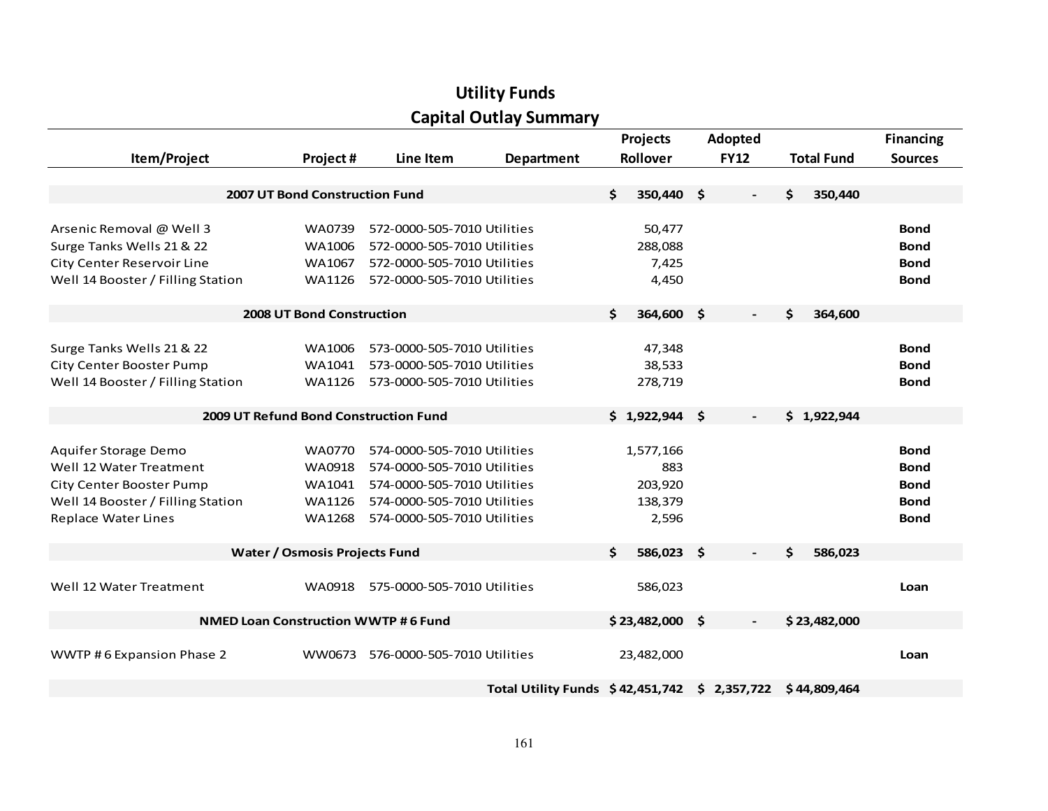# Utility Funds

## Capital Outlay Summary

| Item/Project | Project # | Line Item | Department | Projects Rollover | Adopted FY12 | Total Fund | Financing Sources |
|---|---|---|---|---|---|---|---|
| **2007 UT Bond Construction Fund** | | | | **$ 350,440** | **$ -** | **$ 350,440** | |
| Arsenic Removal @ Well 3 | WA0739 | 572-0000-505-7010 | Utilities | 50,477 | | | **Bond** |
| Surge Tanks Wells 21 & 22 | WA1006 | 572-0000-505-7010 | Utilities | 288,088 | | | **Bond** |
| City Center Reservoir Line | WA1067 | 572-0000-505-7010 | Utilities | 7,425 | | | **Bond** |
| Well 14 Booster / Filling Station | WA1126 | 572-0000-505-7010 | Utilities | 4,450 | | | **Bond** |
| **2008 UT Bond Construction** | | | | **$ 364,600** | **$ -** | **$ 364,600** | |
| Surge Tanks Wells 21 & 22 | WA1006 | 573-0000-505-7010 | Utilities | 47,348 | | | **Bond** |
| City Center Booster Pump | WA1041 | 573-0000-505-7010 | Utilities | 38,533 | | | **Bond** |
| Well 14 Booster / Filling Station | WA1126 | 573-0000-505-7010 | Utilities | 278,719 | | | **Bond** |
| **2009 UT Refund Bond Construction Fund** | | | | **$ 1,922,944** | **$ -** | **$ 1,922,944** | |
| Aquifer Storage Demo | WA0770 | 574-0000-505-7010 | Utilities | 1,577,166 | | | **Bond** |
| Well 12 Water Treatment | WA0918 | 574-0000-505-7010 | Utilities | 883 | | | **Bond** |
| City Center Booster Pump | WA1041 | 574-0000-505-7010 | Utilities | 203,920 | | | **Bond** |
| Well 14 Booster / Filling Station | WA1126 | 574-0000-505-7010 | Utilities | 138,379 | | | **Bond** |
| Replace Water Lines | WA1268 | 574-0000-505-7010 | Utilities | 2,596 | | | **Bond** |
| **Water / Osmosis Projects Fund** | | | | **$ 586,023** | **$ -** | **$ 586,023** | |
| Well 12 Water Treatment | WA0918 | 575-0000-505-7010 | Utilities | 586,023 | | | **Loan** |
| **NMED Loan Construction WWTP # 6 Fund** | | | | **$ 23,482,000** | **$ -** | **$ 23,482,000** | |
| WWTP # 6 Expansion Phase 2 | WW0673 | 576-0000-505-7010 | Utilities | 23,482,000 | | | **Loan** |
| | | | **Total Utility Funds** | **$ 42,451,742** | **$ 2,357,722** | **$ 44,809,464** | |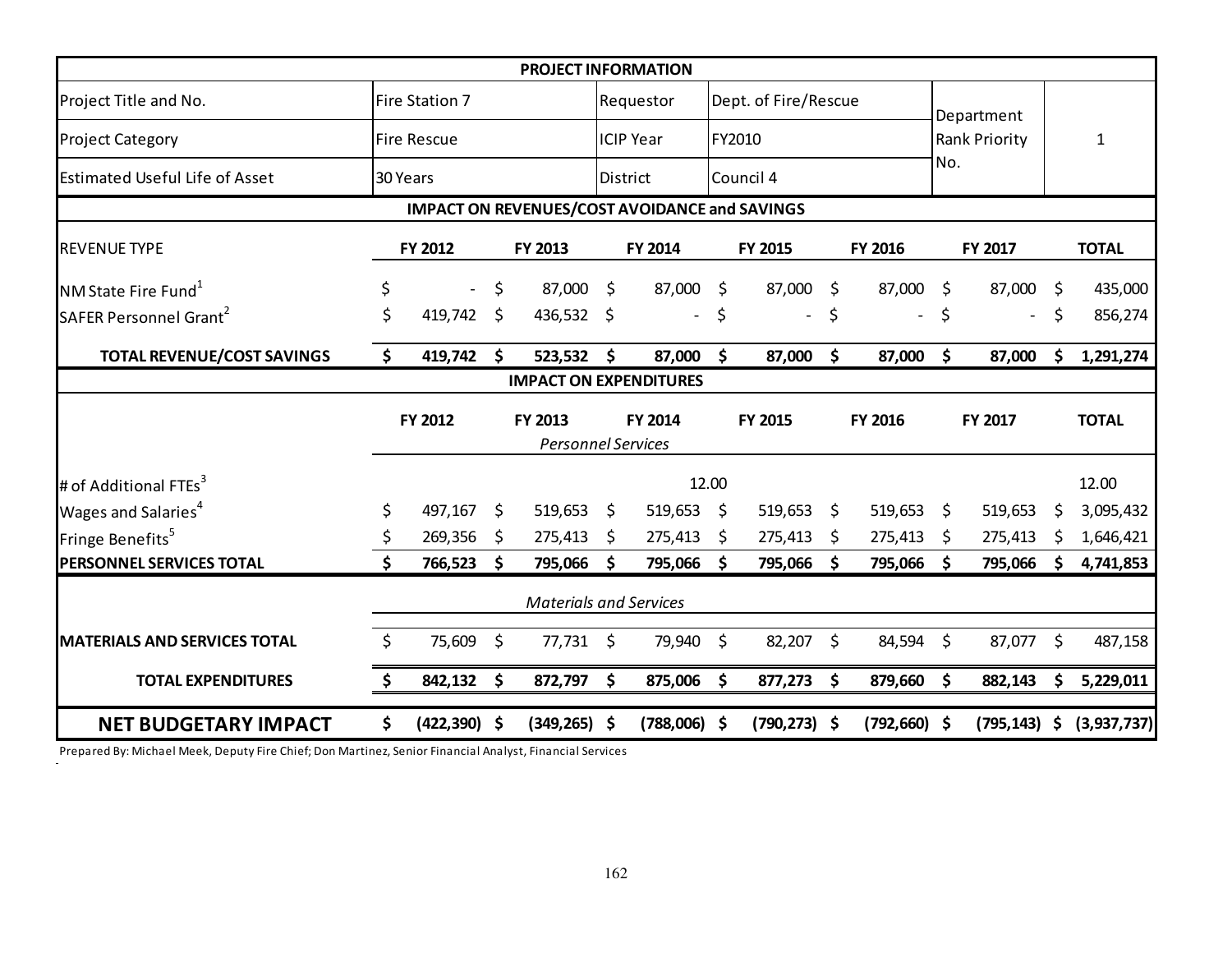| PROJECT INFORMATION | | | | | |
|---|---|---|---|---|---|
| Project Title and No. | Fire Station 7 | Requestor | Dept. of Fire/Rescue | Department Rank Priority No. | 1 |
| Project Category | Fire Rescue | ICIP Year | FY2010 | | |
| Estimated Useful Life of Asset | 30 Years | District | Council 4 | | |

| IMPACT ON REVENUES/COST AVOIDANCE and SAVINGS | | | | | | | |
|---|---|---|---|---|---|---|---|
| REVENUE TYPE | FY 2012 | FY 2013 | FY 2014 | FY 2015 | FY 2016 | FY 2017 | TOTAL |
| NM State Fire Fund[1] | $ - | $ 87,000 | $ 87,000 | $ 87,000 | $ 87,000 | $ 87,000 | $ 435,000 |
| SAFER Personnel Grant[2] | $ 419,742 | $ 436,532 | $ - | $ - | $ - | $ - | $ 856,274 |
| **TOTAL REVENUE/COST SAVINGS** | **$ 419,742** | **$ 523,532** | **$ 87,000** | **$ 87,000** | **$ 87,000** | **$ 87,000** | **$ 1,291,274** |

| IMPACT ON EXPENDITURES | | | | | | | |
|---|---|---|---|---|---|---|---|
| | FY 2012 | FY 2013 | FY 2014 | FY 2015 | FY 2016 | FY 2017 | TOTAL |
| | | | *Personnel Services* | | | | |
| # of Additional FTEs[3] | | | 12.00 | | | | 12.00 |
| Wages and Salaries[4] | $ 497,167 | $ 519,653 | $ 519,653 | $ 519,653 | $ 519,653 | $ 519,653 | $ 3,095,432 |
| Fringe Benefits[5] | $ 269,356 | $ 275,413 | $ 275,413 | $ 275,413 | $ 275,413 | $ 275,413 | $ 1,646,421 |
| **PERSONNEL SERVICES TOTAL** | **$ 766,523** | **$ 795,066** | **$ 795,066** | **$ 795,066** | **$ 795,066** | **$ 795,066** | **$ 4,741,853** |
| | | | *Materials and Services* | | | | |
| **MATERIALS AND SERVICES TOTAL** | $ 75,609 | $ 77,731 | $ 79,940 | $ 82,207 | $ 84,594 | $ 87,077 | $ 487,158 |
| **TOTAL EXPENDITURES** | **$ 842,132** | **$ 872,797** | **$ 875,006** | **$ 877,273** | **$ 879,660** | **$ 882,143** | **$ 5,229,011** |
| **NET BUDGETARY IMPACT** | **$ (422,390)** | **$ (349,265)** | **$ (788,006)** | **$ (790,273)** | **$ (792,660)** | **$ (795,143)** | **$ (3,937,737)** |

Prepared By: Michael Meek, Deputy Fire Chief; Don Martinez, Senior Financial Analyst, Financial Services